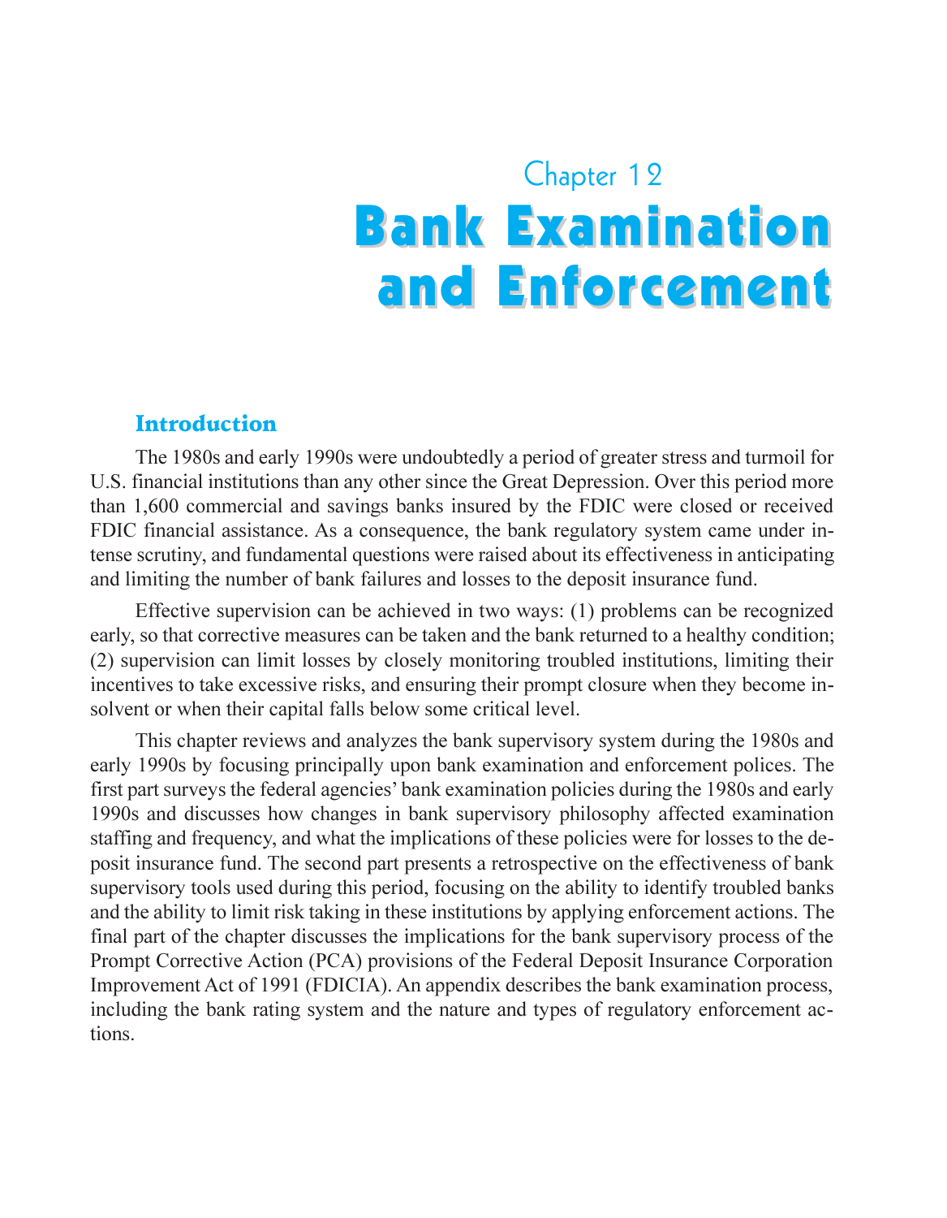# Chapter 12

# Bank Examination and Enforcement

## Introduction

The 1980s and early 1990s were undoubtedly a period of greater stress and turmoil for U.S. financial institutions than any other since the Great Depression. Over this period more than 1,600 commercial and savings banks insured by the FDIC were closed or received FDIC financial assistance. As a consequence, the bank regulatory system came under intense scrutiny, and fundamental questions were raised about its effectiveness in anticipating and limiting the number of bank failures and losses to the deposit insurance fund.

Effective supervision can be achieved in two ways: (1) problems can be recognized early, so that corrective measures can be taken and the bank returned to a healthy condition; (2) supervision can limit losses by closely monitoring troubled institutions, limiting their incentives to take excessive risks, and ensuring their prompt closure when they become insolvent or when their capital falls below some critical level.

This chapter reviews and analyzes the bank supervisory system during the 1980s and early 1990s by focusing principally upon bank examination and enforcement polices. The first part surveys the federal agencies' bank examination policies during the 1980s and early 1990s and discusses how changes in bank supervisory philosophy affected examination staffing and frequency, and what the implications of these policies were for losses to the deposit insurance fund. The second part presents a retrospective on the effectiveness of bank supervisory tools used during this period, focusing on the ability to identify troubled banks and the ability to limit risk taking in these institutions by applying enforcement actions. The final part of the chapter discusses the implications for the bank supervisory process of the Prompt Corrective Action (PCA) provisions of the Federal Deposit Insurance Corporation Improvement Act of 1991 (FDICIA). An appendix describes the bank examination process, including the bank rating system and the nature and types of regulatory enforcement actions.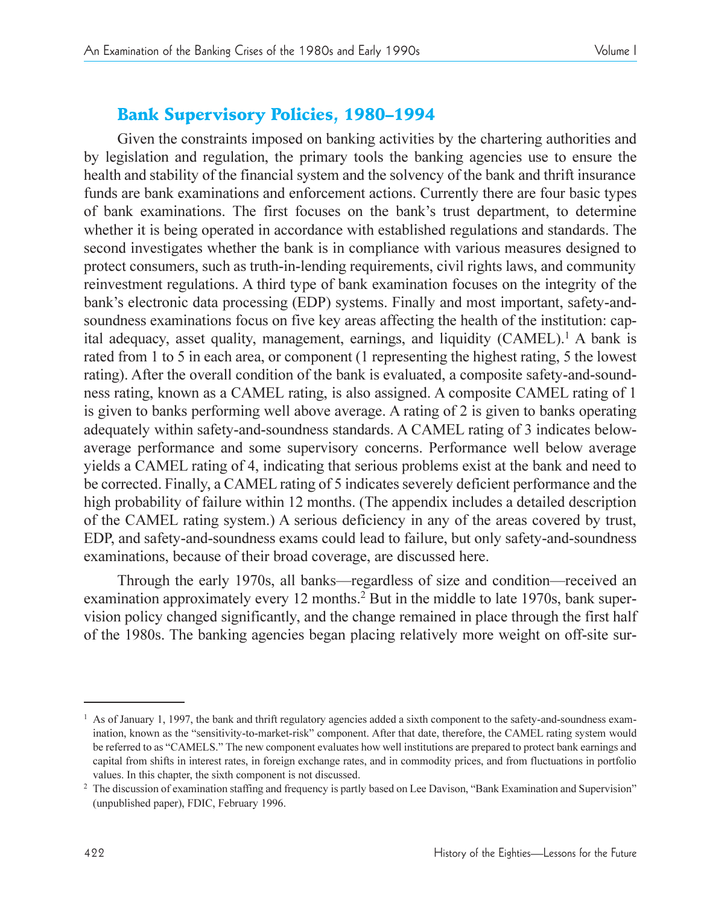## Bank Supervisory Policies, 1980–1994

Given the constraints imposed on banking activities by the chartering authorities and by legislation and regulation, the primary tools the banking agencies use to ensure the health and stability of the financial system and the solvency of the bank and thrift insurance funds are bank examinations and enforcement actions. Currently there are four basic types of bank examinations. The first focuses on the bank's trust department, to determine whether it is being operated in accordance with established regulations and standards. The second investigates whether the bank is in compliance with various measures designed to protect consumers, such as truth-in-lending requirements, civil rights laws, and community reinvestment regulations. A third type of bank examination focuses on the integrity of the bank's electronic data processing (EDP) systems. Finally and most important, safety-and-soundness examinations focus on five key areas affecting the health of the institution: capital adequacy, asset quality, management, earnings, and liquidity (CAMEL).[1] A bank is rated from 1 to 5 in each area, or component (1 representing the highest rating, 5 the lowest rating). After the overall condition of the bank is evaluated, a composite safety-and-soundness rating, known as a CAMEL rating, is also assigned. A composite CAMEL rating of 1 is given to banks performing well above average. A rating of 2 is given to banks operating adequately within safety-and-soundness standards. A CAMEL rating of 3 indicates below-average performance and some supervisory concerns. Performance well below average yields a CAMEL rating of 4, indicating that serious problems exist at the bank and need to be corrected. Finally, a CAMEL rating of 5 indicates severely deficient performance and the high probability of failure within 12 months. (The appendix includes a detailed description of the CAMEL rating system.) A serious deficiency in any of the areas covered by trust, EDP, and safety-and-soundness exams could lead to failure, but only safety-and-soundness examinations, because of their broad coverage, are discussed here.

Through the early 1970s, all banks—regardless of size and condition—received an examination approximately every 12 months.[2] But in the middle to late 1970s, bank supervision policy changed significantly, and the change remained in place through the first half of the 1980s. The banking agencies began placing relatively more weight on off-site sur-

---

[1] As of January 1, 1997, the bank and thrift regulatory agencies added a sixth component to the safety-and-soundness examination, known as the "sensitivity-to-market-risk" component. After that date, therefore, the CAMEL rating system would be referred to as "CAMELS." The new component evaluates how well institutions are prepared to protect bank earnings and capital from shifts in interest rates, in foreign exchange rates, and in commodity prices, and from fluctuations in portfolio values. In this chapter, the sixth component is not discussed.

[2] The discussion of examination staffing and frequency is partly based on Lee Davison, "Bank Examination and Supervision" (unpublished paper), FDIC, February 1996.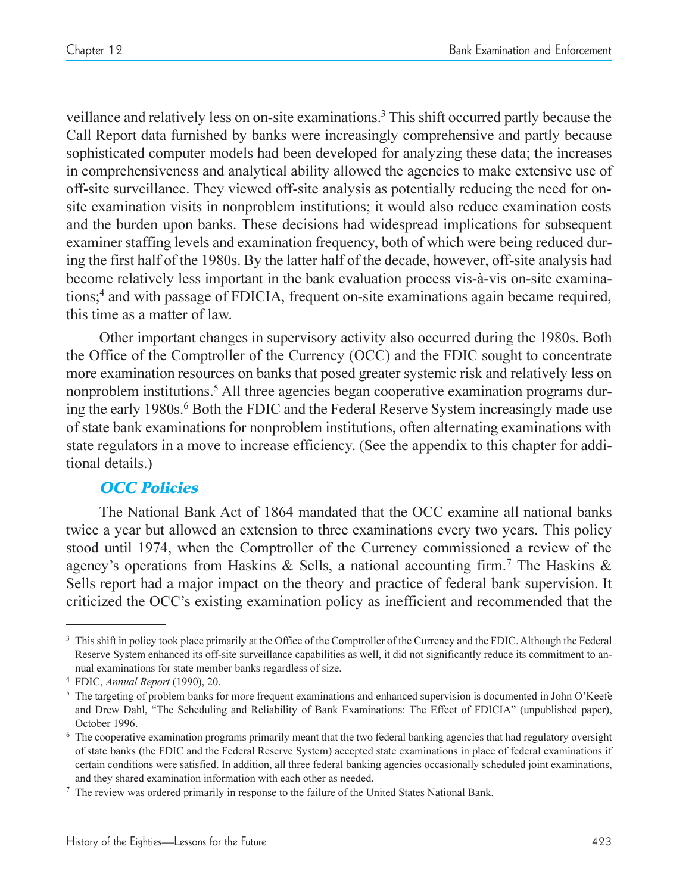veillance and relatively less on on-site examinations.[3] This shift occurred partly because the Call Report data furnished by banks were increasingly comprehensive and partly because sophisticated computer models had been developed for analyzing these data; the increases in comprehensiveness and analytical ability allowed the agencies to make extensive use of off-site surveillance. They viewed off-site analysis as potentially reducing the need for on-site examination visits in nonproblem institutions; it would also reduce examination costs and the burden upon banks. These decisions had widespread implications for subsequent examiner staffing levels and examination frequency, both of which were being reduced during the first half of the 1980s. By the latter half of the decade, however, off-site analysis had become relatively less important in the bank evaluation process vis-à-vis on-site examinations;[4] and with passage of FDICIA, frequent on-site examinations again became required, this time as a matter of law.

Other important changes in supervisory activity also occurred during the 1980s. Both the Office of the Comptroller of the Currency (OCC) and the FDIC sought to concentrate more examination resources on banks that posed greater systemic risk and relatively less on nonproblem institutions.[5] All three agencies began cooperative examination programs during the early 1980s.[6] Both the FDIC and the Federal Reserve System increasingly made use of state bank examinations for nonproblem institutions, often alternating examinations with state regulators in a move to increase efficiency. (See the appendix to this chapter for additional details.)

### *OCC Policies*

The National Bank Act of 1864 mandated that the OCC examine all national banks twice a year but allowed an extension to three examinations every two years. This policy stood until 1974, when the Comptroller of the Currency commissioned a review of the agency's operations from Haskins & Sells, a national accounting firm.[7] The Haskins & Sells report had a major impact on the theory and practice of federal bank supervision. It criticized the OCC's existing examination policy as inefficient and recommended that the

---

[3] This shift in policy took place primarily at the Office of the Comptroller of the Currency and the FDIC. Although the Federal Reserve System enhanced its off-site surveillance capabilities as well, it did not significantly reduce its commitment to annual examinations for state member banks regardless of size.

[4] FDIC, *Annual Report* (1990), 20.

[5] The targeting of problem banks for more frequent examinations and enhanced supervision is documented in John O'Keefe and Drew Dahl, "The Scheduling and Reliability of Bank Examinations: The Effect of FDICIA" (unpublished paper), October 1996.

[6] The cooperative examination programs primarily meant that the two federal banking agencies that had regulatory oversight of state banks (the FDIC and the Federal Reserve System) accepted state examinations in place of federal examinations if certain conditions were satisfied. In addition, all three federal banking agencies occasionally scheduled joint examinations, and they shared examination information with each other as needed.

[7] The review was ordered primarily in response to the failure of the United States National Bank.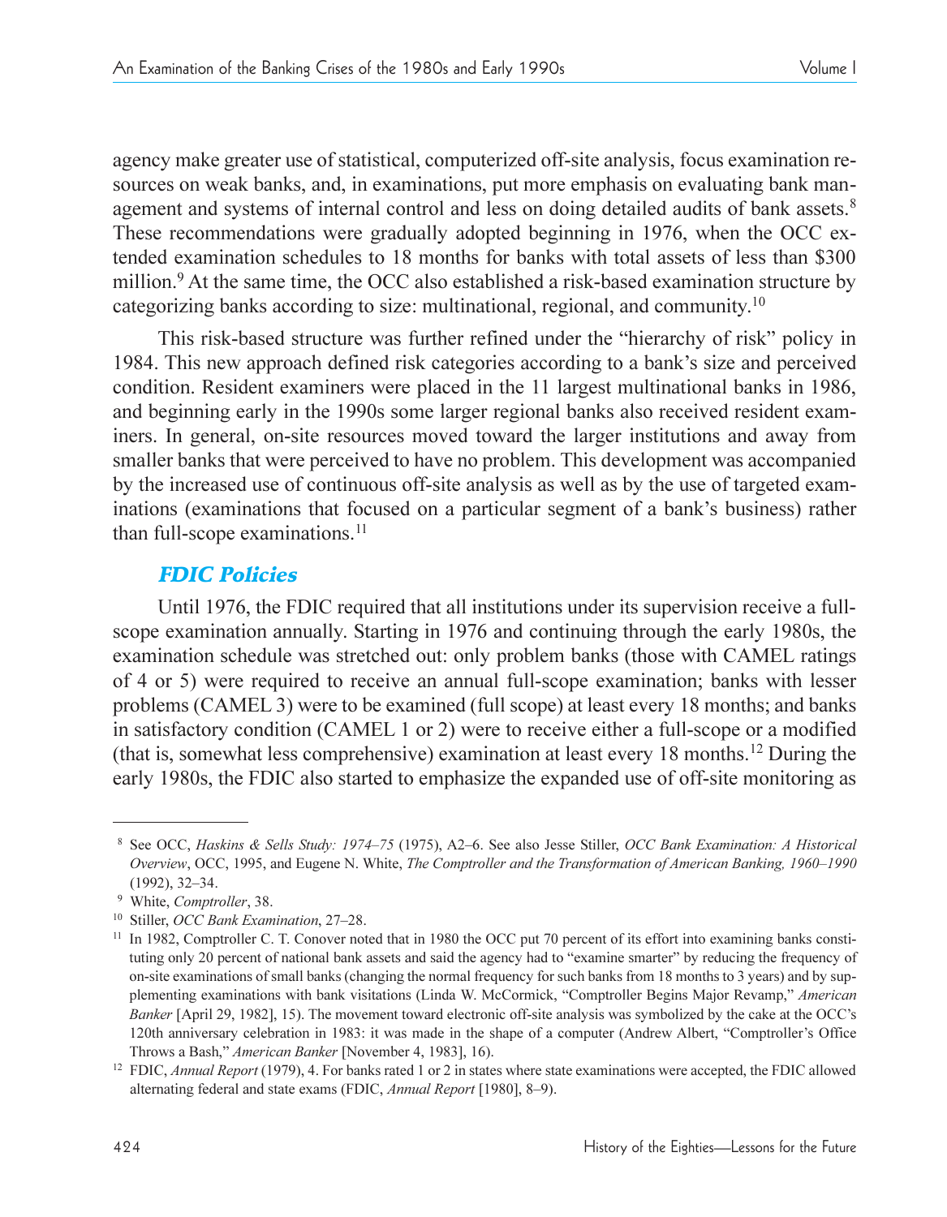agency make greater use of statistical, computerized off-site analysis, focus examination resources on weak banks, and, in examinations, put more emphasis on evaluating bank management and systems of internal control and less on doing detailed audits of bank assets.[8] These recommendations were gradually adopted beginning in 1976, when the OCC extended examination schedules to 18 months for banks with total assets of less than $300 million.[9] At the same time, the OCC also established a risk-based examination structure by categorizing banks according to size: multinational, regional, and community.[10]

This risk-based structure was further refined under the "hierarchy of risk" policy in 1984. This new approach defined risk categories according to a bank's size and perceived condition. Resident examiners were placed in the 11 largest multinational banks in 1986, and beginning early in the 1990s some larger regional banks also received resident examiners. In general, on-site resources moved toward the larger institutions and away from smaller banks that were perceived to have no problem. This development was accompanied by the increased use of continuous off-site analysis as well as by the use of targeted examinations (examinations that focused on a particular segment of a bank's business) rather than full-scope examinations.[11]

### FDIC Policies

Until 1976, the FDIC required that all institutions under its supervision receive a full-scope examination annually. Starting in 1976 and continuing through the early 1980s, the examination schedule was stretched out: only problem banks (those with CAMEL ratings of 4 or 5) were required to receive an annual full-scope examination; banks with lesser problems (CAMEL 3) were to be examined (full scope) at least every 18 months; and banks in satisfactory condition (CAMEL 1 or 2) were to receive either a full-scope or a modified (that is, somewhat less comprehensive) examination at least every 18 months.[12] During the early 1980s, the FDIC also started to emphasize the expanded use of off-site monitoring as

---

[8] See OCC, *Haskins & Sells Study: 1974–75* (1975), A2–6. See also Jesse Stiller, *OCC Bank Examination: A Historical Overview*, OCC, 1995, and Eugene N. White, *The Comptroller and the Transformation of American Banking, 1960–1990* (1992), 32–34.

[9] White, *Comptroller*, 38.

[10] Stiller, *OCC Bank Examination*, 27–28.

[11] In 1982, Comptroller C. T. Conover noted that in 1980 the OCC put 70 percent of its effort into examining banks constituting only 20 percent of national bank assets and said the agency had to "examine smarter" by reducing the frequency of on-site examinations of small banks (changing the normal frequency for such banks from 18 months to 3 years) and by supplementing examinations with bank visitations (Linda W. McCormick, "Comptroller Begins Major Revamp," *American Banker* [April 29, 1982], 15). The movement toward electronic off-site analysis was symbolized by the cake at the OCC's 120th anniversary celebration in 1983: it was made in the shape of a computer (Andrew Albert, "Comptroller's Office Throws a Bash," *American Banker* [November 4, 1983], 16).

[12] FDIC, *Annual Report* (1979), 4. For banks rated 1 or 2 in states where state examinations were accepted, the FDIC allowed alternating federal and state exams (FDIC, *Annual Report* [1980], 8–9).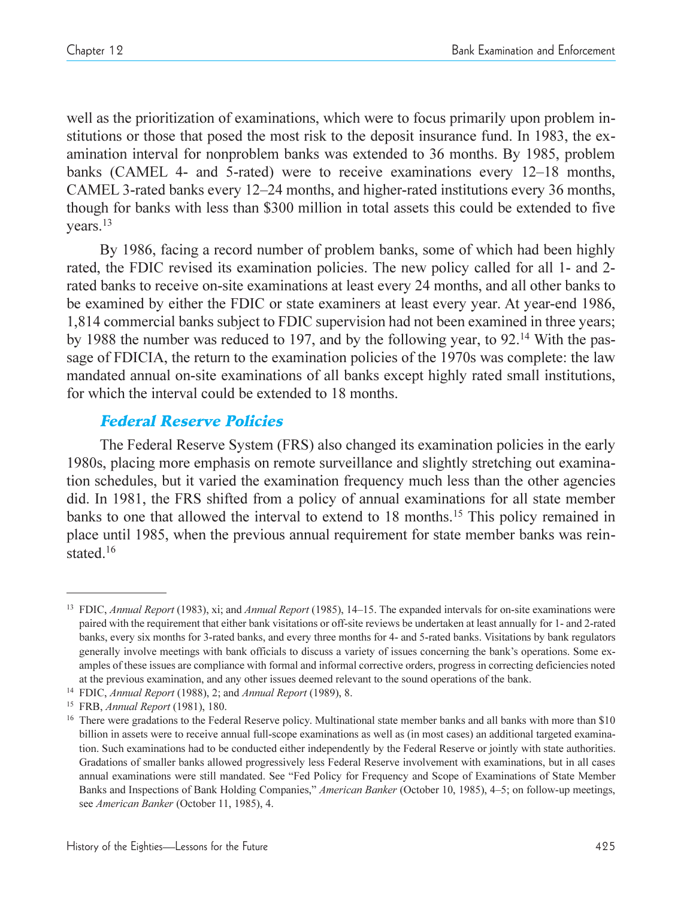well as the prioritization of examinations, which were to focus primarily upon problem institutions or those that posed the most risk to the deposit insurance fund. In 1983, the examination interval for nonproblem banks was extended to 36 months. By 1985, problem banks (CAMEL 4- and 5-rated) were to receive examinations every 12–18 months, CAMEL 3-rated banks every 12–24 months, and higher-rated institutions every 36 months, though for banks with less than $300 million in total assets this could be extended to five years.[13]

By 1986, facing a record number of problem banks, some of which had been highly rated, the FDIC revised its examination policies. The new policy called for all 1- and 2-rated banks to receive on-site examinations at least every 24 months, and all other banks to be examined by either the FDIC or state examiners at least every year. At year-end 1986, 1,814 commercial banks subject to FDIC supervision had not been examined in three years; by 1988 the number was reduced to 197, and by the following year, to 92.[14] With the passage of FDICIA, the return to the examination policies of the 1970s was complete: the law mandated annual on-site examinations of all banks except highly rated small institutions, for which the interval could be extended to 18 months.

### *Federal Reserve Policies*

The Federal Reserve System (FRS) also changed its examination policies in the early 1980s, placing more emphasis on remote surveillance and slightly stretching out examination schedules, but it varied the examination frequency much less than the other agencies did. In 1981, the FRS shifted from a policy of annual examinations for all state member banks to one that allowed the interval to extend to 18 months.[15] This policy remained in place until 1985, when the previous annual requirement for state member banks was reinstated.[16]

---

[13] FDIC, *Annual Report* (1983), xi; and *Annual Report* (1985), 14–15. The expanded intervals for on-site examinations were paired with the requirement that either bank visitations or off-site reviews be undertaken at least annually for 1- and 2-rated banks, every six months for 3-rated banks, and every three months for 4- and 5-rated banks. Visitations by bank regulators generally involve meetings with bank officials to discuss a variety of issues concerning the bank's operations. Some examples of these issues are compliance with formal and informal corrective orders, progress in correcting deficiencies noted at the previous examination, and any other issues deemed relevant to the sound operations of the bank.

[14] FDIC, *Annual Report* (1988), 2; and *Annual Report* (1989), 8.

[15] FRB, *Annual Report* (1981), 180.

[16] There were gradations to the Federal Reserve policy. Multinational state member banks and all banks with more than $10 billion in assets were to receive annual full-scope examinations as well as (in most cases) an additional targeted examination. Such examinations had to be conducted either independently by the Federal Reserve or jointly with state authorities. Gradations of smaller banks allowed progressively less Federal Reserve involvement with examinations, but in all cases annual examinations were still mandated. See "Fed Policy for Frequency and Scope of Examinations of State Member Banks and Inspections of Bank Holding Companies," *American Banker* (October 10, 1985), 4–5; on follow-up meetings, see *American Banker* (October 11, 1985), 4.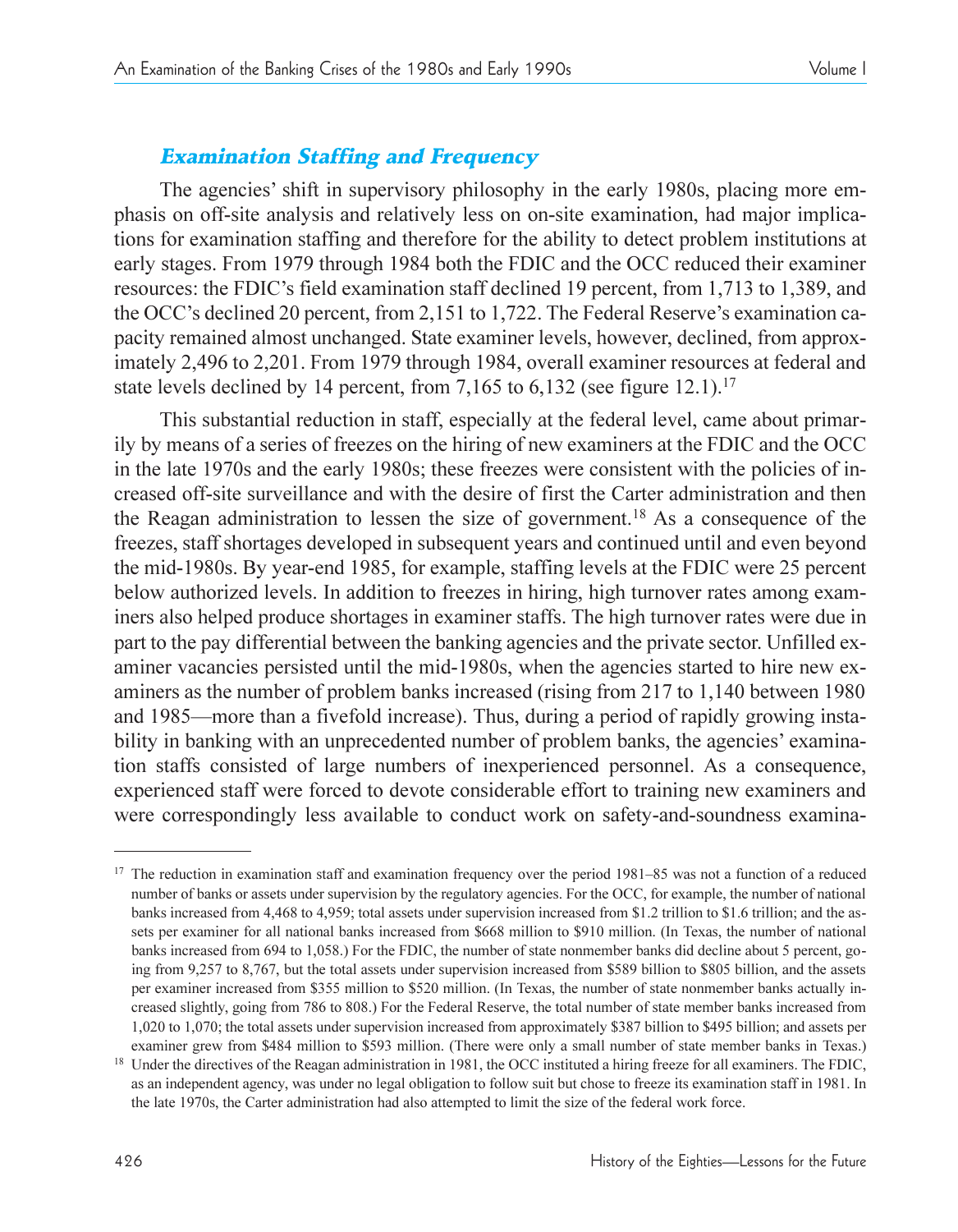### *Examination Staffing and Frequency*

The agencies' shift in supervisory philosophy in the early 1980s, placing more emphasis on off-site analysis and relatively less on on-site examination, had major implications for examination staffing and therefore for the ability to detect problem institutions at early stages. From 1979 through 1984 both the FDIC and the OCC reduced their examiner resources: the FDIC's field examination staff declined 19 percent, from 1,713 to 1,389, and the OCC's declined 20 percent, from 2,151 to 1,722. The Federal Reserve's examination capacity remained almost unchanged. State examiner levels, however, declined, from approximately 2,496 to 2,201. From 1979 through 1984, overall examiner resources at federal and state levels declined by 14 percent, from 7,165 to 6,132 (see figure 12.1).[17]

This substantial reduction in staff, especially at the federal level, came about primarily by means of a series of freezes on the hiring of new examiners at the FDIC and the OCC in the late 1970s and the early 1980s; these freezes were consistent with the policies of increased off-site surveillance and with the desire of first the Carter administration and then the Reagan administration to lessen the size of government.[18] As a consequence of the freezes, staff shortages developed in subsequent years and continued until and even beyond the mid-1980s. By year-end 1985, for example, staffing levels at the FDIC were 25 percent below authorized levels. In addition to freezes in hiring, high turnover rates among examiners also helped produce shortages in examiner staffs. The high turnover rates were due in part to the pay differential between the banking agencies and the private sector. Unfilled examiner vacancies persisted until the mid-1980s, when the agencies started to hire new examiners as the number of problem banks increased (rising from 217 to 1,140 between 1980 and 1985—more than a fivefold increase). Thus, during a period of rapidly growing instability in banking with an unprecedented number of problem banks, the agencies' examination staffs consisted of large numbers of inexperienced personnel. As a consequence, experienced staff were forced to devote considerable effort to training new examiners and were correspondingly less available to conduct work on safety-and-soundness examina-

---

[17] The reduction in examination staff and examination frequency over the period 1981–85 was not a function of a reduced number of banks or assets under supervision by the regulatory agencies. For the OCC, for example, the number of national banks increased from 4,468 to 4,959; total assets under supervision increased from \$1.2 trillion to \$1.6 trillion; and the assets per examiner for all national banks increased from \$668 million to \$910 million. (In Texas, the number of national banks increased from 694 to 1,058.) For the FDIC, the number of state nonmember banks did decline about 5 percent, going from 9,257 to 8,767, but the total assets under supervision increased from \$589 billion to \$805 billion, and the assets per examiner increased from \$355 million to \$520 million. (In Texas, the number of state nonmember banks actually increased slightly, going from 786 to 808.) For the Federal Reserve, the total number of state member banks increased from 1,020 to 1,070; the total assets under supervision increased from approximately \$387 billion to \$495 billion; and assets per examiner grew from \$484 million to \$593 million. (There were only a small number of state member banks in Texas.)

[18] Under the directives of the Reagan administration in 1981, the OCC instituted a hiring freeze for all examiners. The FDIC, as an independent agency, was under no legal obligation to follow suit but chose to freeze its examination staff in 1981. In the late 1970s, the Carter administration had also attempted to limit the size of the federal work force.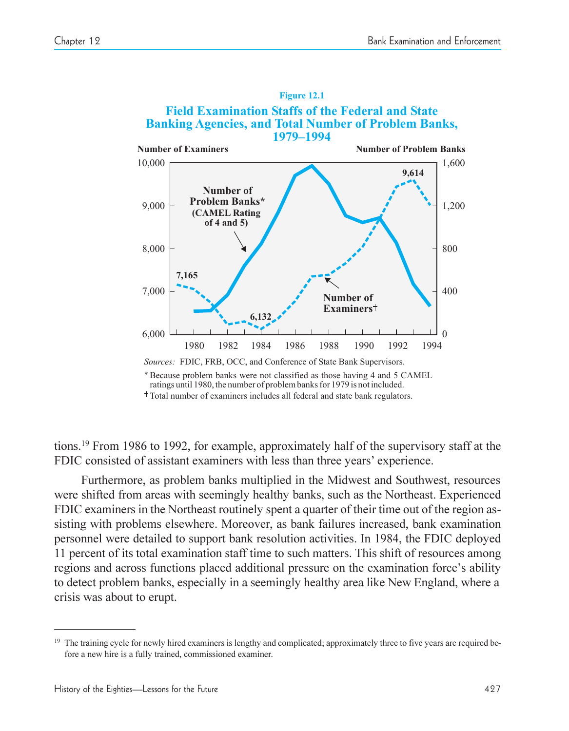**Figure 12.1**

**Field Examination Staffs of the Federal and State Banking Agencies, and Total Number of Problem Banks, 1979–1994**

*Sources:* FDIC, FRB, OCC, and Conference of State Bank Supervisors.

* Because problem banks were not classified as those having 4 and 5 CAMEL ratings until 1980, the number of problem banks for 1979 is not included.

† Total number of examiners includes all federal and state bank regulators.

tions.[19] From 1986 to 1992, for example, approximately half of the supervisory staff at the FDIC consisted of assistant examiners with less than three years' experience.

Furthermore, as problem banks multiplied in the Midwest and Southwest, resources were shifted from areas with seemingly healthy banks, such as the Northeast. Experienced FDIC examiners in the Northeast routinely spent a quarter of their time out of the region assisting with problems elsewhere. Moreover, as bank failures increased, bank examination personnel were detailed to support bank resolution activities. In 1984, the FDIC deployed 11 percent of its total examination staff time to such matters. This shift of resources among regions and across functions placed additional pressure on the examination force's ability to detect problem banks, especially in a seemingly healthy area like New England, where a crisis was about to erupt.

[19] The training cycle for newly hired examiners is lengthy and complicated; approximately three to five years are required before a new hire is a fully trained, commissioned examiner.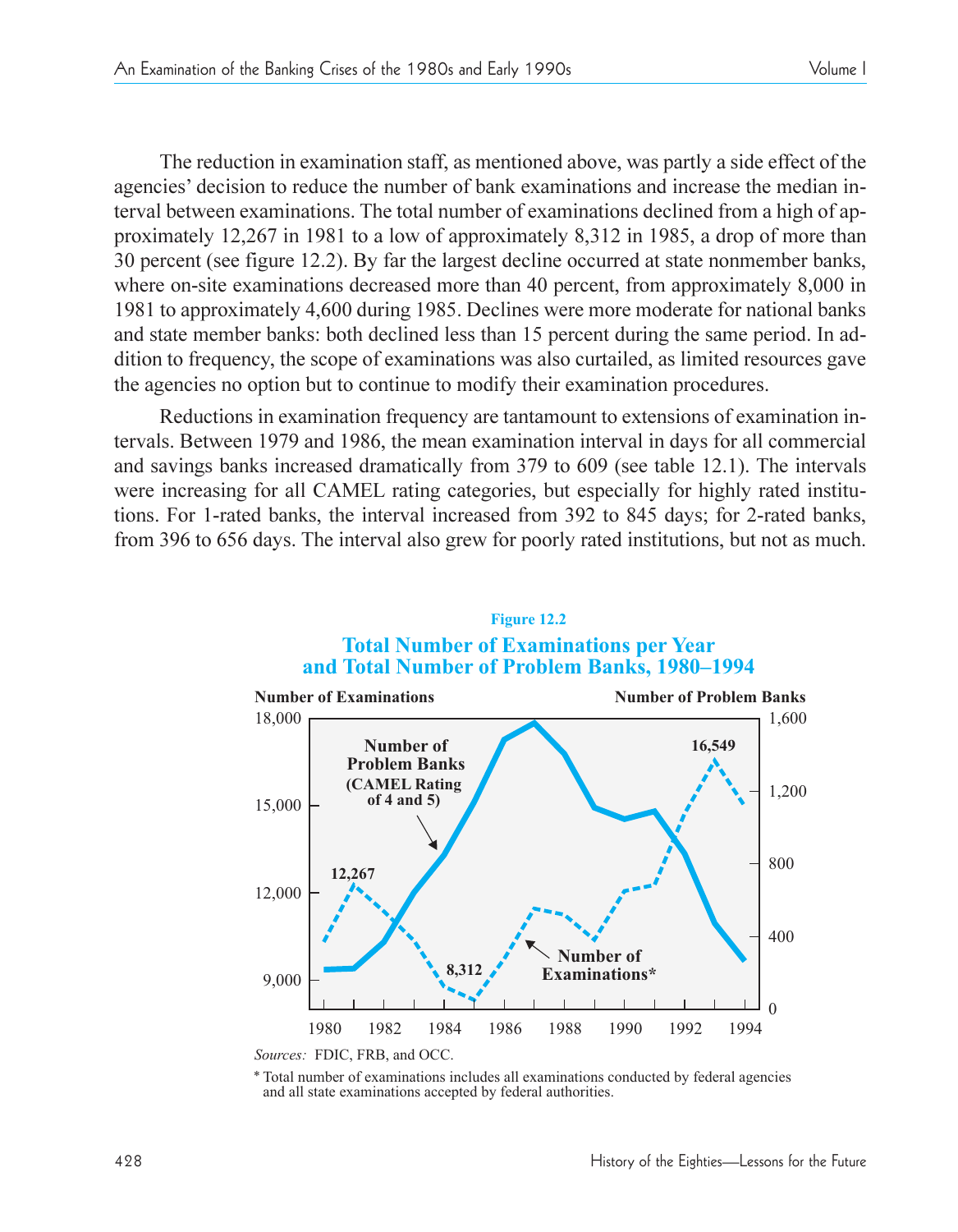The reduction in examination staff, as mentioned above, was partly a side effect of the agencies' decision to reduce the number of bank examinations and increase the median interval between examinations. The total number of examinations declined from a high of approximately 12,267 in 1981 to a low of approximately 8,312 in 1985, a drop of more than 30 percent (see figure 12.2). By far the largest decline occurred at state nonmember banks, where on-site examinations decreased more than 40 percent, from approximately 8,000 in 1981 to approximately 4,600 during 1985. Declines were more moderate for national banks and state member banks: both declined less than 15 percent during the same period. In addition to frequency, the scope of examinations was also curtailed, as limited resources gave the agencies no option but to continue to modify their examination procedures.

Reductions in examination frequency are tantamount to extensions of examination intervals. Between 1979 and 1986, the mean examination interval in days for all commercial and savings banks increased dramatically from 379 to 609 (see table 12.1). The intervals were increasing for all CAMEL rating categories, but especially for highly rated institutions. For 1-rated banks, the interval increased from 392 to 845 days; for 2-rated banks, from 396 to 656 days. The interval also grew for poorly rated institutions, but not as much.

**Figure 12.2**

**Total Number of Examinations per Year and Total Number of Problem Banks, 1980–1994**

*Sources:* FDIC, FRB, and OCC.

\* Total number of examinations includes all examinations conducted by federal agencies and all state examinations accepted by federal authorities.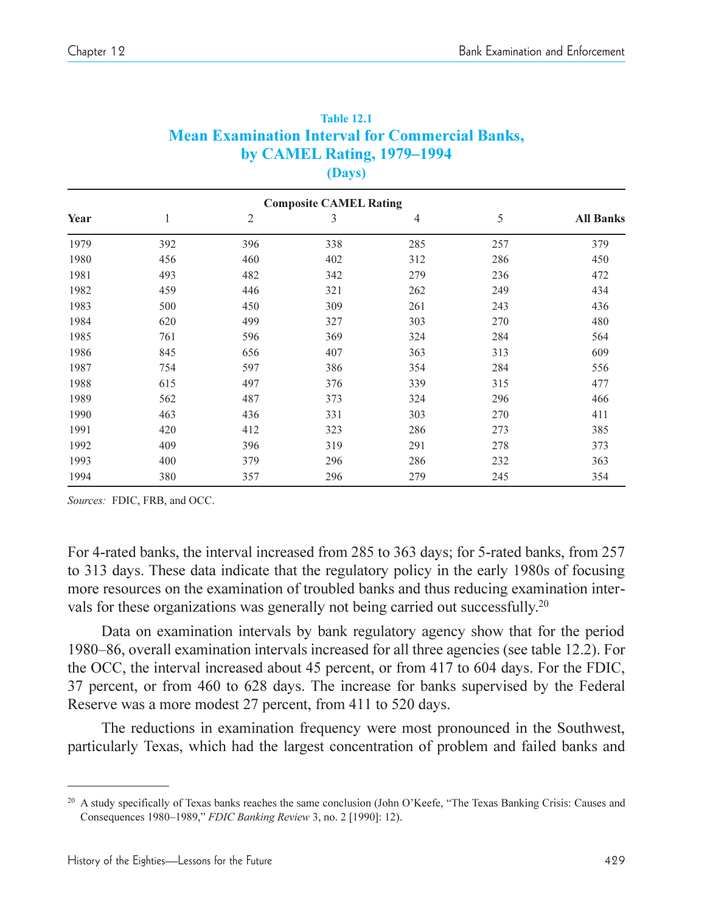**Table 12.1**
**Mean Examination Interval for Commercial Banks, by CAMEL Rating, 1979–1994**
**(Days)**

| | Composite CAMEL Rating | | | | | |
|---|---|---|---|---|---|---|
| **Year** | 1 | 2 | 3 | 4 | 5 | **All Banks** |
| 1979 | 392 | 396 | 338 | 285 | 257 | 379 |
| 1980 | 456 | 460 | 402 | 312 | 286 | 450 |
| 1981 | 493 | 482 | 342 | 279 | 236 | 472 |
| 1982 | 459 | 446 | 321 | 262 | 249 | 434 |
| 1983 | 500 | 450 | 309 | 261 | 243 | 436 |
| 1984 | 620 | 499 | 327 | 303 | 270 | 480 |
| 1985 | 761 | 596 | 369 | 324 | 284 | 564 |
| 1986 | 845 | 656 | 407 | 363 | 313 | 609 |
| 1987 | 754 | 597 | 386 | 354 | 284 | 556 |
| 1988 | 615 | 497 | 376 | 339 | 315 | 477 |
| 1989 | 562 | 487 | 373 | 324 | 296 | 466 |
| 1990 | 463 | 436 | 331 | 303 | 270 | 411 |
| 1991 | 420 | 412 | 323 | 286 | 273 | 385 |
| 1992 | 409 | 396 | 319 | 291 | 278 | 373 |
| 1993 | 400 | 379 | 296 | 286 | 232 | 363 |
| 1994 | 380 | 357 | 296 | 279 | 245 | 354 |

*Sources:* FDIC, FRB, and OCC.

For 4-rated banks, the interval increased from 285 to 363 days; for 5-rated banks, from 257 to 313 days. These data indicate that the regulatory policy in the early 1980s of focusing more resources on the examination of troubled banks and thus reducing examination intervals for these organizations was generally not being carried out successfully.[20]

Data on examination intervals by bank regulatory agency show that for the period 1980–86, overall examination intervals increased for all three agencies (see table 12.2). For the OCC, the interval increased about 45 percent, or from 417 to 604 days. For the FDIC, 37 percent, or from 460 to 628 days. The increase for banks supervised by the Federal Reserve was a more modest 27 percent, from 411 to 520 days.

The reductions in examination frequency were most pronounced in the Southwest, particularly Texas, which had the largest concentration of problem and failed banks and

[20] A study specifically of Texas banks reaches the same conclusion (John O'Keefe, "The Texas Banking Crisis: Causes and Consequences 1980–1989," *FDIC Banking Review* 3, no. 2 [1990]: 12).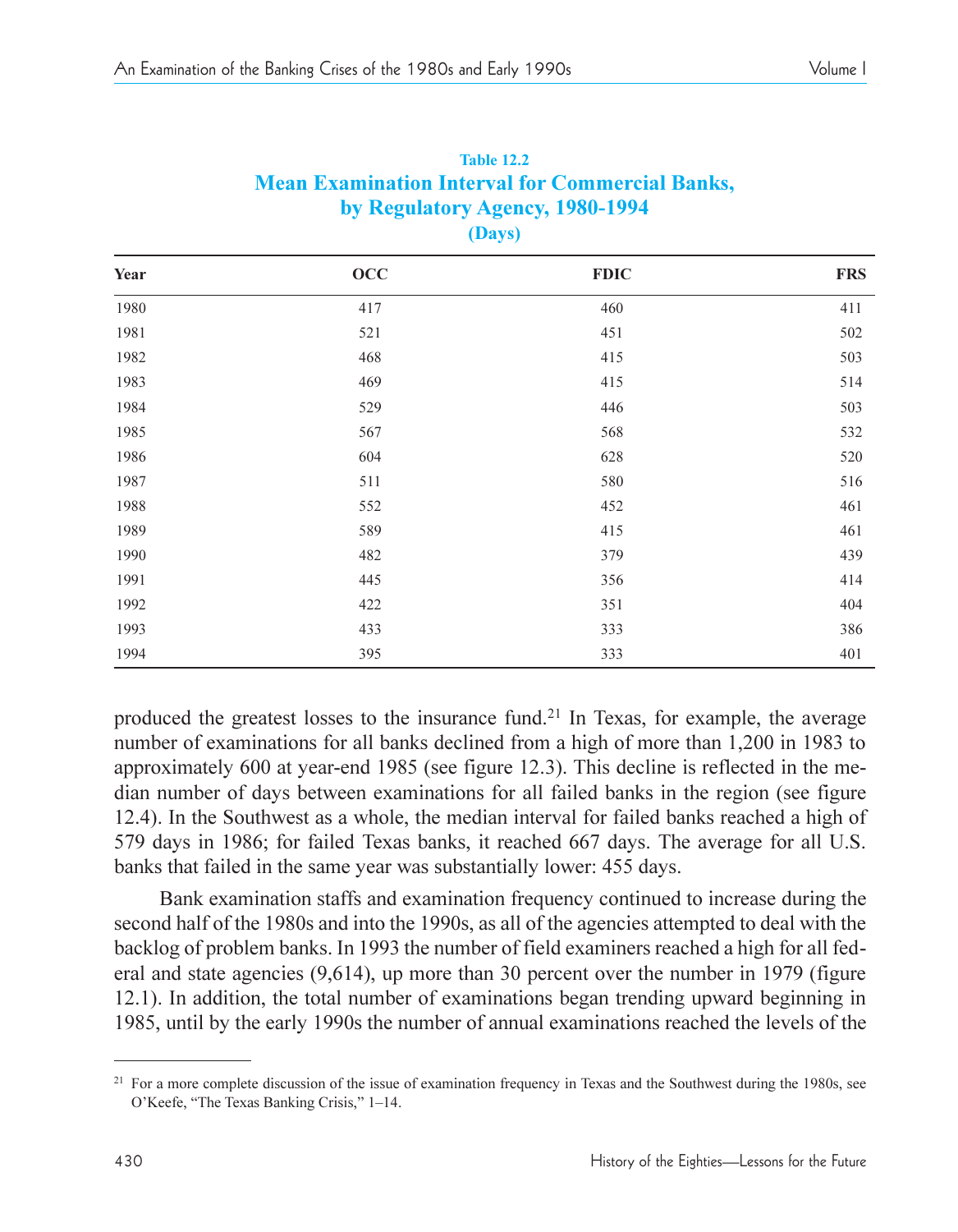**Table 12.2**
**Mean Examination Interval for Commercial Banks, by Regulatory Agency, 1980-1994**
**(Days)**

| Year | OCC | FDIC | FRS |
|---|---|---|---|
| 1980 | 417 | 460 | 411 |
| 1981 | 521 | 451 | 502 |
| 1982 | 468 | 415 | 503 |
| 1983 | 469 | 415 | 514 |
| 1984 | 529 | 446 | 503 |
| 1985 | 567 | 568 | 532 |
| 1986 | 604 | 628 | 520 |
| 1987 | 511 | 580 | 516 |
| 1988 | 552 | 452 | 461 |
| 1989 | 589 | 415 | 461 |
| 1990 | 482 | 379 | 439 |
| 1991 | 445 | 356 | 414 |
| 1992 | 422 | 351 | 404 |
| 1993 | 433 | 333 | 386 |
| 1994 | 395 | 333 | 401 |

produced the greatest losses to the insurance fund.[21] In Texas, for example, the average number of examinations for all banks declined from a high of more than 1,200 in 1983 to approximately 600 at year-end 1985 (see figure 12.3). This decline is reflected in the median number of days between examinations for all failed banks in the region (see figure 12.4). In the Southwest as a whole, the median interval for failed banks reached a high of 579 days in 1986; for failed Texas banks, it reached 667 days. The average for all U.S. banks that failed in the same year was substantially lower: 455 days.

Bank examination staffs and examination frequency continued to increase during the second half of the 1980s and into the 1990s, as all of the agencies attempted to deal with the backlog of problem banks. In 1993 the number of field examiners reached a high for all federal and state agencies (9,614), up more than 30 percent over the number in 1979 (figure 12.1). In addition, the total number of examinations began trending upward beginning in 1985, until by the early 1990s the number of annual examinations reached the levels of the

[21] For a more complete discussion of the issue of examination frequency in Texas and the Southwest during the 1980s, see O'Keefe, "The Texas Banking Crisis," 1–14.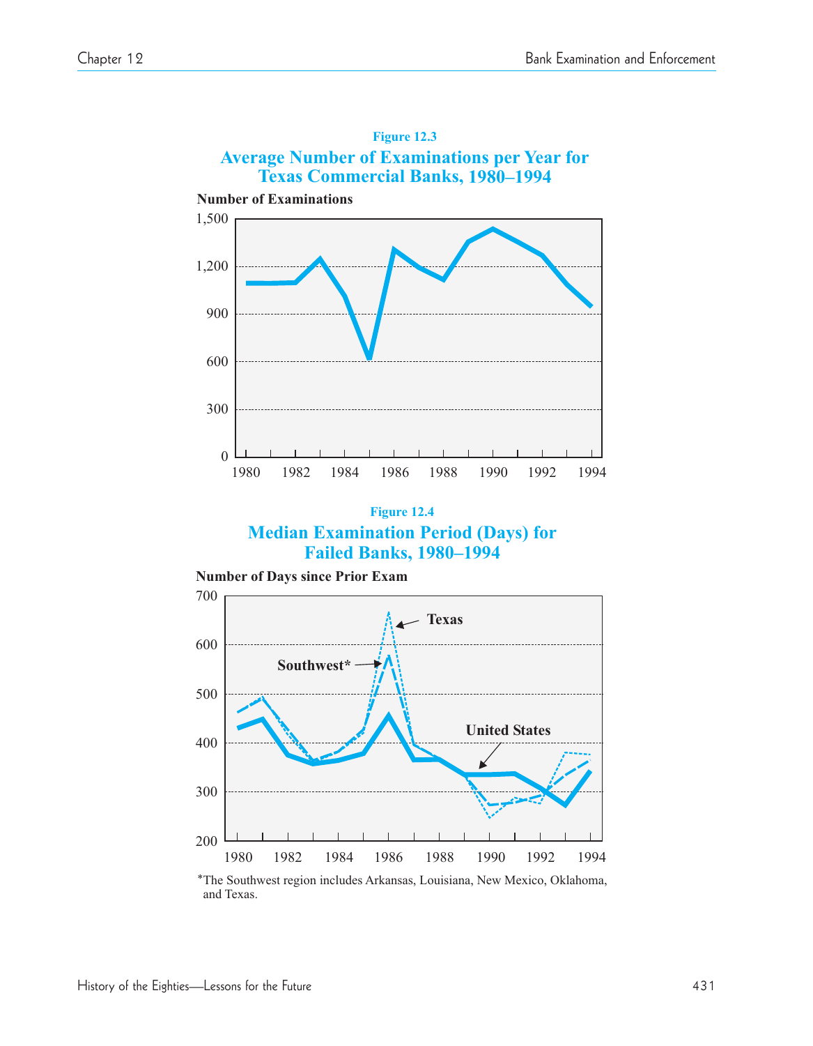**Figure 12.3**

**Average Number of Examinations per Year for Texas Commercial Banks, 1980–1994**

**Figure 12.4**

**Median Examination Period (Days) for Failed Banks, 1980–1994**

*The Southwest region includes Arkansas, Louisiana, New Mexico, Oklahoma, and Texas.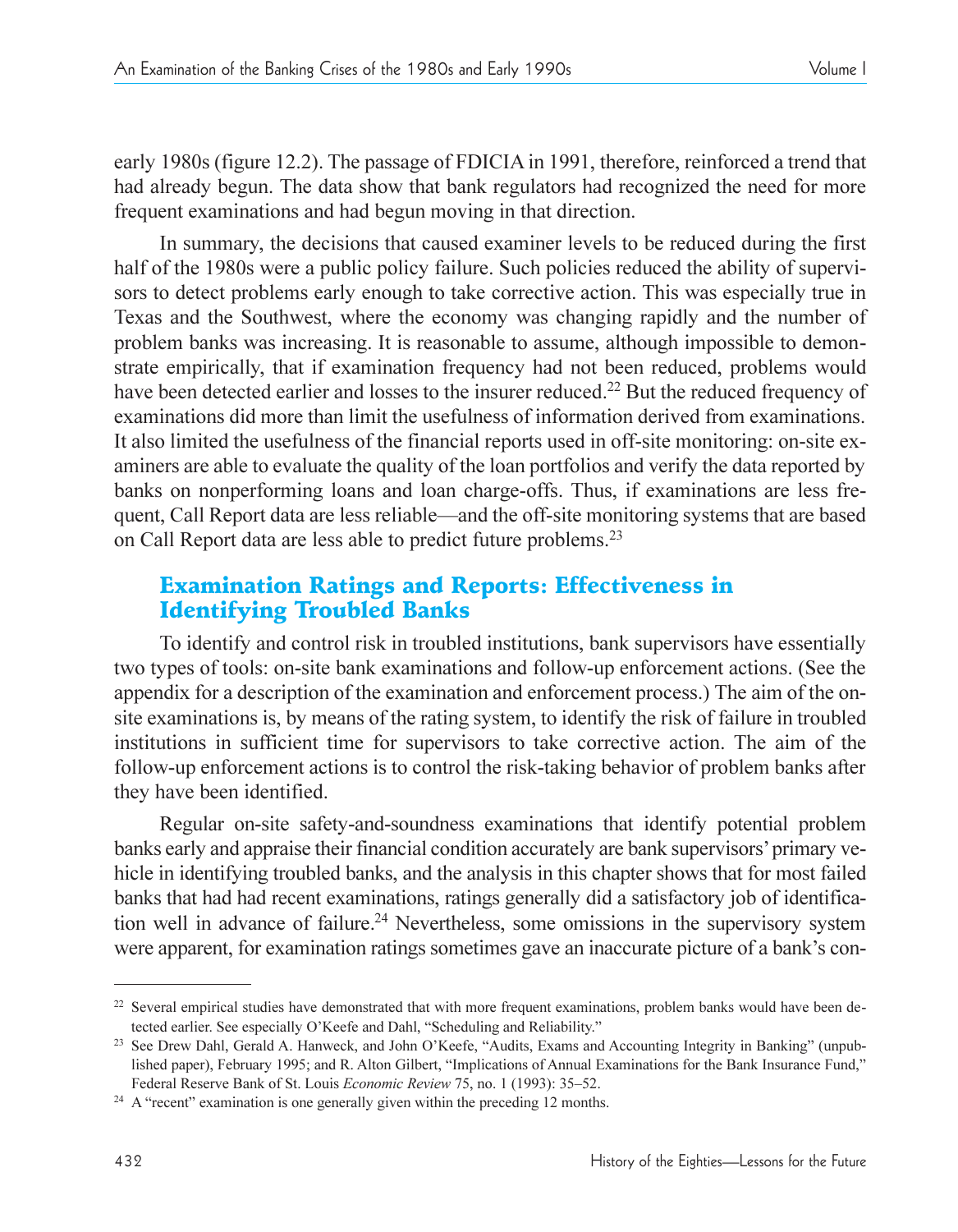early 1980s (figure 12.2). The passage of FDICIA in 1991, therefore, reinforced a trend that had already begun. The data show that bank regulators had recognized the need for more frequent examinations and had begun moving in that direction.

In summary, the decisions that caused examiner levels to be reduced during the first half of the 1980s were a public policy failure. Such policies reduced the ability of supervisors to detect problems early enough to take corrective action. This was especially true in Texas and the Southwest, where the economy was changing rapidly and the number of problem banks was increasing. It is reasonable to assume, although impossible to demonstrate empirically, that if examination frequency had not been reduced, problems would have been detected earlier and losses to the insurer reduced.[22] But the reduced frequency of examinations did more than limit the usefulness of information derived from examinations. It also limited the usefulness of the financial reports used in off-site monitoring: on-site examiners are able to evaluate the quality of the loan portfolios and verify the data reported by banks on nonperforming loans and loan charge-offs. Thus, if examinations are less frequent, Call Report data are less reliable—and the off-site monitoring systems that are based on Call Report data are less able to predict future problems.[23]

## Examination Ratings and Reports: Effectiveness in Identifying Troubled Banks

To identify and control risk in troubled institutions, bank supervisors have essentially two types of tools: on-site bank examinations and follow-up enforcement actions. (See the appendix for a description of the examination and enforcement process.) The aim of the on-site examinations is, by means of the rating system, to identify the risk of failure in troubled institutions in sufficient time for supervisors to take corrective action. The aim of the follow-up enforcement actions is to control the risk-taking behavior of problem banks after they have been identified.

Regular on-site safety-and-soundness examinations that identify potential problem banks early and appraise their financial condition accurately are bank supervisors' primary vehicle in identifying troubled banks, and the analysis in this chapter shows that for most failed banks that had had recent examinations, ratings generally did a satisfactory job of identification well in advance of failure.[24] Nevertheless, some omissions in the supervisory system were apparent, for examination ratings sometimes gave an inaccurate picture of a bank's con-

---

[22] Several empirical studies have demonstrated that with more frequent examinations, problem banks would have been detected earlier. See especially O'Keefe and Dahl, "Scheduling and Reliability."

[23] See Drew Dahl, Gerald A. Hanweck, and John O'Keefe, "Audits, Exams and Accounting Integrity in Banking" (unpublished paper), February 1995; and R. Alton Gilbert, "Implications of Annual Examinations for the Bank Insurance Fund," Federal Reserve Bank of St. Louis *Economic Review* 75, no. 1 (1993): 35–52.

[24] A "recent" examination is one generally given within the preceding 12 months.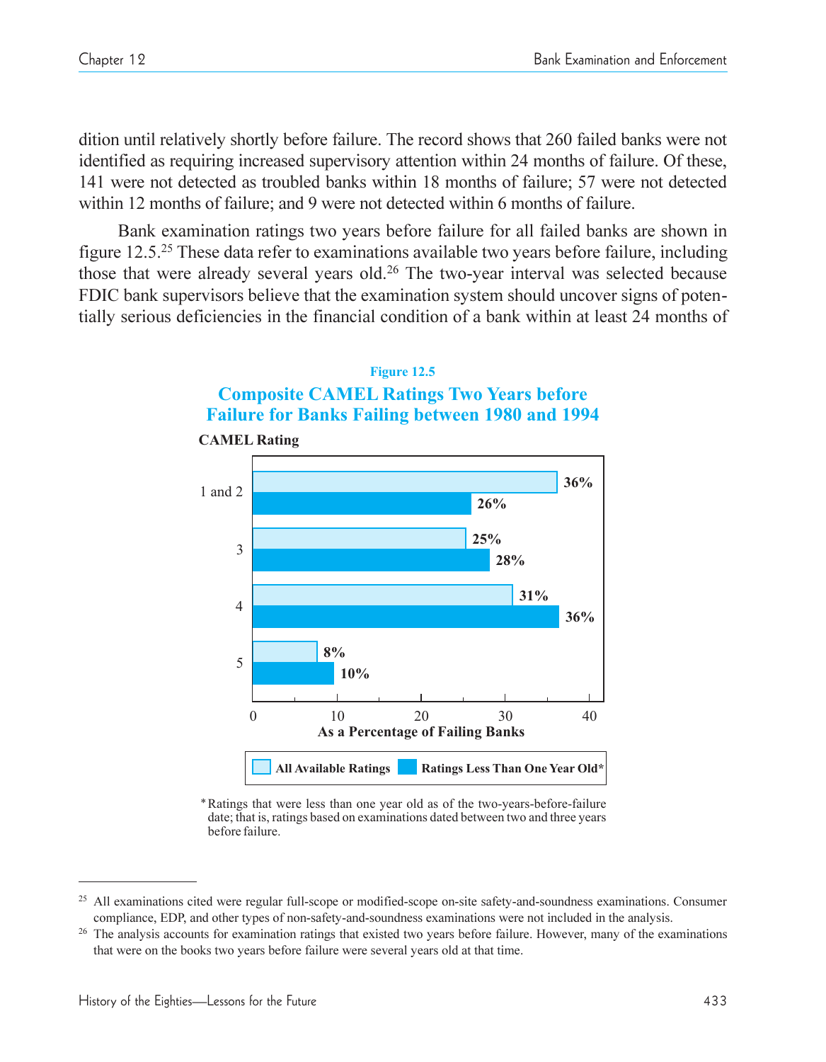dition until relatively shortly before failure. The record shows that 260 failed banks were not identified as requiring increased supervisory attention within 24 months of failure. Of these, 141 were not detected as troubled banks within 18 months of failure; 57 were not detected within 12 months of failure; and 9 were not detected within 6 months of failure.

Bank examination ratings two years before failure for all failed banks are shown in figure 12.5.[25] These data refer to examinations available two years before failure, including those that were already several years old.[26] The two-year interval was selected because FDIC bank supervisors believe that the examination system should uncover signs of potentially serious deficiencies in the financial condition of a bank within at least 24 months of

**Figure 12.5**

**Composite CAMEL Ratings Two Years before Failure for Banks Failing between 1980 and 1994**

| CAMEL Rating | All Available Ratings | Ratings Less Than One Year Old* |
|---|---|---|
| 1 and 2 | 36% | 26% |
| 3 | 25% | 28% |
| 4 | 31% | 36% |
| 5 | 8% | 10% |

As a Percentage of Failing Banks

*Ratings that were less than one year old as of the two-years-before-failure date; that is, ratings based on examinations dated between two and three years before failure.

---

[25] All examinations cited were regular full-scope or modified-scope on-site safety-and-soundness examinations. Consumer compliance, EDP, and other types of non-safety-and-soundness examinations were not included in the analysis.

[26] The analysis accounts for examination ratings that existed two years before failure. However, many of the examinations that were on the books two years before failure were several years old at that time.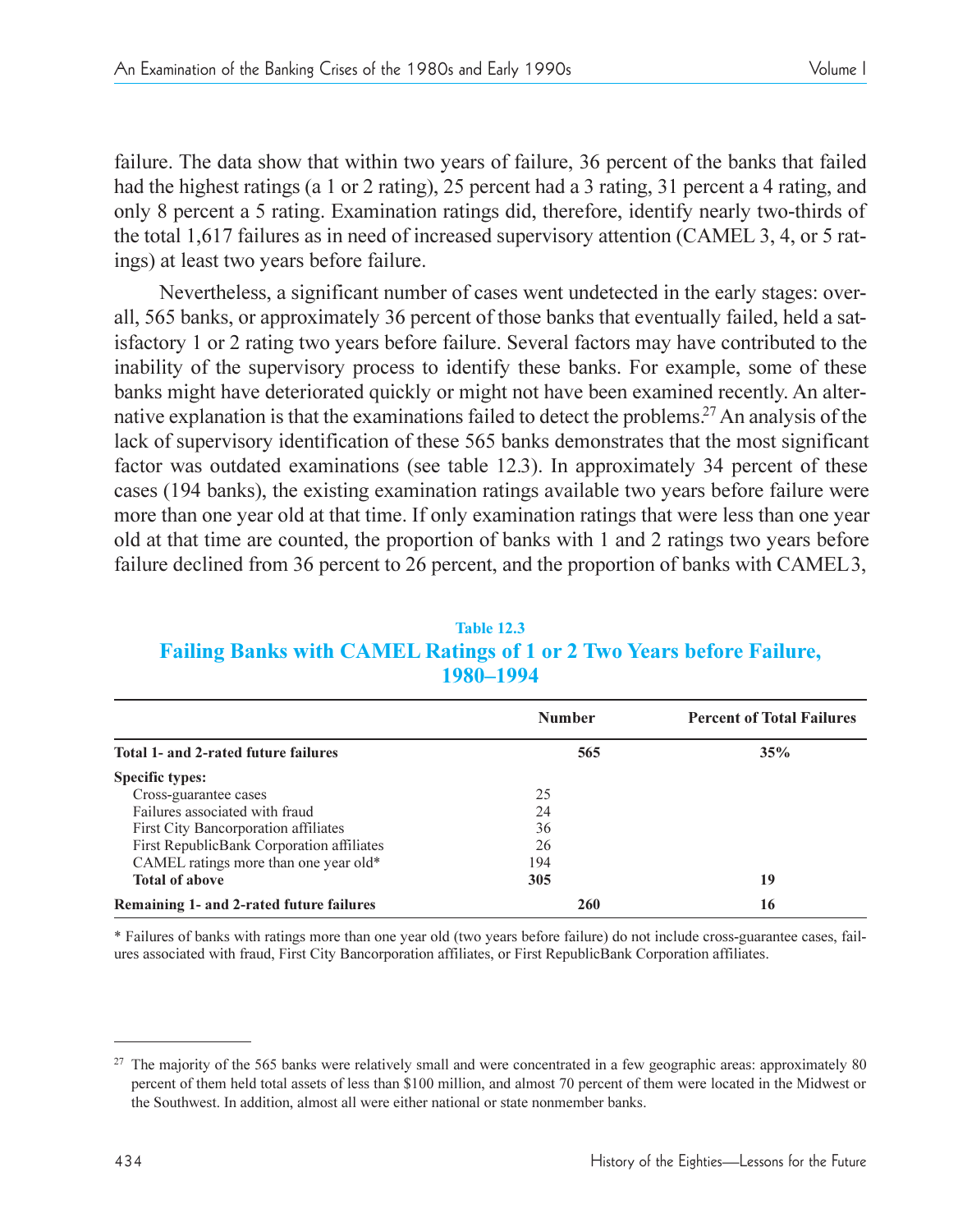failure. The data show that within two years of failure, 36 percent of the banks that failed had the highest ratings (a 1 or 2 rating), 25 percent had a 3 rating, 31 percent a 4 rating, and only 8 percent a 5 rating. Examination ratings did, therefore, identify nearly two-thirds of the total 1,617 failures as in need of increased supervisory attention (CAMEL 3, 4, or 5 ratings) at least two years before failure.

Nevertheless, a significant number of cases went undetected in the early stages: overall, 565 banks, or approximately 36 percent of those banks that eventually failed, held a satisfactory 1 or 2 rating two years before failure. Several factors may have contributed to the inability of the supervisory process to identify these banks. For example, some of these banks might have deteriorated quickly or might not have been examined recently. An alternative explanation is that the examinations failed to detect the problems.[27] An analysis of the lack of supervisory identification of these 565 banks demonstrates that the most significant factor was outdated examinations (see table 12.3). In approximately 34 percent of these cases (194 banks), the existing examination ratings available two years before failure were more than one year old at that time. If only examination ratings that were less than one year old at that time are counted, the proportion of banks with 1 and 2 ratings two years before failure declined from 36 percent to 26 percent, and the proportion of banks with CAMEL 3,

**Table 12.3**

**Failing Banks with CAMEL Ratings of 1 or 2 Two Years before Failure, 1980–1994**

| | Number | Percent of Total Failures |
|---|---|---|
| **Total 1- and 2-rated future failures** | **565** | **35%** |
| **Specific types:** | | |
| Cross-guarantee cases | 25 | |
| Failures associated with fraud | 24 | |
| First City Bancorporation affiliates | 36 | |
| First RepublicBank Corporation affiliates | 26 | |
| CAMEL ratings more than one year old* | 194 | |
| **Total of above** | **305** | **19** |
| **Remaining 1- and 2-rated future failures** | **260** | **16** |

* Failures of banks with ratings more than one year old (two years before failure) do not include cross-guarantee cases, failures associated with fraud, First City Bancorporation affiliates, or First RepublicBank Corporation affiliates.

---

[27] The majority of the 565 banks were relatively small and were concentrated in a few geographic areas: approximately 80 percent of them held total assets of less than $100 million, and almost 70 percent of them were located in the Midwest or the Southwest. In addition, almost all were either national or state nonmember banks.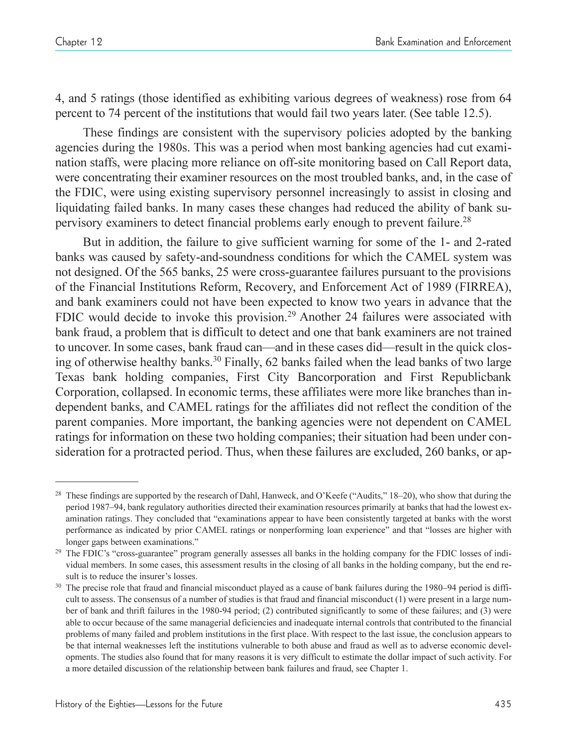4, and 5 ratings (those identified as exhibiting various degrees of weakness) rose from 64 percent to 74 percent of the institutions that would fail two years later. (See table 12.5).

These findings are consistent with the supervisory policies adopted by the banking agencies during the 1980s. This was a period when most banking agencies had cut examination staffs, were placing more reliance on off-site monitoring based on Call Report data, were concentrating their examiner resources on the most troubled banks, and, in the case of the FDIC, were using existing supervisory personnel increasingly to assist in closing and liquidating failed banks. In many cases these changes had reduced the ability of bank supervisory examiners to detect financial problems early enough to prevent failure.[28]

But in addition, the failure to give sufficient warning for some of the 1- and 2-rated banks was caused by safety-and-soundness conditions for which the CAMEL system was not designed. Of the 565 banks, 25 were cross-guarantee failures pursuant to the provisions of the Financial Institutions Reform, Recovery, and Enforcement Act of 1989 (FIRREA), and bank examiners could not have been expected to know two years in advance that the FDIC would decide to invoke this provision.[29] Another 24 failures were associated with bank fraud, a problem that is difficult to detect and one that bank examiners are not trained to uncover. In some cases, bank fraud can—and in these cases did—result in the quick closing of otherwise healthy banks.[30] Finally, 62 banks failed when the lead banks of two large Texas bank holding companies, First City Bancorporation and First Republicbank Corporation, collapsed. In economic terms, these affiliates were more like branches than independent banks, and CAMEL ratings for the affiliates did not reflect the condition of the parent companies. More important, the banking agencies were not dependent on CAMEL ratings for information on these two holding companies; their situation had been under consideration for a protracted period. Thus, when these failures are excluded, 260 banks, or ap-

---

[28] These findings are supported by the research of Dahl, Hanweck, and O'Keefe ("Audits," 18–20), who show that during the period 1987–94, bank regulatory authorities directed their examination resources primarily at banks that had the lowest examination ratings. They concluded that "examinations appear to have been consistently targeted at banks with the worst performance as indicated by prior CAMEL ratings or nonperforming loan experience" and that "losses are higher with longer gaps between examinations."

[29] The FDIC's "cross-guarantee" program generally assesses all banks in the holding company for the FDIC losses of individual members. In some cases, this assessment results in the closing of all banks in the holding company, but the end result is to reduce the insurer's losses.

[30] The precise role that fraud and financial misconduct played as a cause of bank failures during the 1980–94 period is difficult to assess. The consensus of a number of studies is that fraud and financial misconduct (1) were present in a large number of bank and thrift failures in the 1980-94 period; (2) contributed significantly to some of these failures; and (3) were able to occur because of the same managerial deficiencies and inadequate internal controls that contributed to the financial problems of many failed and problem institutions in the first place. With respect to the last issue, the conclusion appears to be that internal weaknesses left the institutions vulnerable to both abuse and fraud as well as to adverse economic developments. The studies also found that for many reasons it is very difficult to estimate the dollar impact of such activity. For a more detailed discussion of the relationship between bank failures and fraud, see Chapter 1.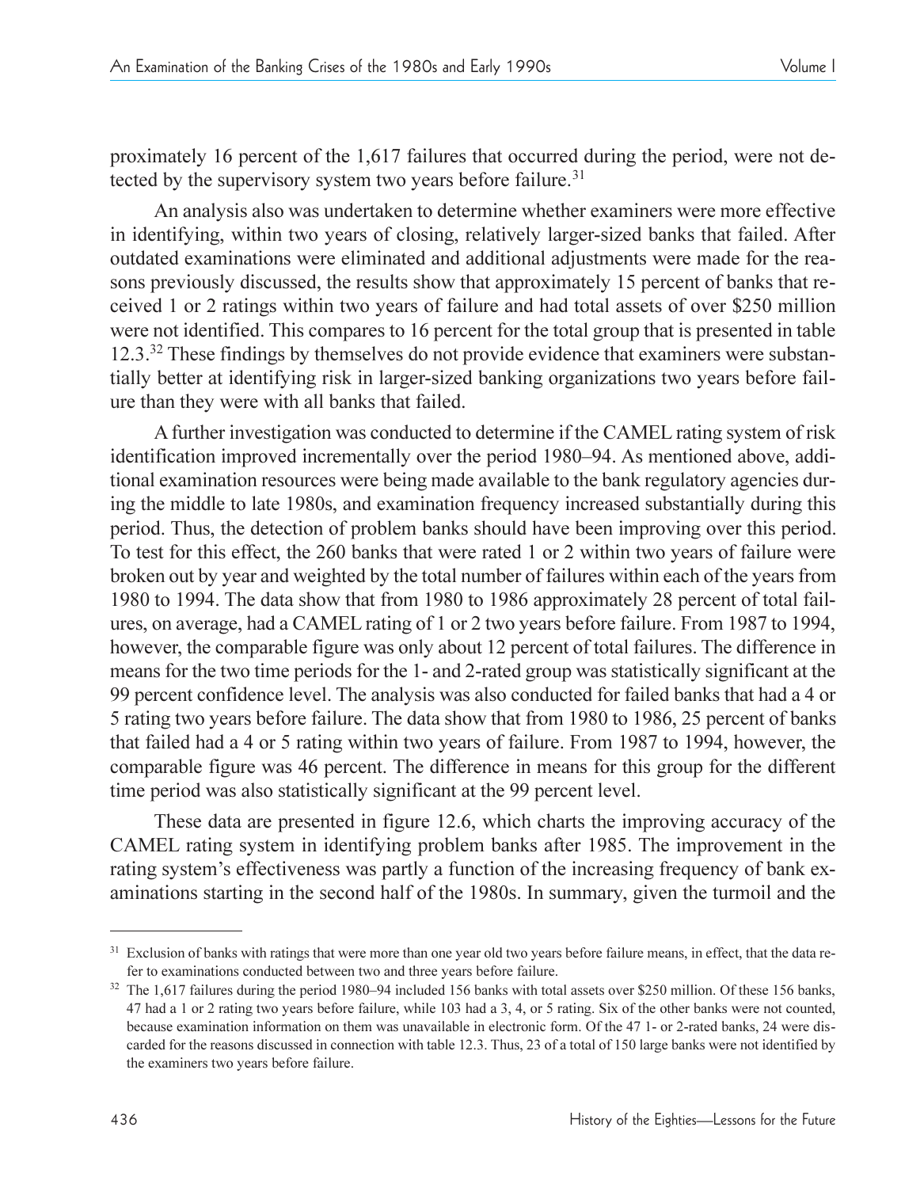proximately 16 percent of the 1,617 failures that occurred during the period, were not detected by the supervisory system two years before failure.[31]

An analysis also was undertaken to determine whether examiners were more effective in identifying, within two years of closing, relatively larger-sized banks that failed. After outdated examinations were eliminated and additional adjustments were made for the reasons previously discussed, the results show that approximately 15 percent of banks that received 1 or 2 ratings within two years of failure and had total assets of over $250 million were not identified. This compares to 16 percent for the total group that is presented in table 12.3.[32] These findings by themselves do not provide evidence that examiners were substantially better at identifying risk in larger-sized banking organizations two years before failure than they were with all banks that failed.

A further investigation was conducted to determine if the CAMEL rating system of risk identification improved incrementally over the period 1980–94. As mentioned above, additional examination resources were being made available to the bank regulatory agencies during the middle to late 1980s, and examination frequency increased substantially during this period. Thus, the detection of problem banks should have been improving over this period. To test for this effect, the 260 banks that were rated 1 or 2 within two years of failure were broken out by year and weighted by the total number of failures within each of the years from 1980 to 1994. The data show that from 1980 to 1986 approximately 28 percent of total failures, on average, had a CAMEL rating of 1 or 2 two years before failure. From 1987 to 1994, however, the comparable figure was only about 12 percent of total failures. The difference in means for the two time periods for the 1- and 2-rated group was statistically significant at the 99 percent confidence level. The analysis was also conducted for failed banks that had a 4 or 5 rating two years before failure. The data show that from 1980 to 1986, 25 percent of banks that failed had a 4 or 5 rating within two years of failure. From 1987 to 1994, however, the comparable figure was 46 percent. The difference in means for this group for the different time period was also statistically significant at the 99 percent level.

These data are presented in figure 12.6, which charts the improving accuracy of the CAMEL rating system in identifying problem banks after 1985. The improvement in the rating system's effectiveness was partly a function of the increasing frequency of bank examinations starting in the second half of the 1980s. In summary, given the turmoil and the

---

[31] Exclusion of banks with ratings that were more than one year old two years before failure means, in effect, that the data refer to examinations conducted between two and three years before failure.

[32] The 1,617 failures during the period 1980–94 included 156 banks with total assets over $250 million. Of these 156 banks, 47 had a 1 or 2 rating two years before failure, while 103 had a 3, 4, or 5 rating. Six of the other banks were not counted, because examination information on them was unavailable in electronic form. Of the 47 1- or 2-rated banks, 24 were discarded for the reasons discussed in connection with table 12.3. Thus, 23 of a total of 150 large banks were not identified by the examiners two years before failure.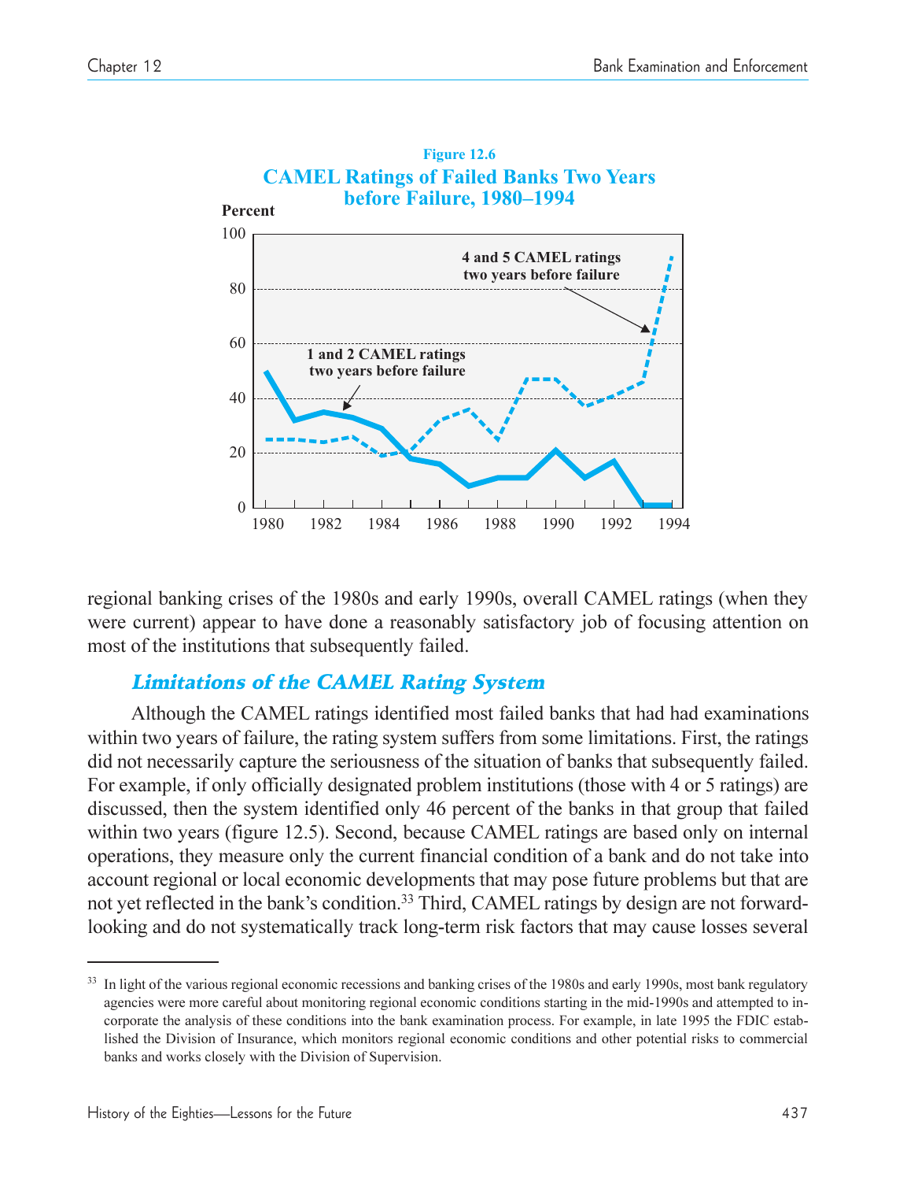**Figure 12.6**
**CAMEL Ratings of Failed Banks Two Years before Failure, 1980–1994**

regional banking crises of the 1980s and early 1990s, overall CAMEL ratings (when they were current) appear to have done a reasonably satisfactory job of focusing attention on most of the institutions that subsequently failed.

### *Limitations of the CAMEL Rating System*

Although the CAMEL ratings identified most failed banks that had had examinations within two years of failure, the rating system suffers from some limitations. First, the ratings did not necessarily capture the seriousness of the situation of banks that subsequently failed. For example, if only officially designated problem institutions (those with 4 or 5 ratings) are discussed, then the system identified only 46 percent of the banks in that group that failed within two years (figure 12.5). Second, because CAMEL ratings are based only on internal operations, they measure only the current financial condition of a bank and do not take into account regional or local economic developments that may pose future problems but that are not yet reflected in the bank's condition.[33] Third, CAMEL ratings by design are not forward-looking and do not systematically track long-term risk factors that may cause losses several

[33] In light of the various regional economic recessions and banking crises of the 1980s and early 1990s, most bank regulatory agencies were more careful about monitoring regional economic conditions starting in the mid-1990s and attempted to incorporate the analysis of these conditions into the bank examination process. For example, in late 1995 the FDIC established the Division of Insurance, which monitors regional economic conditions and other potential risks to commercial banks and works closely with the Division of Supervision.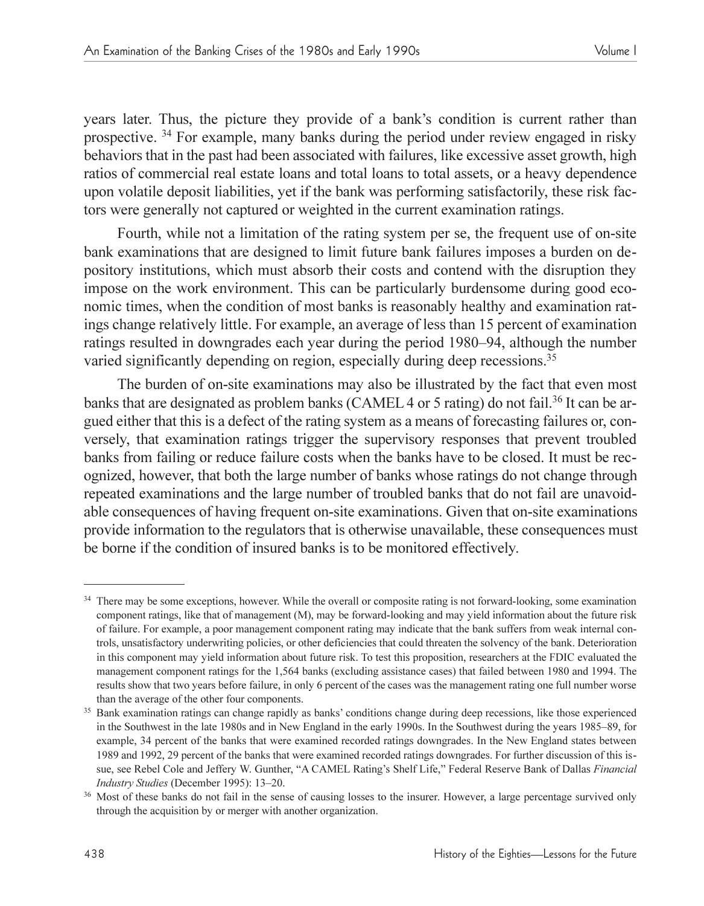years later. Thus, the picture they provide of a bank's condition is current rather than prospective. [34] For example, many banks during the period under review engaged in risky behaviors that in the past had been associated with failures, like excessive asset growth, high ratios of commercial real estate loans and total loans to total assets, or a heavy dependence upon volatile deposit liabilities, yet if the bank was performing satisfactorily, these risk factors were generally not captured or weighted in the current examination ratings.

Fourth, while not a limitation of the rating system per se, the frequent use of on-site bank examinations that are designed to limit future bank failures imposes a burden on depository institutions, which must absorb their costs and contend with the disruption they impose on the work environment. This can be particularly burdensome during good economic times, when the condition of most banks is reasonably healthy and examination ratings change relatively little. For example, an average of less than 15 percent of examination ratings resulted in downgrades each year during the period 1980–94, although the number varied significantly depending on region, especially during deep recessions.[35]

The burden of on-site examinations may also be illustrated by the fact that even most banks that are designated as problem banks (CAMEL 4 or 5 rating) do not fail.[36] It can be argued either that this is a defect of the rating system as a means of forecasting failures or, conversely, that examination ratings trigger the supervisory responses that prevent troubled banks from failing or reduce failure costs when the banks have to be closed. It must be recognized, however, that both the large number of banks whose ratings do not change through repeated examinations and the large number of troubled banks that do not fail are unavoidable consequences of having frequent on-site examinations. Given that on-site examinations provide information to the regulators that is otherwise unavailable, these consequences must be borne if the condition of insured banks is to be monitored effectively.

---

[34] There may be some exceptions, however. While the overall or composite rating is not forward-looking, some examination component ratings, like that of management (M), may be forward-looking and may yield information about the future risk of failure. For example, a poor management component rating may indicate that the bank suffers from weak internal controls, unsatisfactory underwriting policies, or other deficiencies that could threaten the solvency of the bank. Deterioration in this component may yield information about future risk. To test this proposition, researchers at the FDIC evaluated the management component ratings for the 1,564 banks (excluding assistance cases) that failed between 1980 and 1994. The results show that two years before failure, in only 6 percent of the cases was the management rating one full number worse than the average of the other four components.

[35] Bank examination ratings can change rapidly as banks' conditions change during deep recessions, like those experienced in the Southwest in the late 1980s and in New England in the early 1990s. In the Southwest during the years 1985–89, for example, 34 percent of the banks that were examined recorded ratings downgrades. In the New England states between 1989 and 1992, 29 percent of the banks that were examined recorded ratings downgrades. For further discussion of this issue, see Rebel Cole and Jeffery W. Gunther, "A CAMEL Rating's Shelf Life," Federal Reserve Bank of Dallas *Financial Industry Studies* (December 1995): 13–20.

[36] Most of these banks do not fail in the sense of causing losses to the insurer. However, a large percentage survived only through the acquisition by or merger with another organization.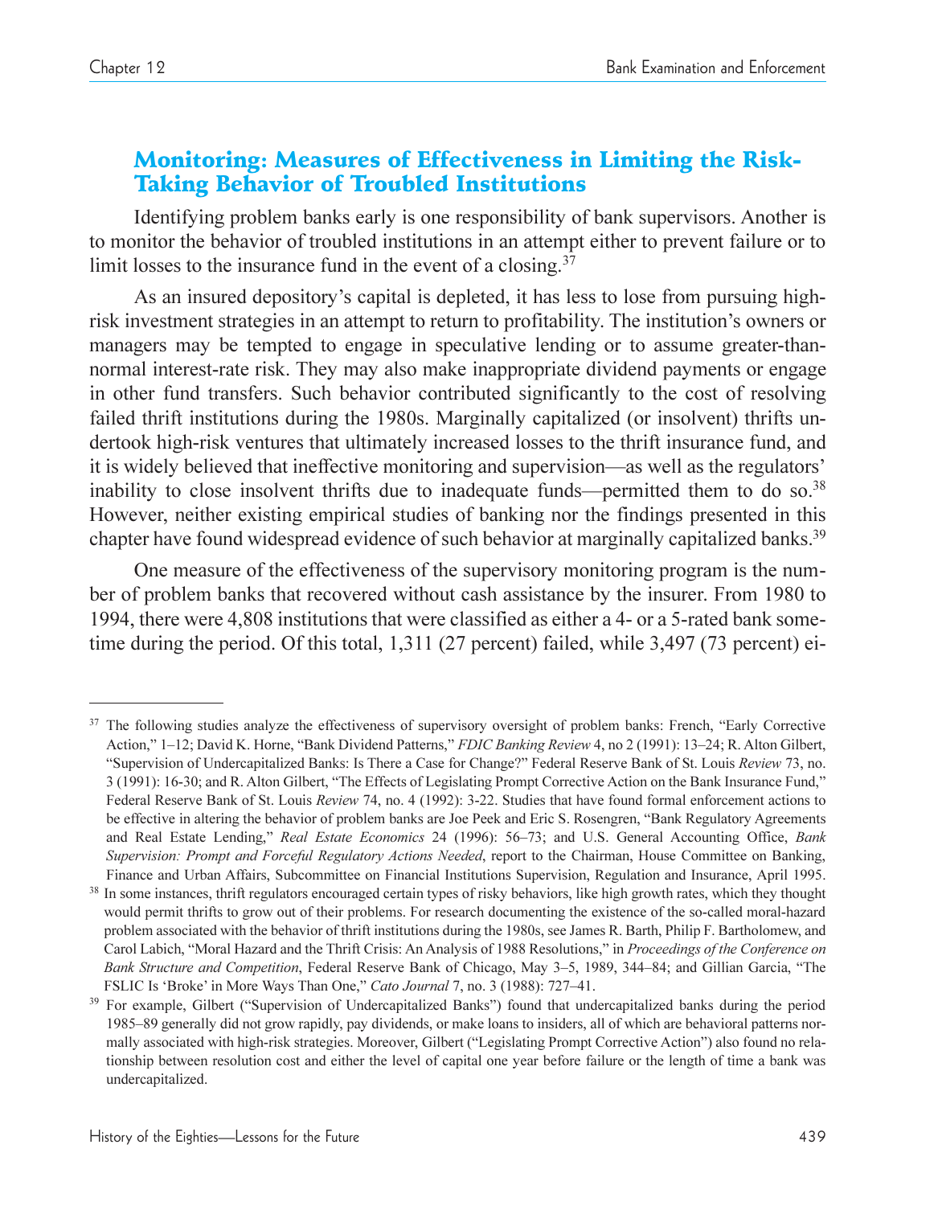## Monitoring: Measures of Effectiveness in Limiting the Risk-Taking Behavior of Troubled Institutions

Identifying problem banks early is one responsibility of bank supervisors. Another is to monitor the behavior of troubled institutions in an attempt either to prevent failure or to limit losses to the insurance fund in the event of a closing.[37]

As an insured depository's capital is depleted, it has less to lose from pursuing high-risk investment strategies in an attempt to return to profitability. The institution's owners or managers may be tempted to engage in speculative lending or to assume greater-than-normal interest-rate risk. They may also make inappropriate dividend payments or engage in other fund transfers. Such behavior contributed significantly to the cost of resolving failed thrift institutions during the 1980s. Marginally capitalized (or insolvent) thrifts undertook high-risk ventures that ultimately increased losses to the thrift insurance fund, and it is widely believed that ineffective monitoring and supervision—as well as the regulators' inability to close insolvent thrifts due to inadequate funds—permitted them to do so.[38] However, neither existing empirical studies of banking nor the findings presented in this chapter have found widespread evidence of such behavior at marginally capitalized banks.[39]

One measure of the effectiveness of the supervisory monitoring program is the number of problem banks that recovered without cash assistance by the insurer. From 1980 to 1994, there were 4,808 institutions that were classified as either a 4- or a 5-rated bank sometime during the period. Of this total, 1,311 (27 percent) failed, while 3,497 (73 percent) ei-

---

[37] The following studies analyze the effectiveness of supervisory oversight of problem banks: French, "Early Corrective Action," 1–12; David K. Horne, "Bank Dividend Patterns," *FDIC Banking Review* 4, no 2 (1991): 13–24; R. Alton Gilbert, "Supervision of Undercapitalized Banks: Is There a Case for Change?" Federal Reserve Bank of St. Louis *Review* 73, no. 3 (1991): 16-30; and R. Alton Gilbert, "The Effects of Legislating Prompt Corrective Action on the Bank Insurance Fund," Federal Reserve Bank of St. Louis *Review* 74, no. 4 (1992): 3-22. Studies that have found formal enforcement actions to be effective in altering the behavior of problem banks are Joe Peek and Eric S. Rosengren, "Bank Regulatory Agreements and Real Estate Lending," *Real Estate Economics* 24 (1996): 56–73; and U.S. General Accounting Office, *Bank Supervision: Prompt and Forceful Regulatory Actions Needed*, report to the Chairman, House Committee on Banking, Finance and Urban Affairs, Subcommittee on Financial Institutions Supervision, Regulation and Insurance, April 1995.

[38] In some instances, thrift regulators encouraged certain types of risky behaviors, like high growth rates, which they thought would permit thrifts to grow out of their problems. For research documenting the existence of the so-called moral-hazard problem associated with the behavior of thrift institutions during the 1980s, see James R. Barth, Philip F. Bartholomew, and Carol Labich, "Moral Hazard and the Thrift Crisis: An Analysis of 1988 Resolutions," in *Proceedings of the Conference on Bank Structure and Competition*, Federal Reserve Bank of Chicago, May 3–5, 1989, 344–84; and Gillian Garcia, "The FSLIC Is 'Broke' in More Ways Than One," *Cato Journal* 7, no. 3 (1988): 727–41.

[39] For example, Gilbert ("Supervision of Undercapitalized Banks") found that undercapitalized banks during the period 1985–89 generally did not grow rapidly, pay dividends, or make loans to insiders, all of which are behavioral patterns normally associated with high-risk strategies. Moreover, Gilbert ("Legislating Prompt Corrective Action") also found no relationship between resolution cost and either the level of capital one year before failure or the length of time a bank was undercapitalized.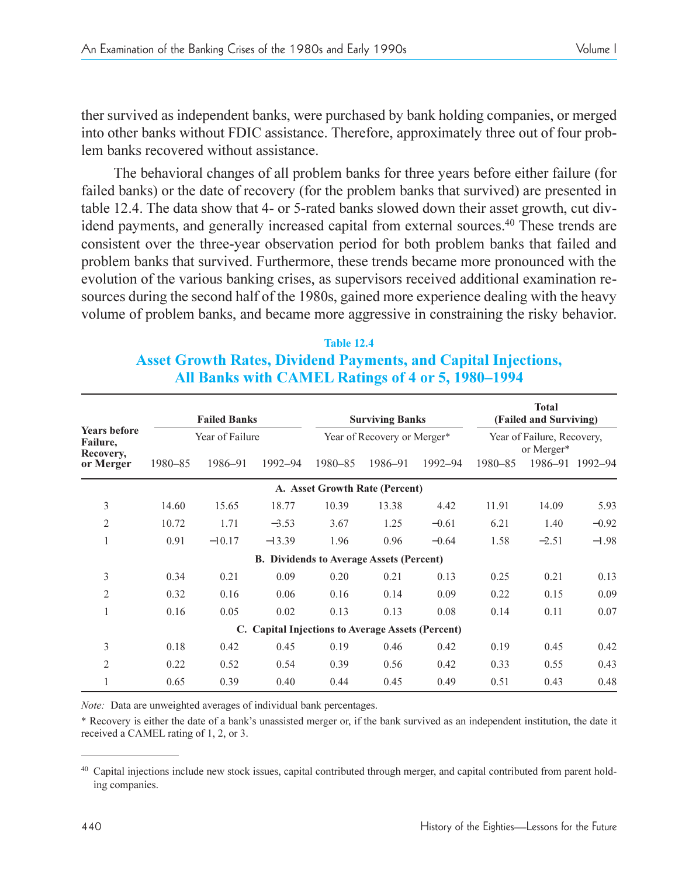ther survived as independent banks, were purchased by bank holding companies, or merged into other banks without FDIC assistance. Therefore, approximately three out of four problem banks recovered without assistance.

The behavioral changes of all problem banks for three years before either failure (for failed banks) or the date of recovery (for the problem banks that survived) are presented in table 12.4. The data show that 4- or 5-rated banks slowed down their asset growth, cut dividend payments, and generally increased capital from external sources.[40] These trends are consistent over the three-year observation period for both problem banks that failed and problem banks that survived. Furthermore, these trends became more pronounced with the evolution of the various banking crises, as supervisors received additional examination resources during the second half of the 1980s, gained more experience dealing with the heavy volume of problem banks, and became more aggressive in constraining the risky behavior.

**Table 12.4**
**Asset Growth Rates, Dividend Payments, and Capital Injections, All Banks with CAMEL Ratings of 4 or 5, 1980–1994**

| Years before Failure, Recovery, or Merger | Failed Banks | | | Surviving Banks | | | Total (Failed and Surviving) | | |
|---|---|---|---|---|---|---|---|---|---|
| | Year of Failure | | | Year of Recovery or Merger* | | | Year of Failure, Recovery, or Merger* | | |
| | 1980–85 | 1986–91 | 1992–94 | 1980–85 | 1986–91 | 1992–94 | 1980–85 | 1986–91 | 1992–94 |
| **A. Asset Growth Rate (Percent)** | | | | | | | | | |
| 3 | 14.60 | 15.65 | 18.77 | 10.39 | 13.38 | 4.42 | 11.91 | 14.09 | 5.93 |
| 2 | 10.72 | 1.71 | −3.53 | 3.67 | 1.25 | −0.61 | 6.21 | 1.40 | −0.92 |
| 1 | 0.91 | −10.17 | −13.39 | 1.96 | 0.96 | −0.64 | 1.58 | −2.51 | −1.98 |
| **B. Dividends to Average Assets (Percent)** | | | | | | | | | |
| 3 | 0.34 | 0.21 | 0.09 | 0.20 | 0.21 | 0.13 | 0.25 | 0.21 | 0.13 |
| 2 | 0.32 | 0.16 | 0.06 | 0.16 | 0.14 | 0.09 | 0.22 | 0.15 | 0.09 |
| 1 | 0.16 | 0.05 | 0.02 | 0.13 | 0.13 | 0.08 | 0.14 | 0.11 | 0.07 |
| **C. Capital Injections to Average Assets (Percent)** | | | | | | | | | |
| 3 | 0.18 | 0.42 | 0.45 | 0.19 | 0.46 | 0.42 | 0.19 | 0.45 | 0.42 |
| 2 | 0.22 | 0.52 | 0.54 | 0.39 | 0.56 | 0.42 | 0.33 | 0.55 | 0.43 |
| 1 | 0.65 | 0.39 | 0.40 | 0.44 | 0.45 | 0.49 | 0.51 | 0.43 | 0.48 |

*Note:* Data are unweighted averages of individual bank percentages.

\* Recovery is either the date of a bank's unassisted merger or, if the bank survived as an independent institution, the date it received a CAMEL rating of 1, 2, or 3.

---

[40] Capital injections include new stock issues, capital contributed through merger, and capital contributed from parent holding companies.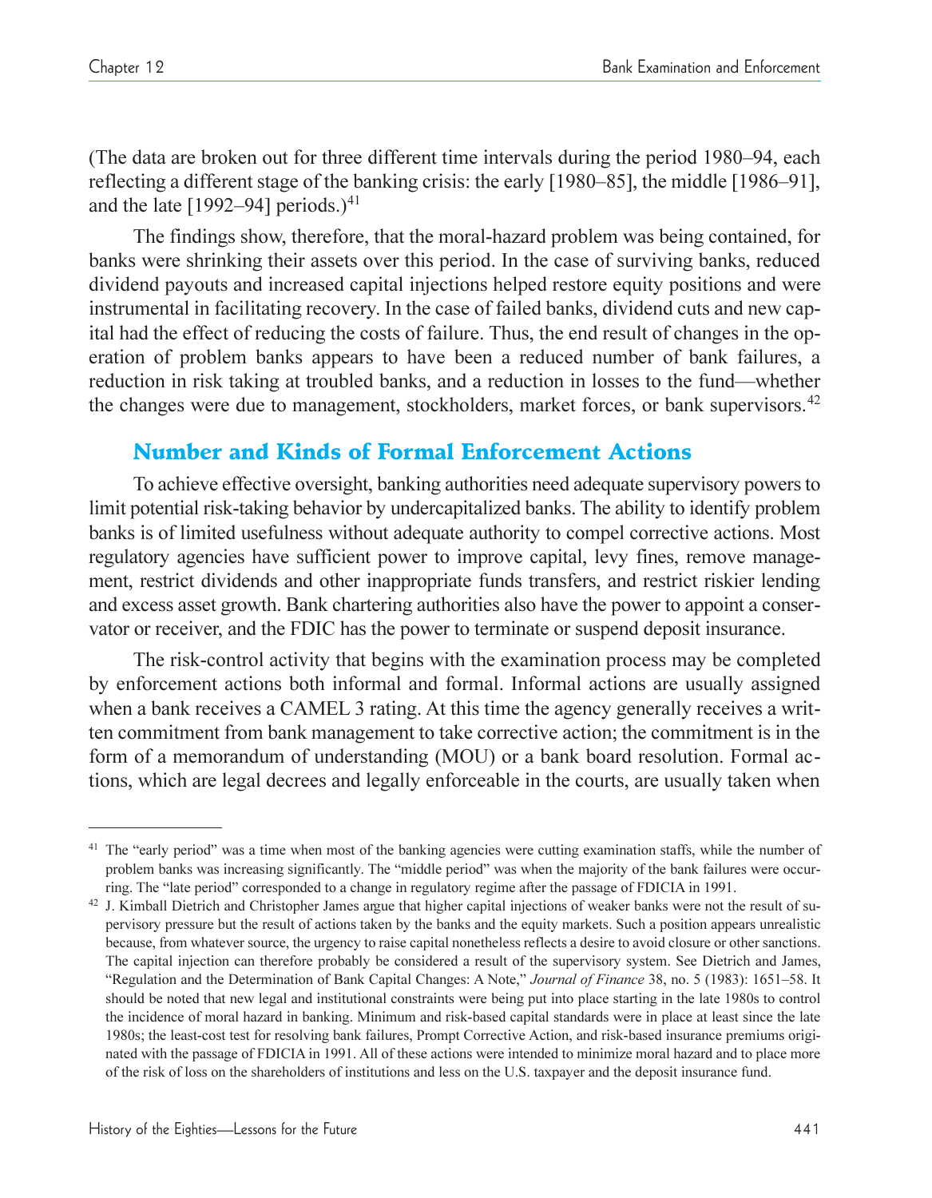(The data are broken out for three different time intervals during the period 1980–94, each reflecting a different stage of the banking crisis: the early [1980–85], the middle [1986–91], and the late [1992–94] periods.)[41]

The findings show, therefore, that the moral-hazard problem was being contained, for banks were shrinking their assets over this period. In the case of surviving banks, reduced dividend payouts and increased capital injections helped restore equity positions and were instrumental in facilitating recovery. In the case of failed banks, dividend cuts and new capital had the effect of reducing the costs of failure. Thus, the end result of changes in the operation of problem banks appears to have been a reduced number of bank failures, a reduction in risk taking at troubled banks, and a reduction in losses to the fund—whether the changes were due to management, stockholders, market forces, or bank supervisors.[42]

## Number and Kinds of Formal Enforcement Actions

To achieve effective oversight, banking authorities need adequate supervisory powers to limit potential risk-taking behavior by undercapitalized banks. The ability to identify problem banks is of limited usefulness without adequate authority to compel corrective actions. Most regulatory agencies have sufficient power to improve capital, levy fines, remove management, restrict dividends and other inappropriate funds transfers, and restrict riskier lending and excess asset growth. Bank chartering authorities also have the power to appoint a conservator or receiver, and the FDIC has the power to terminate or suspend deposit insurance.

The risk-control activity that begins with the examination process may be completed by enforcement actions both informal and formal. Informal actions are usually assigned when a bank receives a CAMEL 3 rating. At this time the agency generally receives a written commitment from bank management to take corrective action; the commitment is in the form of a memorandum of understanding (MOU) or a bank board resolution. Formal actions, which are legal decrees and legally enforceable in the courts, are usually taken when

---

[41] The "early period" was a time when most of the banking agencies were cutting examination staffs, while the number of problem banks was increasing significantly. The "middle period" was when the majority of the bank failures were occurring. The "late period" corresponded to a change in regulatory regime after the passage of FDICIA in 1991.

[42] J. Kimball Dietrich and Christopher James argue that higher capital injections of weaker banks were not the result of supervisory pressure but the result of actions taken by the banks and the equity markets. Such a position appears unrealistic because, from whatever source, the urgency to raise capital nonetheless reflects a desire to avoid closure or other sanctions. The capital injection can therefore probably be considered a result of the supervisory system. See Dietrich and James, "Regulation and the Determination of Bank Capital Changes: A Note," *Journal of Finance* 38, no. 5 (1983): 1651–58. It should be noted that new legal and institutional constraints were being put into place starting in the late 1980s to control the incidence of moral hazard in banking. Minimum and risk-based capital standards were in place at least since the late 1980s; the least-cost test for resolving bank failures, Prompt Corrective Action, and risk-based insurance premiums originated with the passage of FDICIA in 1991. All of these actions were intended to minimize moral hazard and to place more of the risk of loss on the shareholders of institutions and less on the U.S. taxpayer and the deposit insurance fund.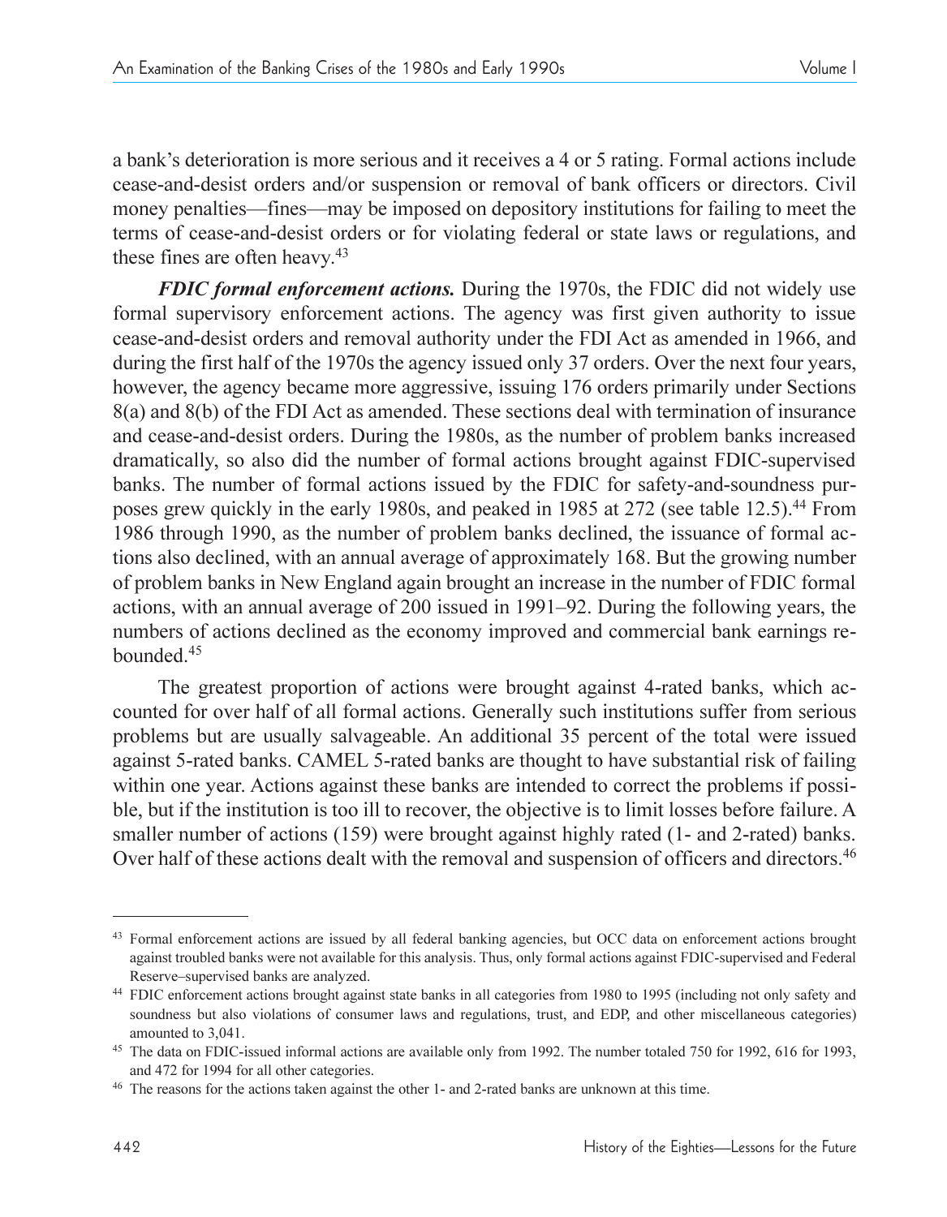a bank's deterioration is more serious and it receives a 4 or 5 rating. Formal actions include cease-and-desist orders and/or suspension or removal of bank officers or directors. Civil money penalties—fines—may be imposed on depository institutions for failing to meet the terms of cease-and-desist orders or for violating federal or state laws or regulations, and these fines are often heavy.[43]

***FDIC formal enforcement actions.*** During the 1970s, the FDIC did not widely use formal supervisory enforcement actions. The agency was first given authority to issue cease-and-desist orders and removal authority under the FDI Act as amended in 1966, and during the first half of the 1970s the agency issued only 37 orders. Over the next four years, however, the agency became more aggressive, issuing 176 orders primarily under Sections 8(a) and 8(b) of the FDI Act as amended. These sections deal with termination of insurance and cease-and-desist orders. During the 1980s, as the number of problem banks increased dramatically, so also did the number of formal actions brought against FDIC-supervised banks. The number of formal actions issued by the FDIC for safety-and-soundness purposes grew quickly in the early 1980s, and peaked in 1985 at 272 (see table 12.5).[44] From 1986 through 1990, as the number of problem banks declined, the issuance of formal actions also declined, with an annual average of approximately 168. But the growing number of problem banks in New England again brought an increase in the number of FDIC formal actions, with an annual average of 200 issued in 1991–92. During the following years, the numbers of actions declined as the economy improved and commercial bank earnings rebounded.[45]

The greatest proportion of actions were brought against 4-rated banks, which accounted for over half of all formal actions. Generally such institutions suffer from serious problems but are usually salvageable. An additional 35 percent of the total were issued against 5-rated banks. CAMEL 5-rated banks are thought to have substantial risk of failing within one year. Actions against these banks are intended to correct the problems if possible, but if the institution is too ill to recover, the objective is to limit losses before failure. A smaller number of actions (159) were brought against highly rated (1- and 2-rated) banks. Over half of these actions dealt with the removal and suspension of officers and directors.[46]

---

[43] Formal enforcement actions are issued by all federal banking agencies, but OCC data on enforcement actions brought against troubled banks were not available for this analysis. Thus, only formal actions against FDIC-supervised and Federal Reserve–supervised banks are analyzed.

[44] FDIC enforcement actions brought against state banks in all categories from 1980 to 1995 (including not only safety and soundness but also violations of consumer laws and regulations, trust, and EDP, and other miscellaneous categories) amounted to 3,041.

[45] The data on FDIC-issued informal actions are available only from 1992. The number totaled 750 for 1992, 616 for 1993, and 472 for 1994 for all other categories.

[46] The reasons for the actions taken against the other 1- and 2-rated banks are unknown at this time.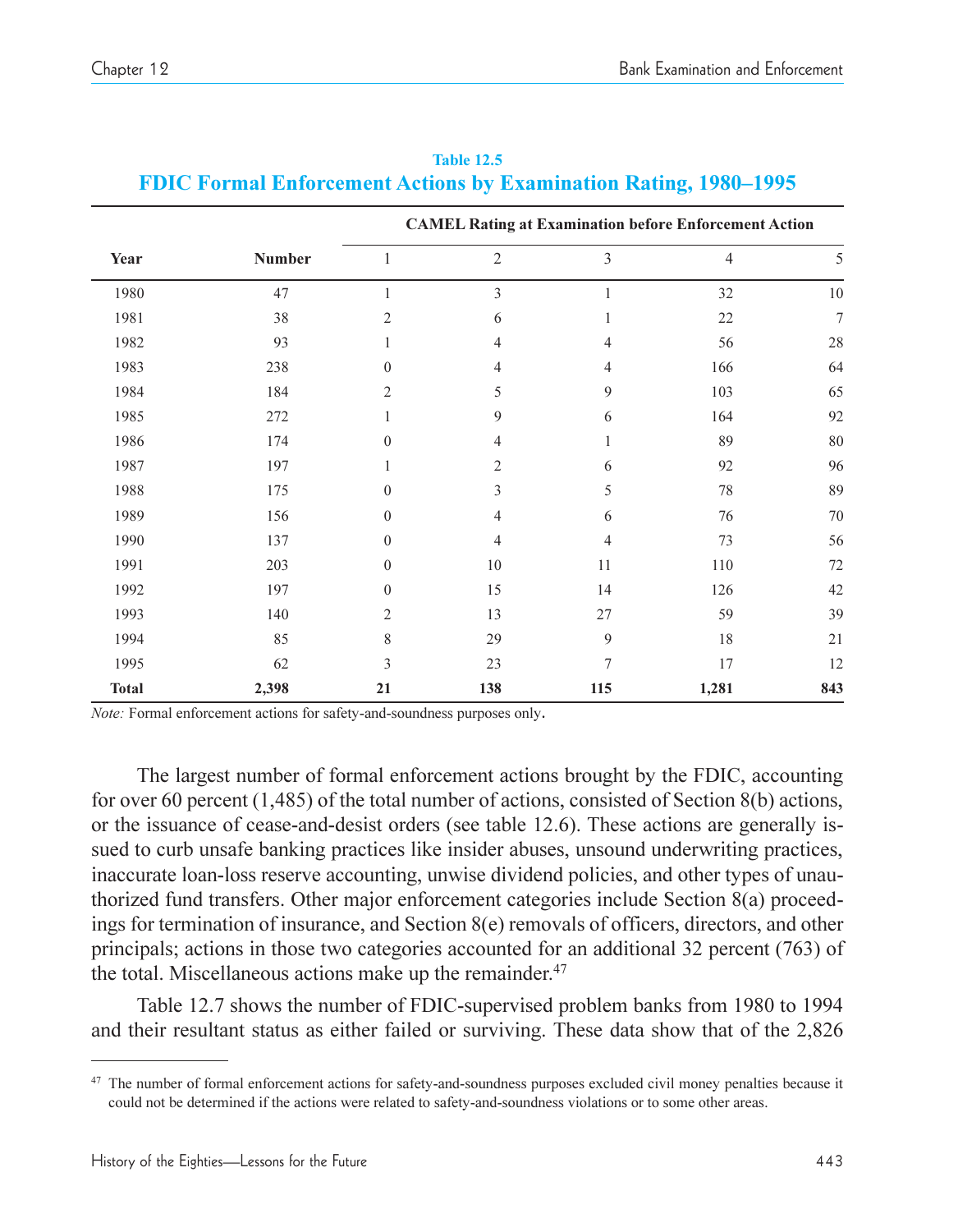**Table 12.5**

## FDIC Formal Enforcement Actions by Examination Rating, 1980–1995

| Year | Number | CAMEL Rating at Examination before Enforcement Action | | | | |
|---|---|---|---|---|---|---|
| | | 1 | 2 | 3 | 4 | 5 |
| 1980 | 47 | 1 | 3 | 1 | 32 | 10 |
| 1981 | 38 | 2 | 6 | 1 | 22 | 7 |
| 1982 | 93 | 1 | 4 | 4 | 56 | 28 |
| 1983 | 238 | 0 | 4 | 4 | 166 | 64 |
| 1984 | 184 | 2 | 5 | 9 | 103 | 65 |
| 1985 | 272 | 1 | 9 | 6 | 164 | 92 |
| 1986 | 174 | 0 | 4 | 1 | 89 | 80 |
| 1987 | 197 | 1 | 2 | 6 | 92 | 96 |
| 1988 | 175 | 0 | 3 | 5 | 78 | 89 |
| 1989 | 156 | 0 | 4 | 6 | 76 | 70 |
| 1990 | 137 | 0 | 4 | 4 | 73 | 56 |
| 1991 | 203 | 0 | 10 | 11 | 110 | 72 |
| 1992 | 197 | 0 | 15 | 14 | 126 | 42 |
| 1993 | 140 | 2 | 13 | 27 | 59 | 39 |
| 1994 | 85 | 8 | 29 | 9 | 18 | 21 |
| 1995 | 62 | 3 | 23 | 7 | 17 | 12 |
| **Total** | **2,398** | **21** | **138** | **115** | **1,281** | **843** |

*Note:* Formal enforcement actions for safety-and-soundness purposes only.

The largest number of formal enforcement actions brought by the FDIC, accounting for over 60 percent (1,485) of the total number of actions, consisted of Section 8(b) actions, or the issuance of cease-and-desist orders (see table 12.6). These actions are generally issued to curb unsafe banking practices like insider abuses, unsound underwriting practices, inaccurate loan-loss reserve accounting, unwise dividend policies, and other types of unauthorized fund transfers. Other major enforcement categories include Section 8(a) proceedings for termination of insurance, and Section 8(e) removals of officers, directors, and other principals; actions in those two categories accounted for an additional 32 percent (763) of the total. Miscellaneous actions make up the remainder.[47]

Table 12.7 shows the number of FDIC-supervised problem banks from 1980 to 1994 and their resultant status as either failed or surviving. These data show that of the 2,826

[47] The number of formal enforcement actions for safety-and-soundness purposes excluded civil money penalties because it could not be determined if the actions were related to safety-and-soundness violations or to some other areas.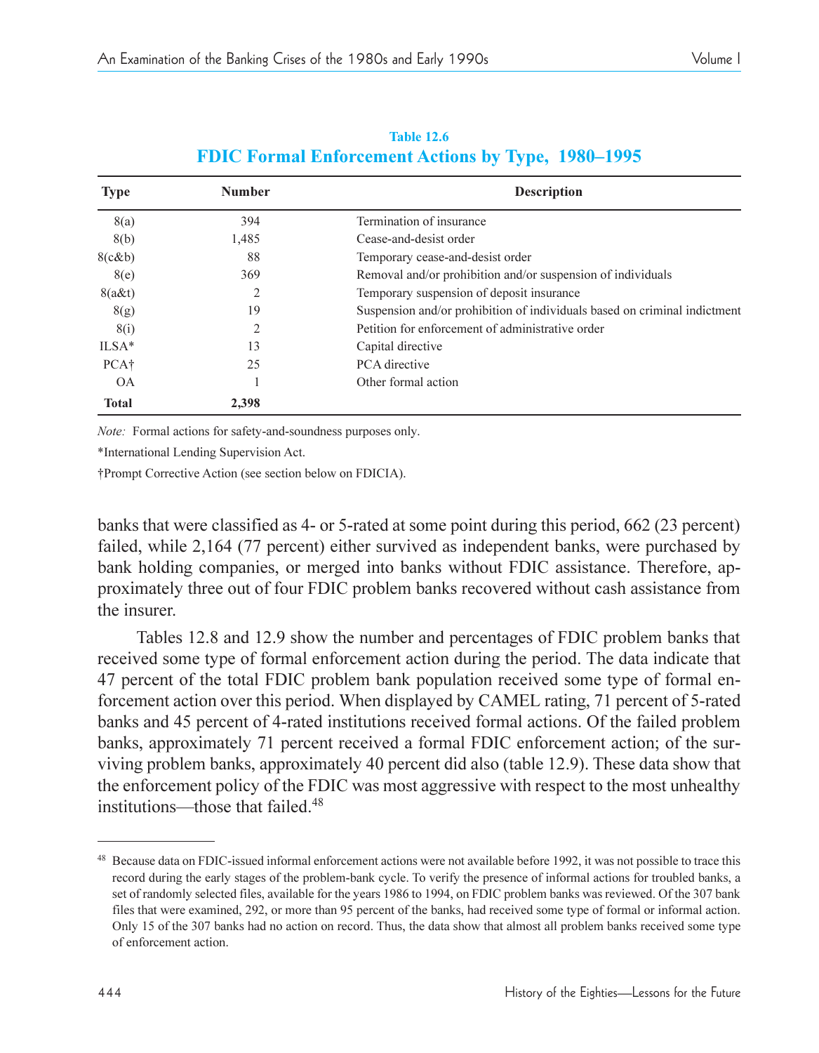Table 12.6

## FDIC Formal Enforcement Actions by Type, 1980–1995

| Type | Number | Description |
|---|---|---|
| 8(a) | 394 | Termination of insurance |
| 8(b) | 1,485 | Cease-and-desist order |
| 8(c&b) | 88 | Temporary cease-and-desist order |
| 8(e) | 369 | Removal and/or prohibition and/or suspension of individuals |
| 8(a&t) | 2 | Temporary suspension of deposit insurance |
| 8(g) | 19 | Suspension and/or prohibition of individuals based on criminal indictment |
| 8(i) | 2 | Petition for enforcement of administrative order |
| ILSA* | 13 | Capital directive |
| PCA† | 25 | PCA directive |
| OA | 1 | Other formal action |
| **Total** | **2,398** | |

*Note:* Formal actions for safety-and-soundness purposes only.

*International Lending Supervision Act.

†Prompt Corrective Action (see section below on FDICIA).

banks that were classified as 4- or 5-rated at some point during this period, 662 (23 percent) failed, while 2,164 (77 percent) either survived as independent banks, were purchased by bank holding companies, or merged into banks without FDIC assistance. Therefore, approximately three out of four FDIC problem banks recovered without cash assistance from the insurer.

Tables 12.8 and 12.9 show the number and percentages of FDIC problem banks that received some type of formal enforcement action during the period. The data indicate that 47 percent of the total FDIC problem bank population received some type of formal enforcement action over this period. When displayed by CAMEL rating, 71 percent of 5-rated banks and 45 percent of 4-rated institutions received formal actions. Of the failed problem banks, approximately 71 percent received a formal FDIC enforcement action; of the surviving problem banks, approximately 40 percent did also (table 12.9). These data show that the enforcement policy of the FDIC was most aggressive with respect to the most unhealthy institutions—those that failed.[48]

[48] Because data on FDIC-issued informal enforcement actions were not available before 1992, it was not possible to trace this record during the early stages of the problem-bank cycle. To verify the presence of informal actions for troubled banks, a set of randomly selected files, available for the years 1986 to 1994, on FDIC problem banks was reviewed. Of the 307 bank files that were examined, 292, or more than 95 percent of the banks, had received some type of formal or informal action. Only 15 of the 307 banks had no action on record. Thus, the data show that almost all problem banks received some type of enforcement action.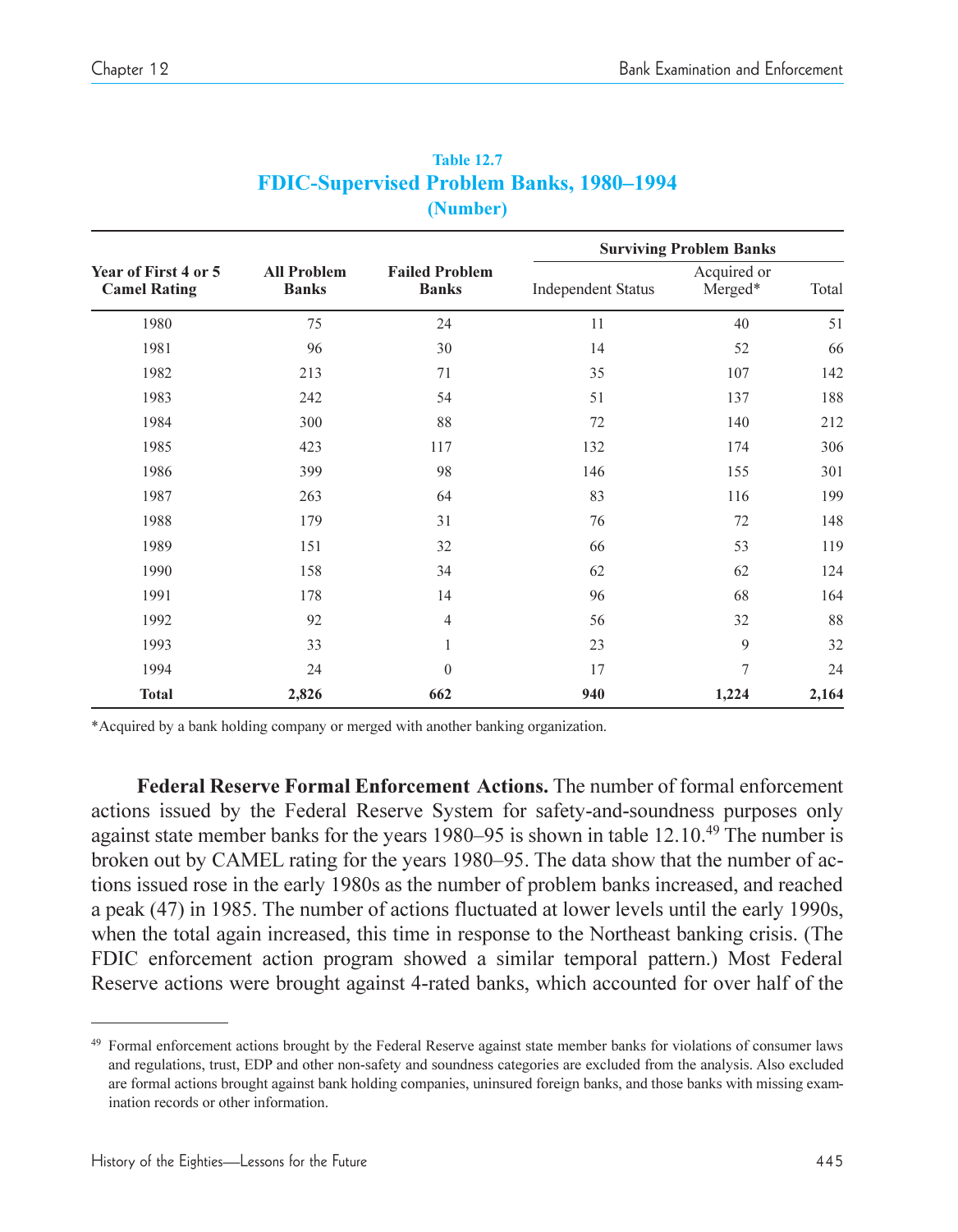**Table 12.7**
## FDIC-Supervised Problem Banks, 1980–1994
**(Number)**

| Year of First 4 or 5 Camel Rating | All Problem Banks | Failed Problem Banks | Surviving Problem Banks | | |
|---|---|---|---|---|---|
| | | | Independent Status | Acquired or Merged* | Total |
| 1980 | 75 | 24 | 11 | 40 | 51 |
| 1981 | 96 | 30 | 14 | 52 | 66 |
| 1982 | 213 | 71 | 35 | 107 | 142 |
| 1983 | 242 | 54 | 51 | 137 | 188 |
| 1984 | 300 | 88 | 72 | 140 | 212 |
| 1985 | 423 | 117 | 132 | 174 | 306 |
| 1986 | 399 | 98 | 146 | 155 | 301 |
| 1987 | 263 | 64 | 83 | 116 | 199 |
| 1988 | 179 | 31 | 76 | 72 | 148 |
| 1989 | 151 | 32 | 66 | 53 | 119 |
| 1990 | 158 | 34 | 62 | 62 | 124 |
| 1991 | 178 | 14 | 96 | 68 | 164 |
| 1992 | 92 | 4 | 56 | 32 | 88 |
| 1993 | 33 | 1 | 23 | 9 | 32 |
| 1994 | 24 | 0 | 17 | 7 | 24 |
| **Total** | **2,826** | **662** | **940** | **1,224** | **2,164** |

*Acquired by a bank holding company or merged with another banking organization.

**Federal Reserve Formal Enforcement Actions.** The number of formal enforcement actions issued by the Federal Reserve System for safety-and-soundness purposes only against state member banks for the years 1980–95 is shown in table 12.10.[49] The number is broken out by CAMEL rating for the years 1980–95. The data show that the number of actions issued rose in the early 1980s as the number of problem banks increased, and reached a peak (47) in 1985. The number of actions fluctuated at lower levels until the early 1990s, when the total again increased, this time in response to the Northeast banking crisis. (The FDIC enforcement action program showed a similar temporal pattern.) Most Federal Reserve actions were brought against 4-rated banks, which accounted for over half of the

[49] Formal enforcement actions brought by the Federal Reserve against state member banks for violations of consumer laws and regulations, trust, EDP and other non-safety and soundness categories are excluded from the analysis. Also excluded are formal actions brought against bank holding companies, uninsured foreign banks, and those banks with missing examination records or other information.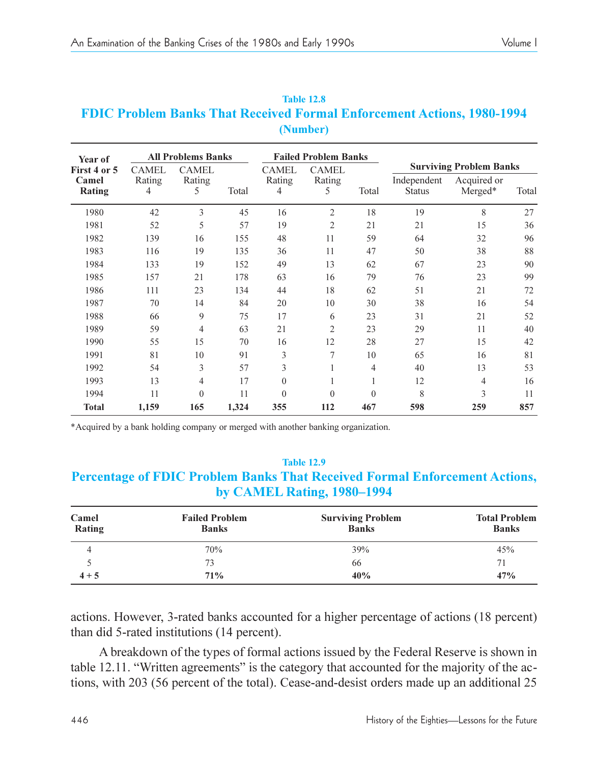**Table 12.8**

**FDIC Problem Banks That Received Formal Enforcement Actions, 1980-1994 (Number)**

| Year of First 4 or 5 Camel Rating | All Problems Banks | | | Failed Problem Banks | | | Surviving Problem Banks | | |
|---|---|---|---|---|---|---|---|---|---|
| | CAMEL Rating 4 | CAMEL Rating 5 | Total | CAMEL Rating 4 | CAMEL Rating 5 | Total | Independent Status | Acquired or Merged* | Total |
| 1980 | 42 | 3 | 45 | 16 | 2 | 18 | 19 | 8 | 27 |
| 1981 | 52 | 5 | 57 | 19 | 2 | 21 | 21 | 15 | 36 |
| 1982 | 139 | 16 | 155 | 48 | 11 | 59 | 64 | 32 | 96 |
| 1983 | 116 | 19 | 135 | 36 | 11 | 47 | 50 | 38 | 88 |
| 1984 | 133 | 19 | 152 | 49 | 13 | 62 | 67 | 23 | 90 |
| 1985 | 157 | 21 | 178 | 63 | 16 | 79 | 76 | 23 | 99 |
| 1986 | 111 | 23 | 134 | 44 | 18 | 62 | 51 | 21 | 72 |
| 1987 | 70 | 14 | 84 | 20 | 10 | 30 | 38 | 16 | 54 |
| 1988 | 66 | 9 | 75 | 17 | 6 | 23 | 31 | 21 | 52 |
| 1989 | 59 | 4 | 63 | 21 | 2 | 23 | 29 | 11 | 40 |
| 1990 | 55 | 15 | 70 | 16 | 12 | 28 | 27 | 15 | 42 |
| 1991 | 81 | 10 | 91 | 3 | 7 | 10 | 65 | 16 | 81 |
| 1992 | 54 | 3 | 57 | 3 | 1 | 4 | 40 | 13 | 53 |
| 1993 | 13 | 4 | 17 | 0 | 1 | 1 | 12 | 4 | 16 |
| 1994 | 11 | 0 | 11 | 0 | 0 | 0 | 8 | 3 | 11 |
| **Total** | **1,159** | **165** | **1,324** | **355** | **112** | **467** | **598** | **259** | **857** |

*Acquired by a bank holding company or merged with another banking organization.

**Table 12.9**

**Percentage of FDIC Problem Banks That Received Formal Enforcement Actions, by CAMEL Rating, 1980–1994**

| Camel Rating | Failed Problem Banks | Surviving Problem Banks | Total Problem Banks |
|---|---|---|---|
| 4 | 70% | 39% | 45% |
| 5 | 73 | 66 | 71 |
| **4 + 5** | **71%** | **40%** | **47%** |

actions. However, 3-rated banks accounted for a higher percentage of actions (18 percent) than did 5-rated institutions (14 percent).

A breakdown of the types of formal actions issued by the Federal Reserve is shown in table 12.11. "Written agreements" is the category that accounted for the majority of the actions, with 203 (56 percent of the total). Cease-and-desist orders made up an additional 25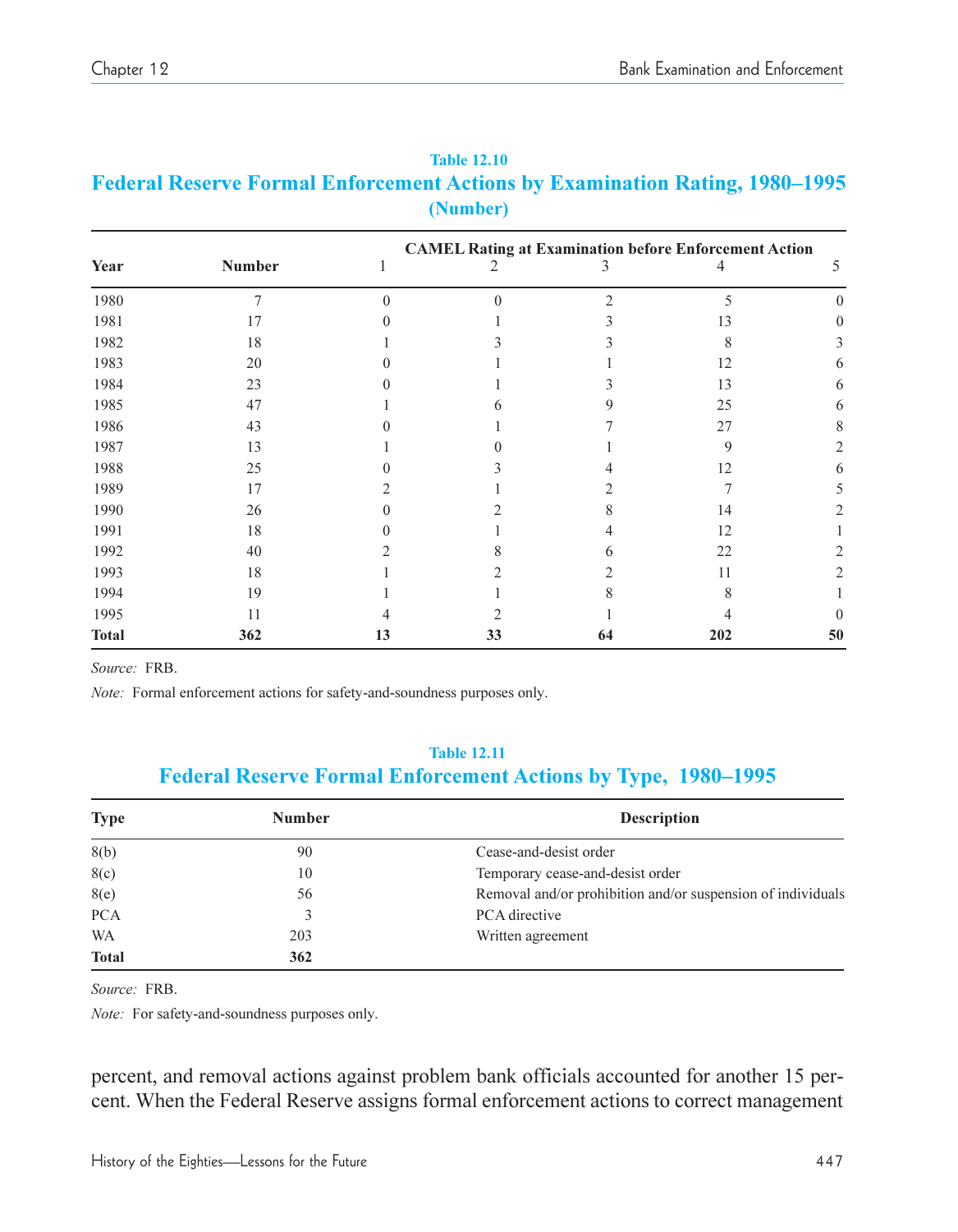**Table 12.10**

**Federal Reserve Formal Enforcement Actions by Examination Rating, 1980–1995**

**(Number)**

| Year | Number | CAMEL Rating at Examination before Enforcement Action | | | | |
|---|---|---|---|---|---|---|
| | | 1 | 2 | 3 | 4 | 5 |
| 1980 | 7 | 0 | 0 | 2 | 5 | 0 |
| 1981 | 17 | 0 | 1 | 3 | 13 | 0 |
| 1982 | 18 | 1 | 3 | 3 | 8 | 3 |
| 1983 | 20 | 0 | 1 | 1 | 12 | 6 |
| 1984 | 23 | 0 | 1 | 3 | 13 | 6 |
| 1985 | 47 | 1 | 6 | 9 | 25 | 6 |
| 1986 | 43 | 0 | 1 | 7 | 27 | 8 |
| 1987 | 13 | 1 | 0 | 1 | 9 | 2 |
| 1988 | 25 | 0 | 3 | 4 | 12 | 6 |
| 1989 | 17 | 2 | 1 | 2 | 7 | 5 |
| 1990 | 26 | 0 | 2 | 8 | 14 | 2 |
| 1991 | 18 | 0 | 1 | 4 | 12 | 1 |
| 1992 | 40 | 2 | 8 | 6 | 22 | 2 |
| 1993 | 18 | 1 | 2 | 2 | 11 | 2 |
| 1994 | 19 | 1 | 1 | 8 | 8 | 1 |
| 1995 | 11 | 4 | 2 | 1 | 4 | 0 |
| **Total** | **362** | **13** | **33** | **64** | **202** | **50** |

*Source:* FRB.

*Note:* Formal enforcement actions for safety-and-soundness purposes only.

**Table 12.11**

**Federal Reserve Formal Enforcement Actions by Type, 1980–1995**

| Type | Number | Description |
|---|---|---|
| 8(b) | 90 | Cease-and-desist order |
| 8(c) | 10 | Temporary cease-and-desist order |
| 8(e) | 56 | Removal and/or prohibition and/or suspension of individuals |
| PCA | 3 | PCA directive |
| WA | 203 | Written agreement |
| **Total** | **362** | |

*Source:* FRB.

*Note:* For safety-and-soundness purposes only.

percent, and removal actions against problem bank officials accounted for another 15 percent. When the Federal Reserve assigns formal enforcement actions to correct management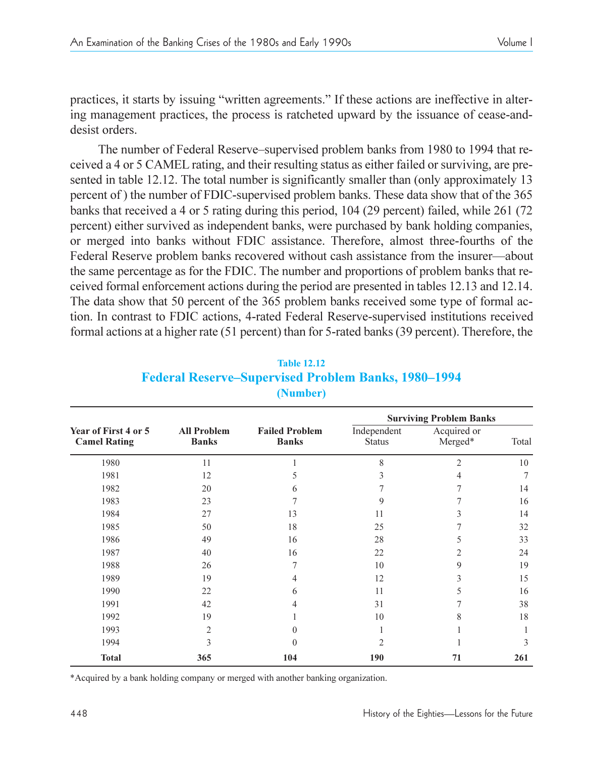practices, it starts by issuing "written agreements." If these actions are ineffective in altering management practices, the process is ratcheted upward by the issuance of cease-and-desist orders.

The number of Federal Reserve–supervised problem banks from 1980 to 1994 that received a 4 or 5 CAMEL rating, and their resulting status as either failed or surviving, are presented in table 12.12. The total number is significantly smaller than (only approximately 13 percent of ) the number of FDIC-supervised problem banks. These data show that of the 365 banks that received a 4 or 5 rating during this period, 104 (29 percent) failed, while 261 (72 percent) either survived as independent banks, were purchased by bank holding companies, or merged into banks without FDIC assistance. Therefore, almost three-fourths of the Federal Reserve problem banks recovered without cash assistance from the insurer—about the same percentage as for the FDIC. The number and proportions of problem banks that received formal enforcement actions during the period are presented in tables 12.13 and 12.14. The data show that 50 percent of the 365 problem banks received some type of formal action. In contrast to FDIC actions, 4-rated Federal Reserve-supervised institutions received formal actions at a higher rate (51 percent) than for 5-rated banks (39 percent). Therefore, the

**Table 12.12**
**Federal Reserve–Supervised Problem Banks, 1980–1994**
**(Number)**

| Year of First 4 or 5 Camel Rating | All Problem Banks | Failed Problem Banks | Surviving Problem Banks | | |
|---|---|---|---|---|---|
| | | | Independent Status | Acquired or Merged* | Total |
| 1980 | 11 | 1 | 8 | 2 | 10 |
| 1981 | 12 | 5 | 3 | 4 | 7 |
| 1982 | 20 | 6 | 7 | 7 | 14 |
| 1983 | 23 | 7 | 9 | 7 | 16 |
| 1984 | 27 | 13 | 11 | 3 | 14 |
| 1985 | 50 | 18 | 25 | 7 | 32 |
| 1986 | 49 | 16 | 28 | 5 | 33 |
| 1987 | 40 | 16 | 22 | 2 | 24 |
| 1988 | 26 | 7 | 10 | 9 | 19 |
| 1989 | 19 | 4 | 12 | 3 | 15 |
| 1990 | 22 | 6 | 11 | 5 | 16 |
| 1991 | 42 | 4 | 31 | 7 | 38 |
| 1992 | 19 | 1 | 10 | 8 | 18 |
| 1993 | 2 | 0 | 1 | 1 | 1 |
| 1994 | 3 | 0 | 2 | 1 | 3 |
| **Total** | **365** | **104** | **190** | **71** | **261** |

*Acquired by a bank holding company or merged with another banking organization.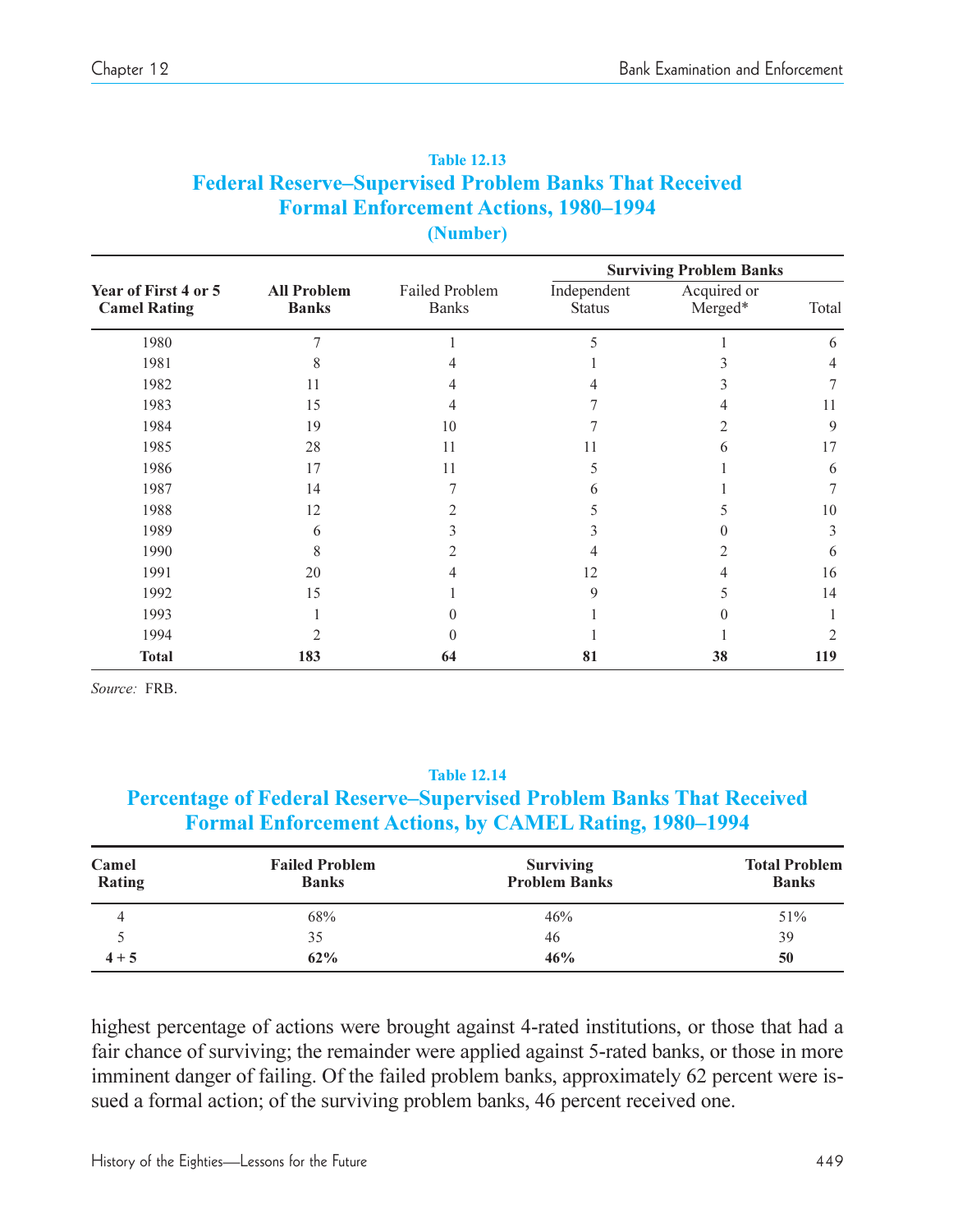**Table 12.13**

**Federal Reserve–Supervised Problem Banks That Received Formal Enforcement Actions, 1980–1994**

**(Number)**

| Year of First 4 or 5 Camel Rating | All Problem Banks | Failed Problem Banks | Surviving Problem Banks | | |
|---|---|---|---|---|---|
| | | | Independent Status | Acquired or Merged* | Total |
| 1980 | 7 | 1 | 5 | 1 | 6 |
| 1981 | 8 | 4 | 1 | 3 | 4 |
| 1982 | 11 | 4 | 4 | 3 | 7 |
| 1983 | 15 | 4 | 7 | 4 | 11 |
| 1984 | 19 | 10 | 7 | 2 | 9 |
| 1985 | 28 | 11 | 11 | 6 | 17 |
| 1986 | 17 | 11 | 5 | 1 | 6 |
| 1987 | 14 | 7 | 6 | 1 | 7 |
| 1988 | 12 | 2 | 5 | 5 | 10 |
| 1989 | 6 | 3 | 3 | 0 | 3 |
| 1990 | 8 | 2 | 4 | 2 | 6 |
| 1991 | 20 | 4 | 12 | 4 | 16 |
| 1992 | 15 | 1 | 9 | 5 | 14 |
| 1993 | 1 | 0 | 1 | 0 | 1 |
| 1994 | 2 | 0 | 1 | 1 | 2 |
| **Total** | **183** | **64** | **81** | **38** | **119** |

*Source:* FRB.

**Table 12.14**

**Percentage of Federal Reserve–Supervised Problem Banks That Received Formal Enforcement Actions, by CAMEL Rating, 1980–1994**

| Camel Rating | Failed Problem Banks | Surviving Problem Banks | Total Problem Banks |
|---|---|---|---|
| 4 | 68% | 46% | 51% |
| 5 | 35 | 46 | 39 |
| **4 + 5** | **62%** | **46%** | **50** |

highest percentage of actions were brought against 4-rated institutions, or those that had a fair chance of surviving; the remainder were applied against 5-rated banks, or those in more imminent danger of failing. Of the failed problem banks, approximately 62 percent were issued a formal action; of the surviving problem banks, 46 percent received one.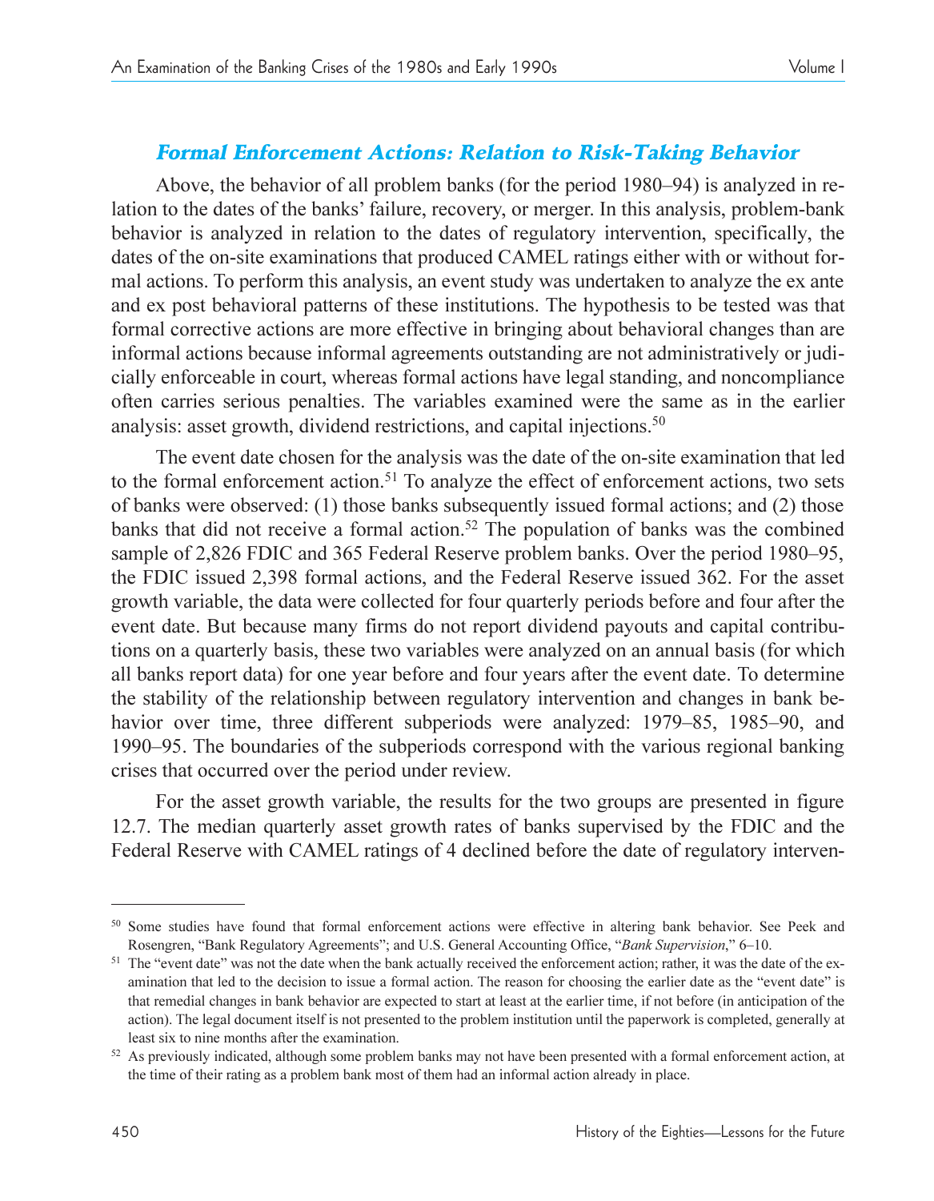### *Formal Enforcement Actions: Relation to Risk-Taking Behavior*

Above, the behavior of all problem banks (for the period 1980–94) is analyzed in relation to the dates of the banks' failure, recovery, or merger. In this analysis, problem-bank behavior is analyzed in relation to the dates of regulatory intervention, specifically, the dates of the on-site examinations that produced CAMEL ratings either with or without formal actions. To perform this analysis, an event study was undertaken to analyze the ex ante and ex post behavioral patterns of these institutions. The hypothesis to be tested was that formal corrective actions are more effective in bringing about behavioral changes than are informal actions because informal agreements outstanding are not administratively or judicially enforceable in court, whereas formal actions have legal standing, and noncompliance often carries serious penalties. The variables examined were the same as in the earlier analysis: asset growth, dividend restrictions, and capital injections.[50]

The event date chosen for the analysis was the date of the on-site examination that led to the formal enforcement action.[51] To analyze the effect of enforcement actions, two sets of banks were observed: (1) those banks subsequently issued formal actions; and (2) those banks that did not receive a formal action.[52] The population of banks was the combined sample of 2,826 FDIC and 365 Federal Reserve problem banks. Over the period 1980–95, the FDIC issued 2,398 formal actions, and the Federal Reserve issued 362. For the asset growth variable, the data were collected for four quarterly periods before and four after the event date. But because many firms do not report dividend payouts and capital contributions on a quarterly basis, these two variables were analyzed on an annual basis (for which all banks report data) for one year before and four years after the event date. To determine the stability of the relationship between regulatory intervention and changes in bank behavior over time, three different subperiods were analyzed: 1979–85, 1985–90, and 1990–95. The boundaries of the subperiods correspond with the various regional banking crises that occurred over the period under review.

For the asset growth variable, the results for the two groups are presented in figure 12.7. The median quarterly asset growth rates of banks supervised by the FDIC and the Federal Reserve with CAMEL ratings of 4 declined before the date of regulatory interven-

---

[50] Some studies have found that formal enforcement actions were effective in altering bank behavior. See Peek and Rosengren, "Bank Regulatory Agreements"; and U.S. General Accounting Office, "*Bank Supervision*," 6–10.

[51] The "event date" was not the date when the bank actually received the enforcement action; rather, it was the date of the examination that led to the decision to issue a formal action. The reason for choosing the earlier date as the "event date" is that remedial changes in bank behavior are expected to start at least at the earlier time, if not before (in anticipation of the action). The legal document itself is not presented to the problem institution until the paperwork is completed, generally at least six to nine months after the examination.

[52] As previously indicated, although some problem banks may not have been presented with a formal enforcement action, at the time of their rating as a problem bank most of them had an informal action already in place.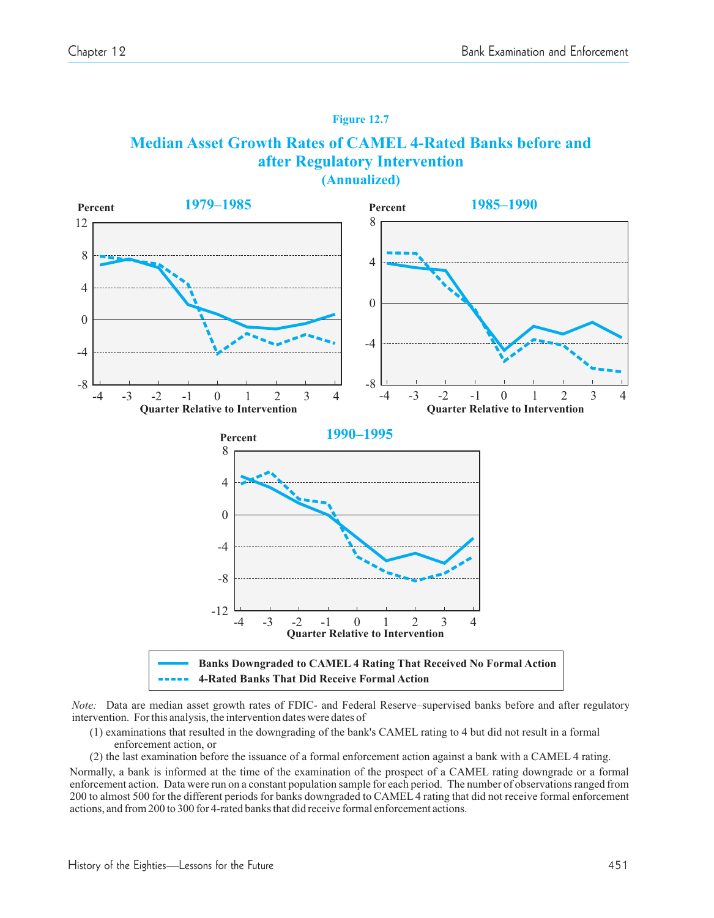Figure 12.7

**Median Asset Growth Rates of CAMEL 4-Rated Banks before and after Regulatory Intervention**
**(Annualized)**

*Note:* Data are median asset growth rates of FDIC- and Federal Reserve–supervised banks before and after regulatory intervention. For this analysis, the intervention dates were dates of

(1) examinations that resulted in the downgrading of the bank's CAMEL rating to 4 but did not result in a formal enforcement action, or

(2) the last examination before the issuance of a formal enforcement action against a bank with a CAMEL 4 rating.

Normally, a bank is informed at the time of the examination of the prospect of a CAMEL rating downgrade or a formal enforcement action. Data were run on a constant population sample for each period. The number of observations ranged from 200 to almost 500 for the different periods for banks downgraded to CAMEL 4 rating that did not receive formal enforcement actions, and from 200 to 300 for 4-rated banks that did receive formal enforcement actions.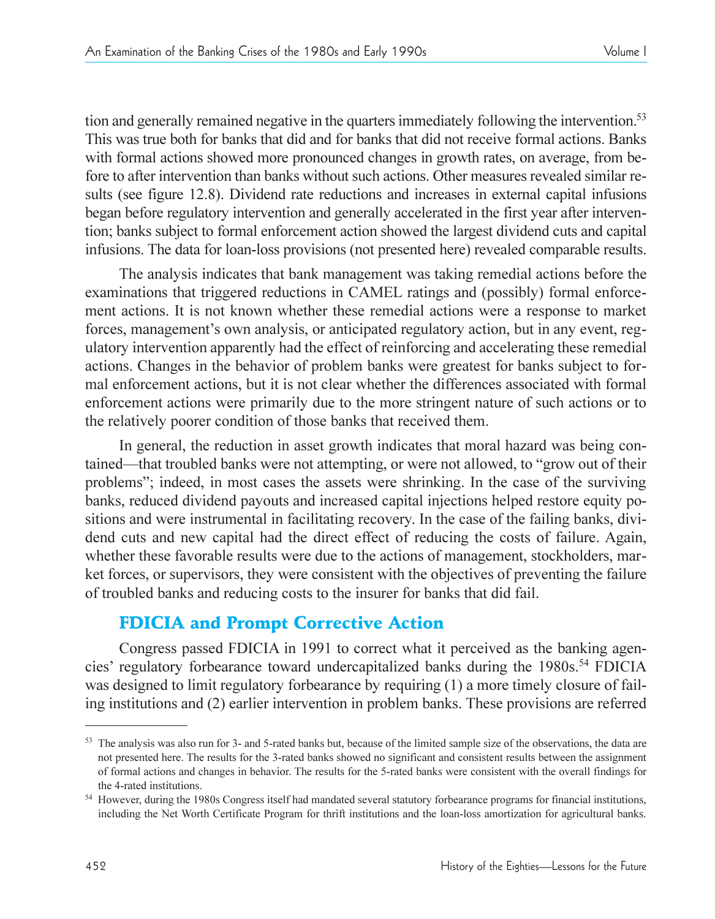tion and generally remained negative in the quarters immediately following the intervention.[53] This was true both for banks that did and for banks that did not receive formal actions. Banks with formal actions showed more pronounced changes in growth rates, on average, from before to after intervention than banks without such actions. Other measures revealed similar results (see figure 12.8). Dividend rate reductions and increases in external capital infusions began before regulatory intervention and generally accelerated in the first year after intervention; banks subject to formal enforcement action showed the largest dividend cuts and capital infusions. The data for loan-loss provisions (not presented here) revealed comparable results.

The analysis indicates that bank management was taking remedial actions before the examinations that triggered reductions in CAMEL ratings and (possibly) formal enforcement actions. It is not known whether these remedial actions were a response to market forces, management's own analysis, or anticipated regulatory action, but in any event, regulatory intervention apparently had the effect of reinforcing and accelerating these remedial actions. Changes in the behavior of problem banks were greatest for banks subject to formal enforcement actions, but it is not clear whether the differences associated with formal enforcement actions were primarily due to the more stringent nature of such actions or to the relatively poorer condition of those banks that received them.

In general, the reduction in asset growth indicates that moral hazard was being contained—that troubled banks were not attempting, or were not allowed, to "grow out of their problems"; indeed, in most cases the assets were shrinking. In the case of the surviving banks, reduced dividend payouts and increased capital injections helped restore equity positions and were instrumental in facilitating recovery. In the case of the failing banks, dividend cuts and new capital had the direct effect of reducing the costs of failure. Again, whether these favorable results were due to the actions of management, stockholders, market forces, or supervisors, they were consistent with the objectives of preventing the failure of troubled banks and reducing costs to the insurer for banks that did fail.

## FDICIA and Prompt Corrective Action

Congress passed FDICIA in 1991 to correct what it perceived as the banking agencies' regulatory forbearance toward undercapitalized banks during the 1980s.[54] FDICIA was designed to limit regulatory forbearance by requiring (1) a more timely closure of failing institutions and (2) earlier intervention in problem banks. These provisions are referred

---

[53] The analysis was also run for 3- and 5-rated banks but, because of the limited sample size of the observations, the data are not presented here. The results for the 3-rated banks showed no significant and consistent results between the assignment of formal actions and changes in behavior. The results for the 5-rated banks were consistent with the overall findings for the 4-rated institutions.

[54] However, during the 1980s Congress itself had mandated several statutory forbearance programs for financial institutions, including the Net Worth Certificate Program for thrift institutions and the loan-loss amortization for agricultural banks.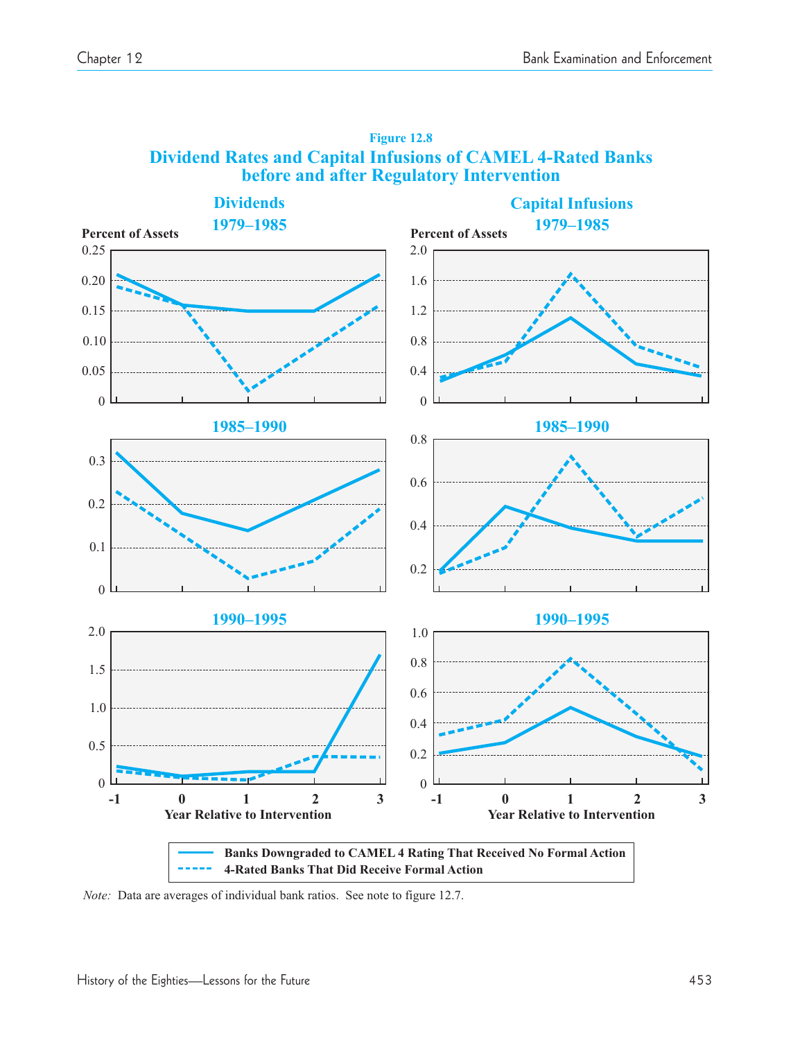**Figure 12.8**

**Dividend Rates and Capital Infusions of CAMEL 4-Rated Banks before and after Regulatory Intervention**

| | Dividends | Capital Infusions |
|---|---|---|
| Panels | 1979–1985, 1985–1990, 1990–1995 | 1979–1985, 1985–1990, 1990–1995 |
| Y-axis | Percent of Assets | Percent of Assets |
| X-axis | Year Relative to Intervention (-1, 0, 1, 2, 3) | Year Relative to Intervention (-1, 0, 1, 2, 3) |

Legend:
- Banks Downgraded to CAMEL 4 Rating That Received No Formal Action (solid line)
- 4-Rated Banks That Did Receive Formal Action (dashed line)

*Note:* Data are averages of individual bank ratios. See note to figure 12.7.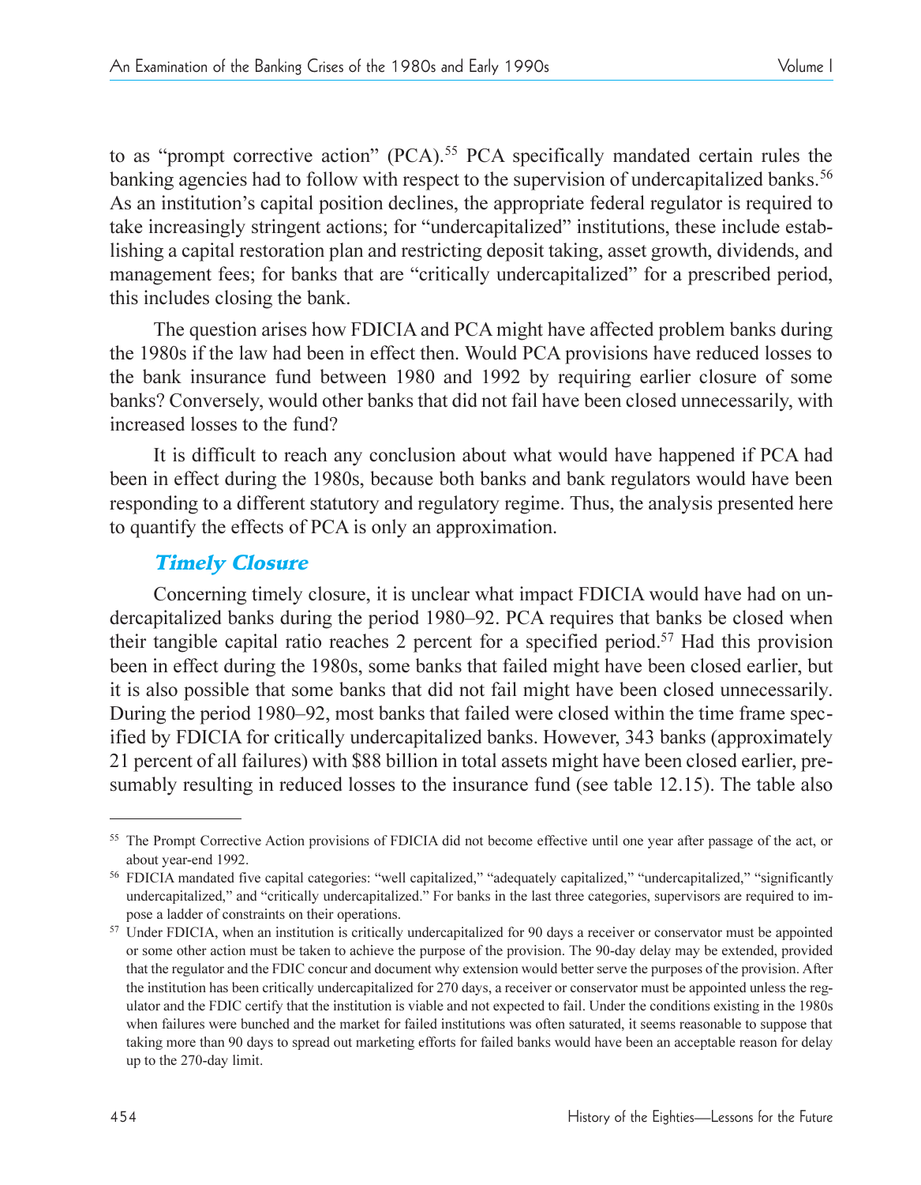to as "prompt corrective action" (PCA).[55] PCA specifically mandated certain rules the banking agencies had to follow with respect to the supervision of undercapitalized banks.[56] As an institution's capital position declines, the appropriate federal regulator is required to take increasingly stringent actions; for "undercapitalized" institutions, these include establishing a capital restoration plan and restricting deposit taking, asset growth, dividends, and management fees; for banks that are "critically undercapitalized" for a prescribed period, this includes closing the bank.

The question arises how FDICIA and PCA might have affected problem banks during the 1980s if the law had been in effect then. Would PCA provisions have reduced losses to the bank insurance fund between 1980 and 1992 by requiring earlier closure of some banks? Conversely, would other banks that did not fail have been closed unnecessarily, with increased losses to the fund?

It is difficult to reach any conclusion about what would have happened if PCA had been in effect during the 1980s, because both banks and bank regulators would have been responding to a different statutory and regulatory regime. Thus, the analysis presented here to quantify the effects of PCA is only an approximation.

### *Timely Closure*

Concerning timely closure, it is unclear what impact FDICIA would have had on undercapitalized banks during the period 1980–92. PCA requires that banks be closed when their tangible capital ratio reaches 2 percent for a specified period.[57] Had this provision been in effect during the 1980s, some banks that failed might have been closed earlier, but it is also possible that some banks that did not fail might have been closed unnecessarily. During the period 1980–92, most banks that failed were closed within the time frame specified by FDICIA for critically undercapitalized banks. However, 343 banks (approximately 21 percent of all failures) with \$88 billion in total assets might have been closed earlier, presumably resulting in reduced losses to the insurance fund (see table 12.15). The table also

---

[55] The Prompt Corrective Action provisions of FDICIA did not become effective until one year after passage of the act, or about year-end 1992.

[56] FDICIA mandated five capital categories: "well capitalized," "adequately capitalized," "undercapitalized," "significantly undercapitalized," and "critically undercapitalized." For banks in the last three categories, supervisors are required to impose a ladder of constraints on their operations.

[57] Under FDICIA, when an institution is critically undercapitalized for 90 days a receiver or conservator must be appointed or some other action must be taken to achieve the purpose of the provision. The 90-day delay may be extended, provided that the regulator and the FDIC concur and document why extension would better serve the purposes of the provision. After the institution has been critically undercapitalized for 270 days, a receiver or conservator must be appointed unless the regulator and the FDIC certify that the institution is viable and not expected to fail. Under the conditions existing in the 1980s when failures were bunched and the market for failed institutions was often saturated, it seems reasonable to suppose that taking more than 90 days to spread out marketing efforts for failed banks would have been an acceptable reason for delay up to the 270-day limit.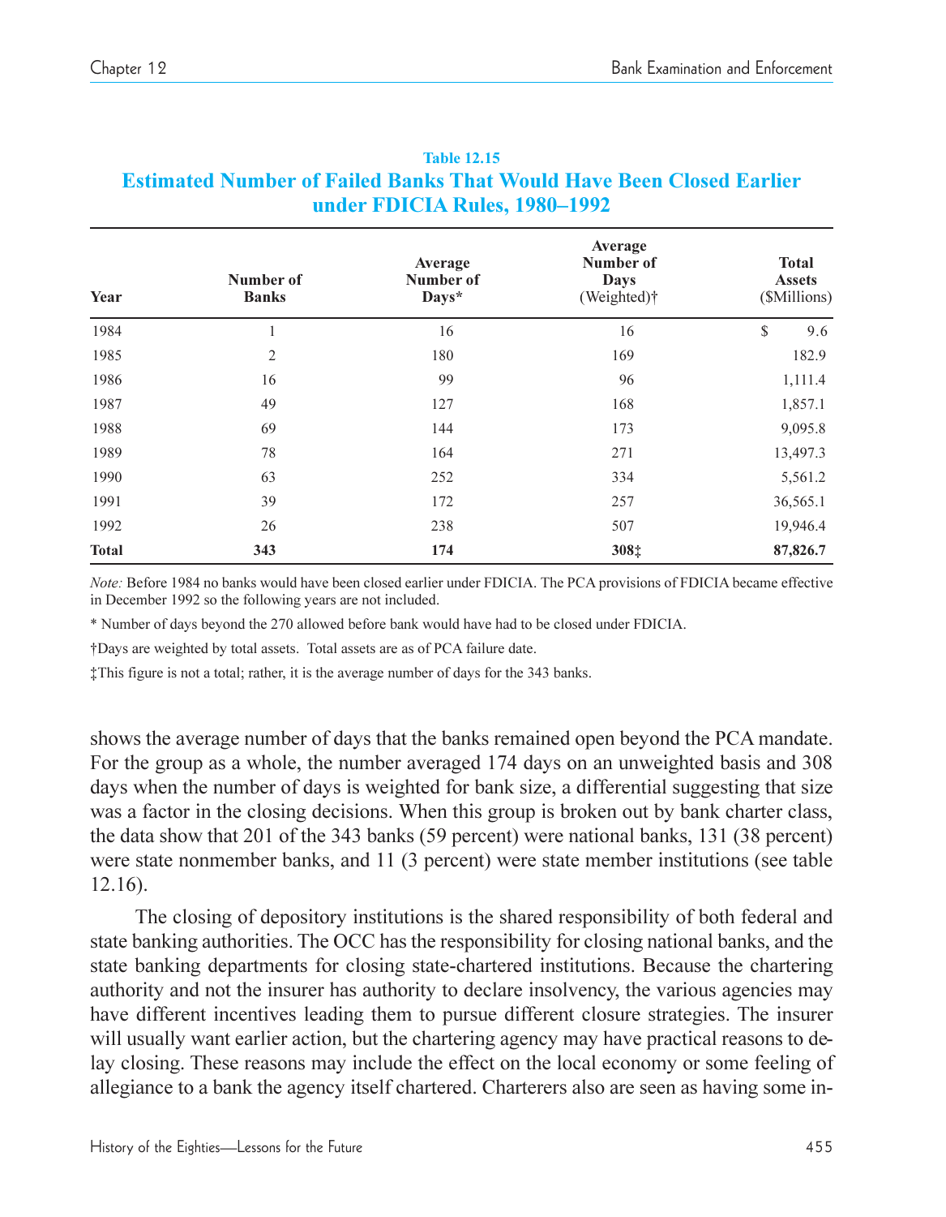**Table 12.15**

**Estimated Number of Failed Banks That Would Have Been Closed Earlier under FDICIA Rules, 1980–1992**

| Year | Number of Banks | Average Number of Days* | Average Number of Days (Weighted)† | Total Assets ($Millions) |
|---|---|---|---|---|
| 1984 | 1 | 16 | 16 | $ 9.6 |
| 1985 | 2 | 180 | 169 | 182.9 |
| 1986 | 16 | 99 | 96 | 1,111.4 |
| 1987 | 49 | 127 | 168 | 1,857.1 |
| 1988 | 69 | 144 | 173 | 9,095.8 |
| 1989 | 78 | 164 | 271 | 13,497.3 |
| 1990 | 63 | 252 | 334 | 5,561.2 |
| 1991 | 39 | 172 | 257 | 36,565.1 |
| 1992 | 26 | 238 | 507 | 19,946.4 |
| **Total** | **343** | **174** | **308‡** | **87,826.7** |

*Note:* Before 1984 no banks would have been closed earlier under FDICIA. The PCA provisions of FDICIA became effective in December 1992 so the following years are not included.

* Number of days beyond the 270 allowed before bank would have had to be closed under FDICIA.

†Days are weighted by total assets. Total assets are as of PCA failure date.

‡This figure is not a total; rather, it is the average number of days for the 343 banks.

shows the average number of days that the banks remained open beyond the PCA mandate. For the group as a whole, the number averaged 174 days on an unweighted basis and 308 days when the number of days is weighted for bank size, a differential suggesting that size was a factor in the closing decisions. When this group is broken out by bank charter class, the data show that 201 of the 343 banks (59 percent) were national banks, 131 (38 percent) were state nonmember banks, and 11 (3 percent) were state member institutions (see table 12.16).

The closing of depository institutions is the shared responsibility of both federal and state banking authorities. The OCC has the responsibility for closing national banks, and the state banking departments for closing state-chartered institutions. Because the chartering authority and not the insurer has authority to declare insolvency, the various agencies may have different incentives leading them to pursue different closure strategies. The insurer will usually want earlier action, but the chartering agency may have practical reasons to delay closing. These reasons may include the effect on the local economy or some feeling of allegiance to a bank the agency itself chartered. Charterers also are seen as having some in-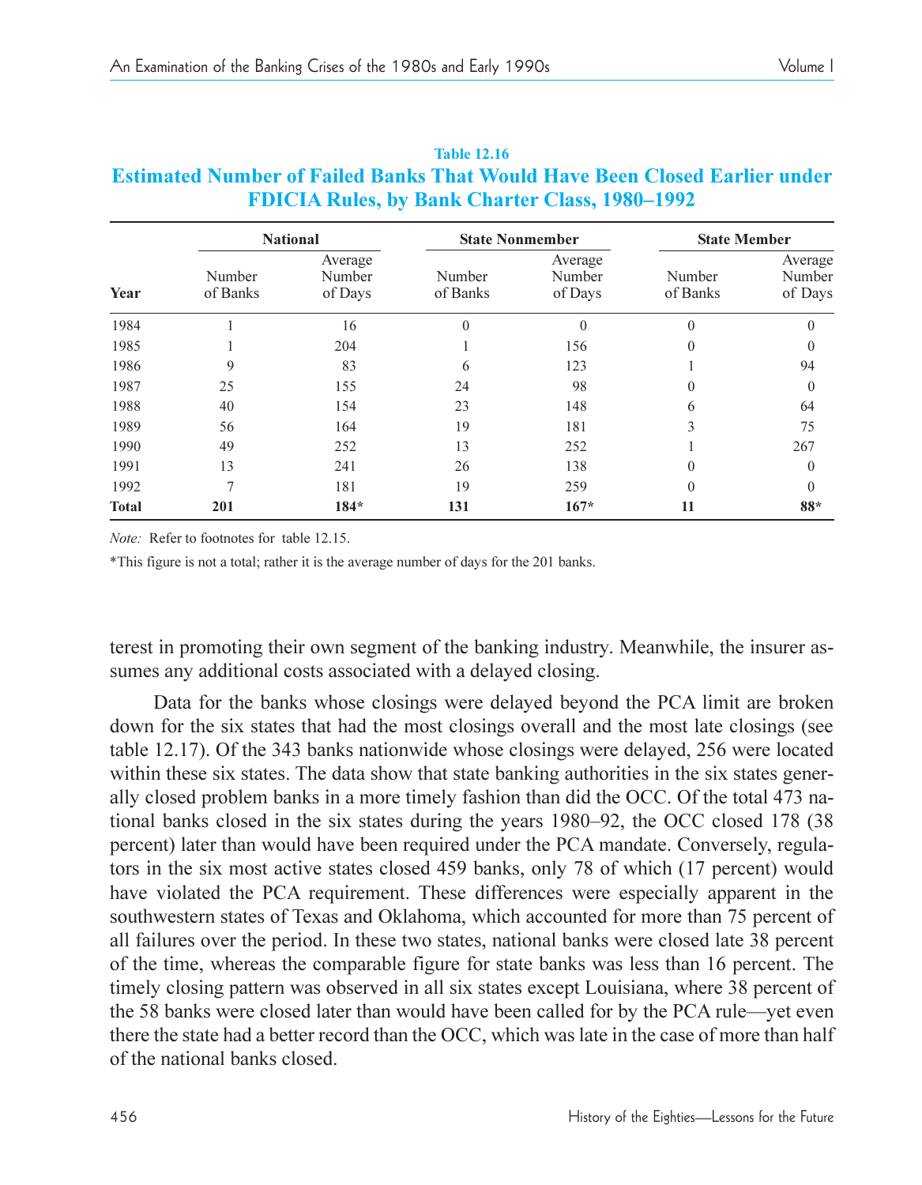**Table 12.16**

## Estimated Number of Failed Banks That Would Have Been Closed Earlier under FDICIA Rules, by Bank Charter Class, 1980–1992

| Year | National | | State Nonmember | | State Member | |
|---|---|---|---|---|---|---|
| | Number of Banks | Average Number of Days | Number of Banks | Average Number of Days | Number of Banks | Average Number of Days |
| 1984 | 1 | 16 | 0 | 0 | 0 | 0 |
| 1985 | 1 | 204 | 1 | 156 | 0 | 0 |
| 1986 | 9 | 83 | 6 | 123 | 1 | 94 |
| 1987 | 25 | 155 | 24 | 98 | 0 | 0 |
| 1988 | 40 | 154 | 23 | 148 | 6 | 64 |
| 1989 | 56 | 164 | 19 | 181 | 3 | 75 |
| 1990 | 49 | 252 | 13 | 252 | 1 | 267 |
| 1991 | 13 | 241 | 26 | 138 | 0 | 0 |
| 1992 | 7 | 181 | 19 | 259 | 0 | 0 |
| **Total** | **201** | **184*** | **131** | **167*** | **11** | **88*** |

*Note:* Refer to footnotes for table 12.15.

*This figure is not a total; rather it is the average number of days for the 201 banks.

terest in promoting their own segment of the banking industry. Meanwhile, the insurer assumes any additional costs associated with a delayed closing.

Data for the banks whose closings were delayed beyond the PCA limit are broken down for the six states that had the most closings overall and the most late closings (see table 12.17). Of the 343 banks nationwide whose closings were delayed, 256 were located within these six states. The data show that state banking authorities in the six states generally closed problem banks in a more timely fashion than did the OCC. Of the total 473 national banks closed in the six states during the years 1980–92, the OCC closed 178 (38 percent) later than would have been required under the PCA mandate. Conversely, regulators in the six most active states closed 459 banks, only 78 of which (17 percent) would have violated the PCA requirement. These differences were especially apparent in the southwestern states of Texas and Oklahoma, which accounted for more than 75 percent of all failures over the period. In these two states, national banks were closed late 38 percent of the time, whereas the comparable figure for state banks was less than 16 percent. The timely closing pattern was observed in all six states except Louisiana, where 38 percent of the 58 banks were closed later than would have been called for by the PCA rule—yet even there the state had a better record than the OCC, which was late in the case of more than half of the national banks closed.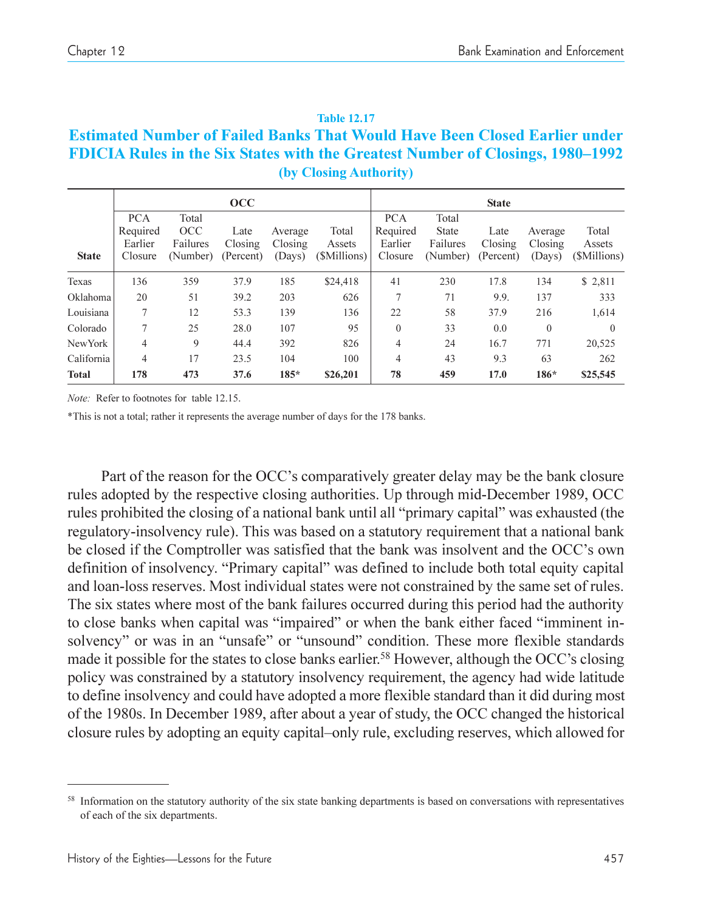**Table 12.17**

## Estimated Number of Failed Banks That Would Have Been Closed Earlier under FDICIA Rules in the Six States with the Greatest Number of Closings, 1980–1992 (by Closing Authority)

| | OCC | | | | | State | | | | |
|---|---|---|---|---|---|---|---|---|---|---|
| State | PCA Required Earlier Closure | Total OCC Failures (Number) | Late Closing (Percent) | Average Closing (Days) | Total Assets ($Millions) | PCA Required Earlier Closure | Total State Failures (Number) | Late Closing (Percent) | Average Closing (Days) | Total Assets ($Millions) |
| Texas | 136 | 359 | 37.9 | 185 | $24,418 | 41 | 230 | 17.8 | 134 | $ 2,811 |
| Oklahoma | 20 | 51 | 39.2 | 203 | 626 | 7 | 71 | 9.9. | 137 | 333 |
| Louisiana | 7 | 12 | 53.3 | 139 | 136 | 22 | 58 | 37.9 | 216 | 1,614 |
| Colorado | 7 | 25 | 28.0 | 107 | 95 | 0 | 33 | 0.0 | 0 | 0 |
| NewYork | 4 | 9 | 44.4 | 392 | 826 | 4 | 24 | 16.7 | 771 | 20,525 |
| California | 4 | 17 | 23.5 | 104 | 100 | 4 | 43 | 9.3 | 63 | 262 |
| **Total** | **178** | **473** | **37.6** | **185*** | **$26,201** | **78** | **459** | **17.0** | **186*** | **$25,545** |

*Note:* Refer to footnotes for table 12.15.

*This is not a total; rather it represents the average number of days for the 178 banks.

Part of the reason for the OCC's comparatively greater delay may be the bank closure rules adopted by the respective closing authorities. Up through mid-December 1989, OCC rules prohibited the closing of a national bank until all "primary capital" was exhausted (the regulatory-insolvency rule). This was based on a statutory requirement that a national bank be closed if the Comptroller was satisfied that the bank was insolvent and the OCC's own definition of insolvency. "Primary capital" was defined to include both total equity capital and loan-loss reserves. Most individual states were not constrained by the same set of rules. The six states where most of the bank failures occurred during this period had the authority to close banks when capital was "impaired" or when the bank either faced "imminent insolvency" or was in an "unsafe" or "unsound" condition. These more flexible standards made it possible for the states to close banks earlier.[58] However, although the OCC's closing policy was constrained by a statutory insolvency requirement, the agency had wide latitude to define insolvency and could have adopted a more flexible standard than it did during most of the 1980s. In December 1989, after about a year of study, the OCC changed the historical closure rules by adopting an equity capital–only rule, excluding reserves, which allowed for

[58] Information on the statutory authority of the six state banking departments is based on conversations with representatives of each of the six departments.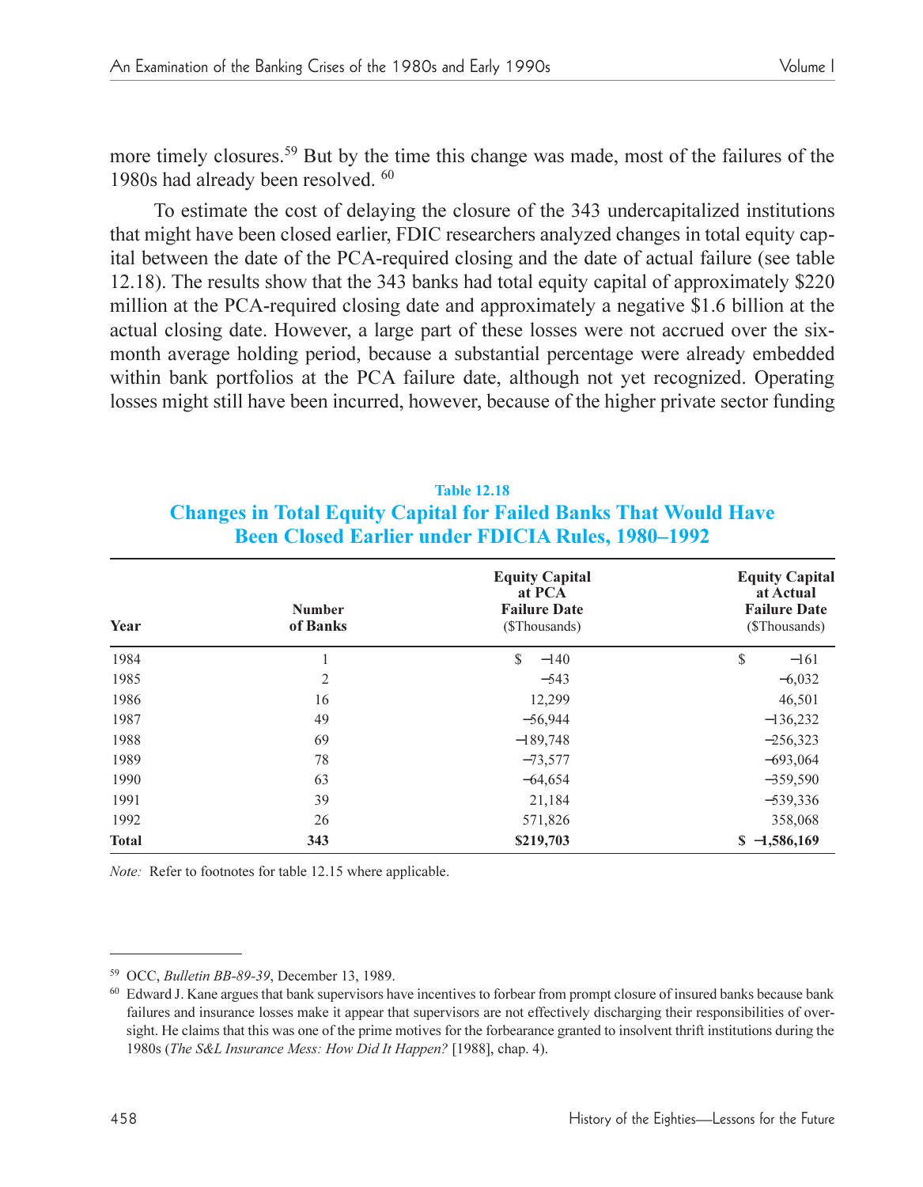more timely closures.[59] But by the time this change was made, most of the failures of the 1980s had already been resolved. [60]

To estimate the cost of delaying the closure of the 343 undercapitalized institutions that might have been closed earlier, FDIC researchers analyzed changes in total equity capital between the date of the PCA-required closing and the date of actual failure (see table 12.18). The results show that the 343 banks had total equity capital of approximately $220 million at the PCA-required closing date and approximately a negative $1.6 billion at the actual closing date. However, a large part of these losses were not accrued over the six-month average holding period, because a substantial percentage were already embedded within bank portfolios at the PCA failure date, although not yet recognized. Operating losses might still have been incurred, however, because of the higher private sector funding

**Table 12.18**

## Changes in Total Equity Capital for Failed Banks That Would Have Been Closed Earlier under FDICIA Rules, 1980–1992

| Year | Number of Banks | Equity Capital at PCA Failure Date ($Thousands) | Equity Capital at Actual Failure Date ($Thousands) |
|---|---|---|---|
| 1984 | 1 | $ −140 | $ −161 |
| 1985 | 2 | −543 | −6,032 |
| 1986 | 16 | 12,299 | 46,501 |
| 1987 | 49 | −56,944 | −136,232 |
| 1988 | 69 | −189,748 | −256,323 |
| 1989 | 78 | −73,577 | −693,064 |
| 1990 | 63 | −64,654 | −359,590 |
| 1991 | 39 | 21,184 | −539,336 |
| 1992 | 26 | 571,826 | 358,068 |
| **Total** | **343** | **$219,703** | **$ −1,586,169** |

*Note:* Refer to footnotes for table 12.15 where applicable.

---

[59] OCC, *Bulletin BB-89-39*, December 13, 1989.

[60] Edward J. Kane argues that bank supervisors have incentives to forbear from prompt closure of insured banks because bank failures and insurance losses make it appear that supervisors are not effectively discharging their responsibilities of oversight. He claims that this was one of the prime motives for the forbearance granted to insolvent thrift institutions during the 1980s (*The S&L Insurance Mess: How Did It Happen?* [1988], chap. 4).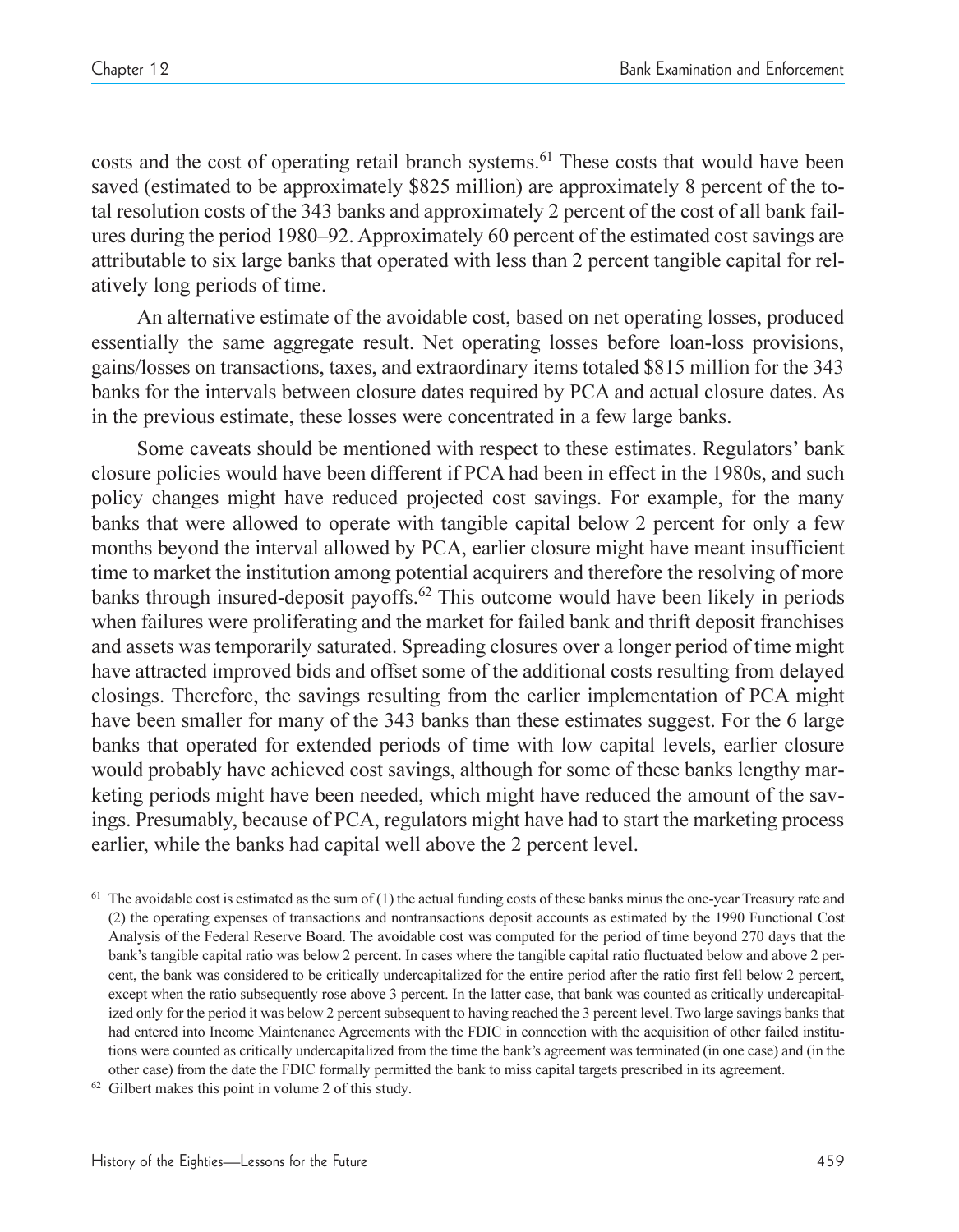costs and the cost of operating retail branch systems.[61] These costs that would have been saved (estimated to be approximately $825 million) are approximately 8 percent of the total resolution costs of the 343 banks and approximately 2 percent of the cost of all bank failures during the period 1980–92. Approximately 60 percent of the estimated cost savings are attributable to six large banks that operated with less than 2 percent tangible capital for relatively long periods of time.

An alternative estimate of the avoidable cost, based on net operating losses, produced essentially the same aggregate result. Net operating losses before loan-loss provisions, gains/losses on transactions, taxes, and extraordinary items totaled $815 million for the 343 banks for the intervals between closure dates required by PCA and actual closure dates. As in the previous estimate, these losses were concentrated in a few large banks.

Some caveats should be mentioned with respect to these estimates. Regulators' bank closure policies would have been different if PCA had been in effect in the 1980s, and such policy changes might have reduced projected cost savings. For example, for the many banks that were allowed to operate with tangible capital below 2 percent for only a few months beyond the interval allowed by PCA, earlier closure might have meant insufficient time to market the institution among potential acquirers and therefore the resolving of more banks through insured-deposit payoffs.[62] This outcome would have been likely in periods when failures were proliferating and the market for failed bank and thrift deposit franchises and assets was temporarily saturated. Spreading closures over a longer period of time might have attracted improved bids and offset some of the additional costs resulting from delayed closings. Therefore, the savings resulting from the earlier implementation of PCA might have been smaller for many of the 343 banks than these estimates suggest. For the 6 large banks that operated for extended periods of time with low capital levels, earlier closure would probably have achieved cost savings, although for some of these banks lengthy marketing periods might have been needed, which might have reduced the amount of the savings. Presumably, because of PCA, regulators might have had to start the marketing process earlier, while the banks had capital well above the 2 percent level.

---

[61] The avoidable cost is estimated as the sum of (1) the actual funding costs of these banks minus the one-year Treasury rate and (2) the operating expenses of transactions and nontransactions deposit accounts as estimated by the 1990 Functional Cost Analysis of the Federal Reserve Board. The avoidable cost was computed for the period of time beyond 270 days that the bank's tangible capital ratio was below 2 percent. In cases where the tangible capital ratio fluctuated below and above 2 percent, the bank was considered to be critically undercapitalized for the entire period after the ratio first fell below 2 percent, except when the ratio subsequently rose above 3 percent. In the latter case, that bank was counted as critically undercapitalized only for the period it was below 2 percent subsequent to having reached the 3 percent level. Two large savings banks that had entered into Income Maintenance Agreements with the FDIC in connection with the acquisition of other failed institutions were counted as critically undercapitalized from the time the bank's agreement was terminated (in one case) and (in the other case) from the date the FDIC formally permitted the bank to miss capital targets prescribed in its agreement.

[62] Gilbert makes this point in volume 2 of this study.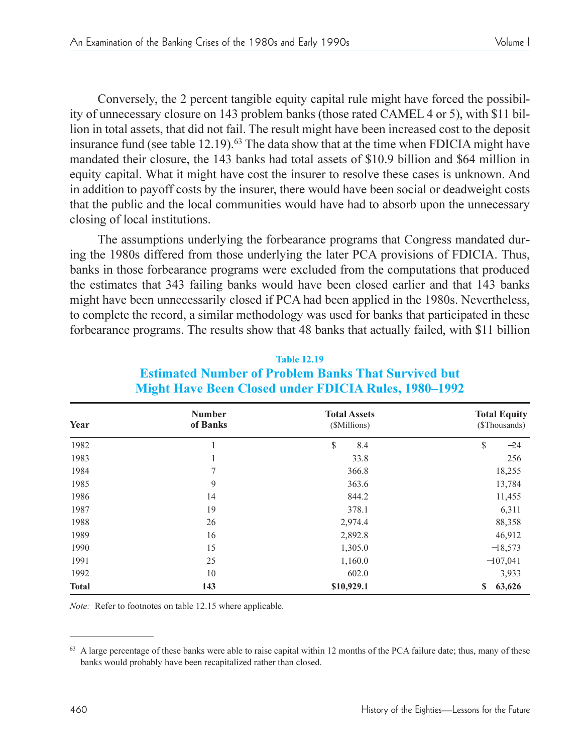Conversely, the 2 percent tangible equity capital rule might have forced the possibility of unnecessary closure on 143 problem banks (those rated CAMEL 4 or 5), with $11 billion in total assets, that did not fail. The result might have been increased cost to the deposit insurance fund (see table 12.19).[63] The data show that at the time when FDICIA might have mandated their closure, the 143 banks had total assets of $10.9 billion and $64 million in equity capital. What it might have cost the insurer to resolve these cases is unknown. And in addition to payoff costs by the insurer, there would have been social or deadweight costs that the public and the local communities would have had to absorb upon the unnecessary closing of local institutions.

The assumptions underlying the forbearance programs that Congress mandated during the 1980s differed from those underlying the later PCA provisions of FDICIA. Thus, banks in those forbearance programs were excluded from the computations that produced the estimates that 343 failing banks would have been closed earlier and that 143 banks might have been unnecessarily closed if PCA had been applied in the 1980s. Nevertheless, to complete the record, a similar methodology was used for banks that participated in these forbearance programs. The results show that 48 banks that actually failed, with $11 billion

**Table 12.19**

**Estimated Number of Problem Banks That Survived but Might Have Been Closed under FDICIA Rules, 1980–1992**

| Year | Number of Banks | Total Assets ($Millions) | Total Equity ($Thousands) |
|---|---|---|---|
| 1982 | 1 | $ 8.4 | $ −24 |
| 1983 | 1 | 33.8 | 256 |
| 1984 | 7 | 366.8 | 18,255 |
| 1985 | 9 | 363.6 | 13,784 |
| 1986 | 14 | 844.2 | 11,455 |
| 1987 | 19 | 378.1 | 6,311 |
| 1988 | 26 | 2,974.4 | 88,358 |
| 1989 | 16 | 2,892.8 | 46,912 |
| 1990 | 15 | 1,305.0 | −18,573 |
| 1991 | 25 | 1,160.0 | −107,041 |
| 1992 | 10 | 602.0 | 3,933 |
| **Total** | **143** | **$10,929.1** | **$ 63,626** |

*Note:* Refer to footnotes on table 12.15 where applicable.

[63] A large percentage of these banks were able to raise capital within 12 months of the PCA failure date; thus, many of these banks would probably have been recapitalized rather than closed.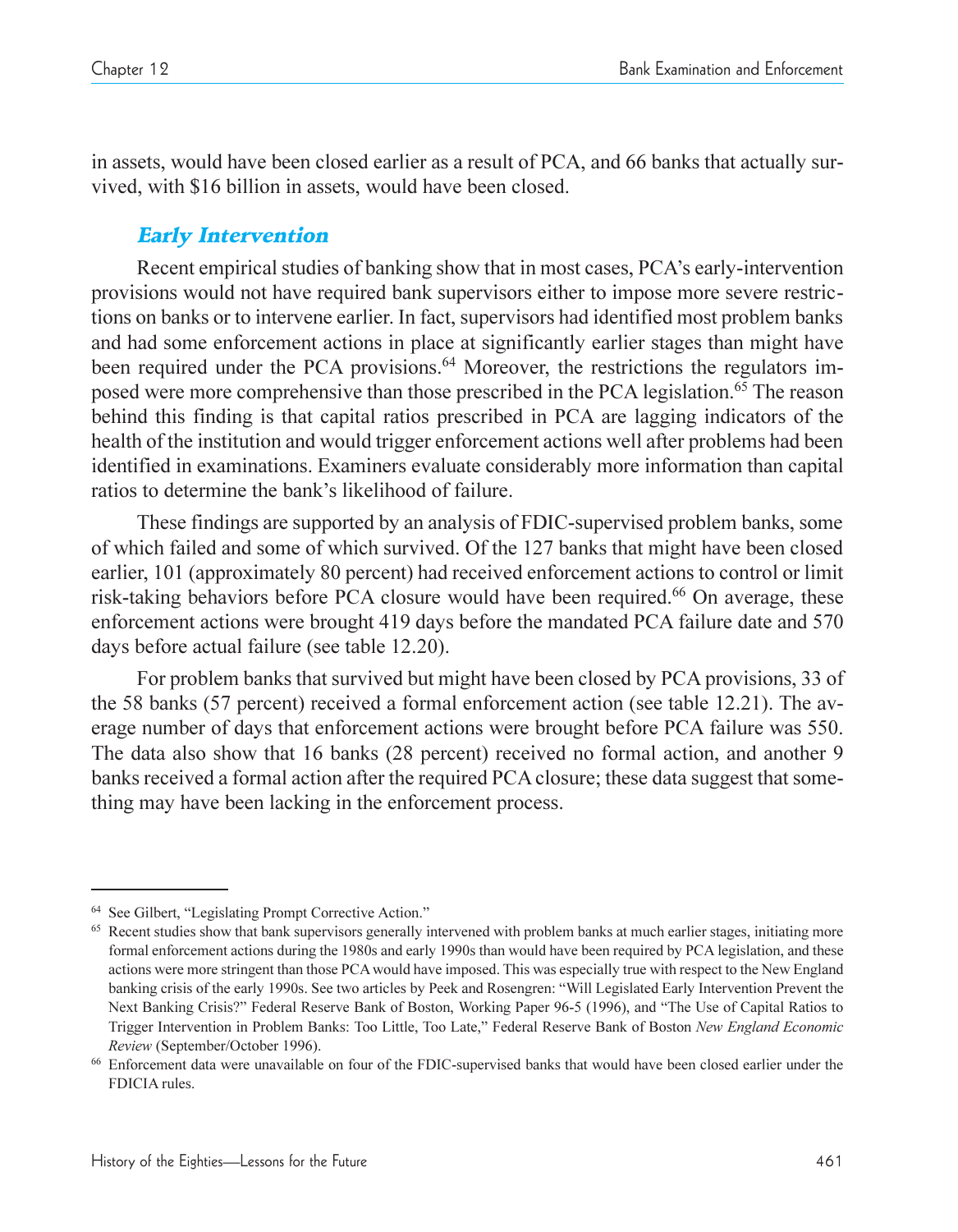in assets, would have been closed earlier as a result of PCA, and 66 banks that actually survived, with $16 billion in assets, would have been closed.

### *Early Intervention*

Recent empirical studies of banking show that in most cases, PCA's early-intervention provisions would not have required bank supervisors either to impose more severe restrictions on banks or to intervene earlier. In fact, supervisors had identified most problem banks and had some enforcement actions in place at significantly earlier stages than might have been required under the PCA provisions.[64] Moreover, the restrictions the regulators imposed were more comprehensive than those prescribed in the PCA legislation.[65] The reason behind this finding is that capital ratios prescribed in PCA are lagging indicators of the health of the institution and would trigger enforcement actions well after problems had been identified in examinations. Examiners evaluate considerably more information than capital ratios to determine the bank's likelihood of failure.

These findings are supported by an analysis of FDIC-supervised problem banks, some of which failed and some of which survived. Of the 127 banks that might have been closed earlier, 101 (approximately 80 percent) had received enforcement actions to control or limit risk-taking behaviors before PCA closure would have been required.[66] On average, these enforcement actions were brought 419 days before the mandated PCA failure date and 570 days before actual failure (see table 12.20).

For problem banks that survived but might have been closed by PCA provisions, 33 of the 58 banks (57 percent) received a formal enforcement action (see table 12.21). The average number of days that enforcement actions were brought before PCA failure was 550. The data also show that 16 banks (28 percent) received no formal action, and another 9 banks received a formal action after the required PCA closure; these data suggest that something may have been lacking in the enforcement process.

---

[64] See Gilbert, "Legislating Prompt Corrective Action."

[65] Recent studies show that bank supervisors generally intervened with problem banks at much earlier stages, initiating more formal enforcement actions during the 1980s and early 1990s than would have been required by PCA legislation, and these actions were more stringent than those PCA would have imposed. This was especially true with respect to the New England banking crisis of the early 1990s. See two articles by Peek and Rosengren: "Will Legislated Early Intervention Prevent the Next Banking Crisis?" Federal Reserve Bank of Boston, Working Paper 96-5 (1996), and "The Use of Capital Ratios to Trigger Intervention in Problem Banks: Too Little, Too Late," Federal Reserve Bank of Boston *New England Economic Review* (September/October 1996).

[66] Enforcement data were unavailable on four of the FDIC-supervised banks that would have been closed earlier under the FDICIA rules.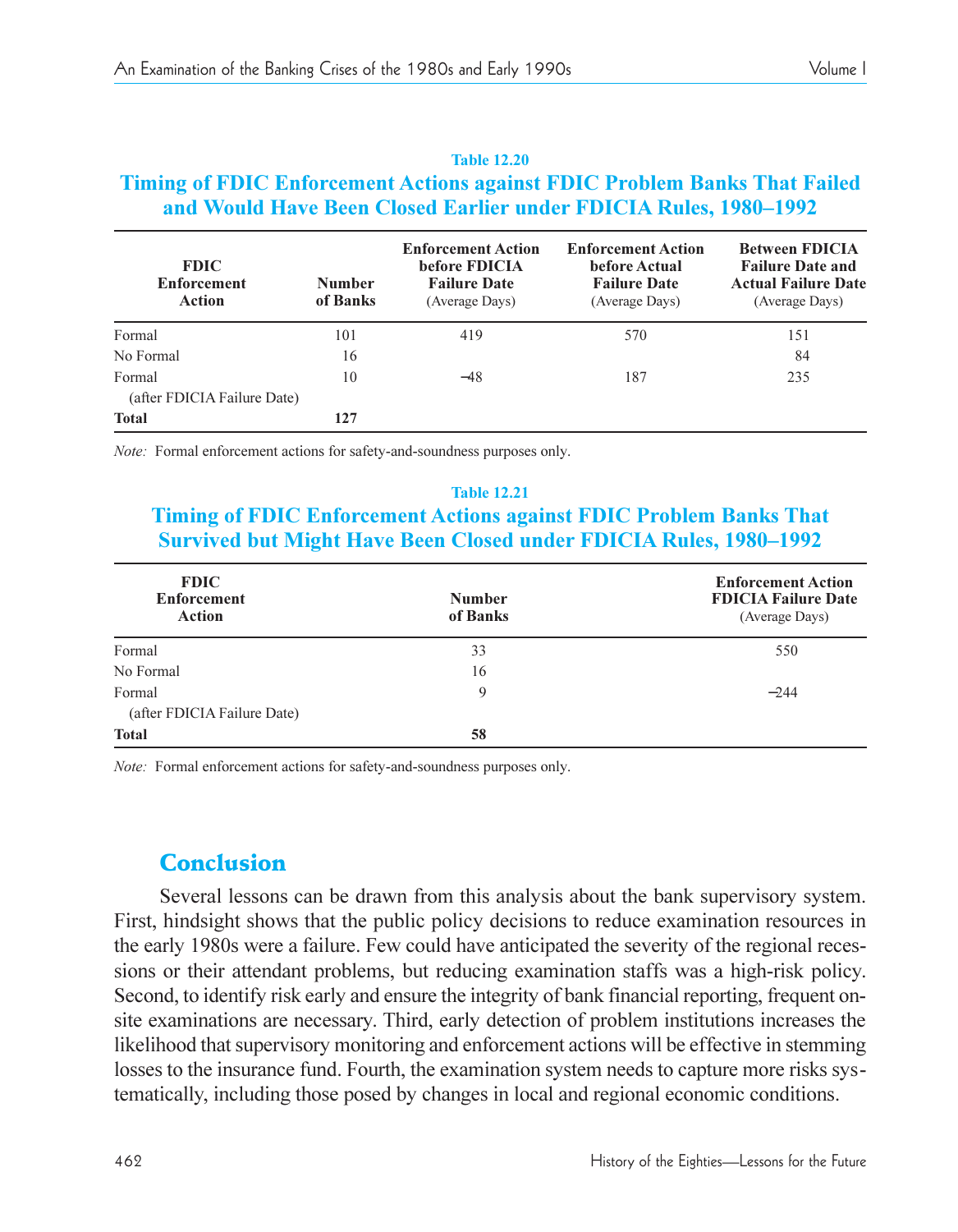**Table 12.20**

**Timing of FDIC Enforcement Actions against FDIC Problem Banks That Failed and Would Have Been Closed Earlier under FDICIA Rules, 1980–1992**

| FDIC Enforcement Action | Number of Banks | Enforcement Action before FDICIA Failure Date (Average Days) | Enforcement Action before Actual Failure Date (Average Days) | Between FDICIA Failure Date and Actual Failure Date (Average Days) |
|---|---|---|---|---|
| Formal | 101 | 419 | 570 | 151 |
| No Formal | 16 | | | 84 |
| Formal (after FDICIA Failure Date) | 10 | –48 | 187 | 235 |
| **Total** | **127** | | | |

*Note:* Formal enforcement actions for safety-and-soundness purposes only.

**Table 12.21**

**Timing of FDIC Enforcement Actions against FDIC Problem Banks That Survived but Might Have Been Closed under FDICIA Rules, 1980–1992**

| FDIC Enforcement Action | Number of Banks | Enforcement Action FDICIA Failure Date (Average Days) |
|---|---|---|
| Formal | 33 | 550 |
| No Formal | 16 | |
| Formal (after FDICIA Failure Date) | 9 | –244 |
| **Total** | **58** | |

*Note:* Formal enforcement actions for safety-and-soundness purposes only.

## Conclusion

Several lessons can be drawn from this analysis about the bank supervisory system. First, hindsight shows that the public policy decisions to reduce examination resources in the early 1980s were a failure. Few could have anticipated the severity of the regional recessions or their attendant problems, but reducing examination staffs was a high-risk policy. Second, to identify risk early and ensure the integrity of bank financial reporting, frequent on-site examinations are necessary. Third, early detection of problem institutions increases the likelihood that supervisory monitoring and enforcement actions will be effective in stemming losses to the insurance fund. Fourth, the examination system needs to capture more risks systematically, including those posed by changes in local and regional economic conditions.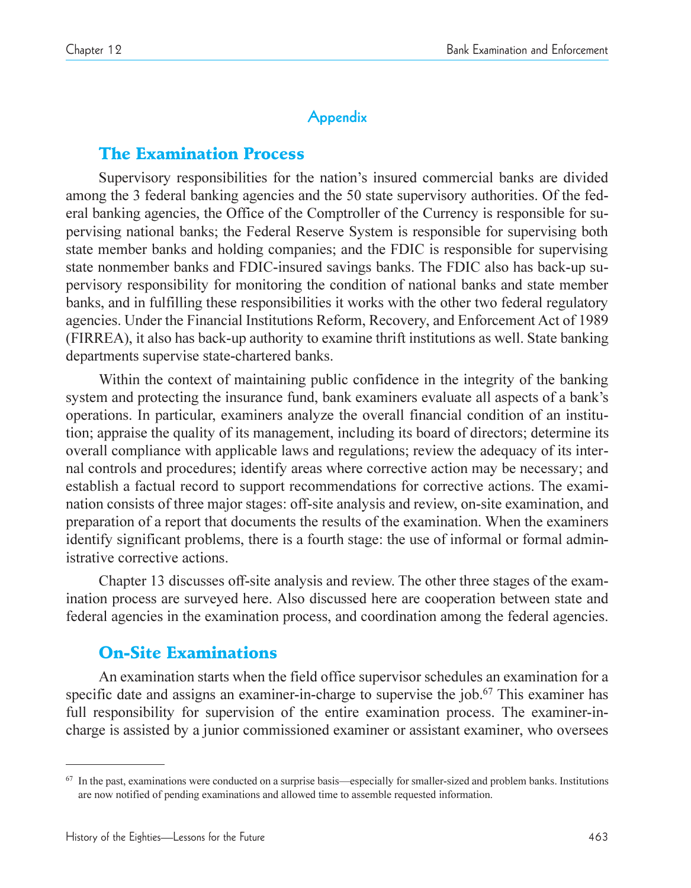## Appendix

# The Examination Process

Supervisory responsibilities for the nation's insured commercial banks are divided among the 3 federal banking agencies and the 50 state supervisory authorities. Of the federal banking agencies, the Office of the Comptroller of the Currency is responsible for supervising national banks; the Federal Reserve System is responsible for supervising both state member banks and holding companies; and the FDIC is responsible for supervising state nonmember banks and FDIC-insured savings banks. The FDIC also has back-up supervisory responsibility for monitoring the condition of national banks and state member banks, and in fulfilling these responsibilities it works with the other two federal regulatory agencies. Under the Financial Institutions Reform, Recovery, and Enforcement Act of 1989 (FIRREA), it also has back-up authority to examine thrift institutions as well. State banking departments supervise state-chartered banks.

Within the context of maintaining public confidence in the integrity of the banking system and protecting the insurance fund, bank examiners evaluate all aspects of a bank's operations. In particular, examiners analyze the overall financial condition of an institution; appraise the quality of its management, including its board of directors; determine its overall compliance with applicable laws and regulations; review the adequacy of its internal controls and procedures; identify areas where corrective action may be necessary; and establish a factual record to support recommendations for corrective actions. The examination consists of three major stages: off-site analysis and review, on-site examination, and preparation of a report that documents the results of the examination. When the examiners identify significant problems, there is a fourth stage: the use of informal or formal administrative corrective actions.

Chapter 13 discusses off-site analysis and review. The other three stages of the examination process are surveyed here. Also discussed here are cooperation between state and federal agencies in the examination process, and coordination among the federal agencies.

# On-Site Examinations

An examination starts when the field office supervisor schedules an examination for a specific date and assigns an examiner-in-charge to supervise the job.[67] This examiner has full responsibility for supervision of the entire examination process. The examiner-in-charge is assisted by a junior commissioned examiner or assistant examiner, who oversees

---

[67] In the past, examinations were conducted on a surprise basis—especially for smaller-sized and problem banks. Institutions are now notified of pending examinations and allowed time to assemble requested information.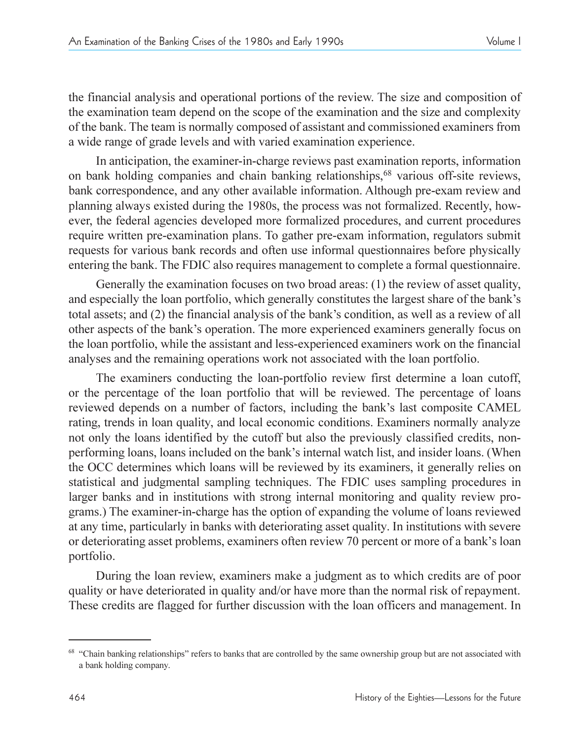the financial analysis and operational portions of the review. The size and composition of the examination team depend on the scope of the examination and the size and complexity of the bank. The team is normally composed of assistant and commissioned examiners from a wide range of grade levels and with varied examination experience.

In anticipation, the examiner-in-charge reviews past examination reports, information on bank holding companies and chain banking relationships,[68] various off-site reviews, bank correspondence, and any other available information. Although pre-exam review and planning always existed during the 1980s, the process was not formalized. Recently, however, the federal agencies developed more formalized procedures, and current procedures require written pre-examination plans. To gather pre-exam information, regulators submit requests for various bank records and often use informal questionnaires before physically entering the bank. The FDIC also requires management to complete a formal questionnaire.

Generally the examination focuses on two broad areas: (1) the review of asset quality, and especially the loan portfolio, which generally constitutes the largest share of the bank's total assets; and (2) the financial analysis of the bank's condition, as well as a review of all other aspects of the bank's operation. The more experienced examiners generally focus on the loan portfolio, while the assistant and less-experienced examiners work on the financial analyses and the remaining operations work not associated with the loan portfolio.

The examiners conducting the loan-portfolio review first determine a loan cutoff, or the percentage of the loan portfolio that will be reviewed. The percentage of loans reviewed depends on a number of factors, including the bank's last composite CAMEL rating, trends in loan quality, and local economic conditions. Examiners normally analyze not only the loans identified by the cutoff but also the previously classified credits, nonperforming loans, loans included on the bank's internal watch list, and insider loans. (When the OCC determines which loans will be reviewed by its examiners, it generally relies on statistical and judgmental sampling techniques. The FDIC uses sampling procedures in larger banks and in institutions with strong internal monitoring and quality review programs.) The examiner-in-charge has the option of expanding the volume of loans reviewed at any time, particularly in banks with deteriorating asset quality. In institutions with severe or deteriorating asset problems, examiners often review 70 percent or more of a bank's loan portfolio.

During the loan review, examiners make a judgment as to which credits are of poor quality or have deteriorated in quality and/or have more than the normal risk of repayment. These credits are flagged for further discussion with the loan officers and management. In

[68] "Chain banking relationships" refers to banks that are controlled by the same ownership group but are not associated with a bank holding company.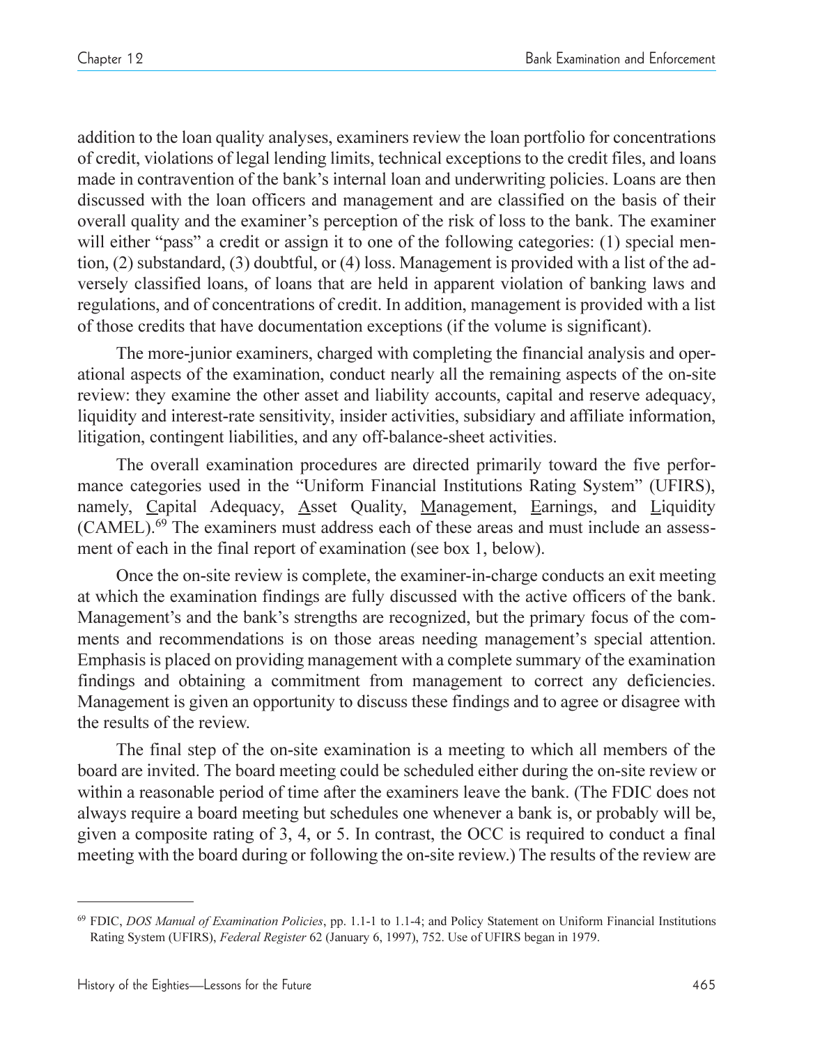addition to the loan quality analyses, examiners review the loan portfolio for concentrations of credit, violations of legal lending limits, technical exceptions to the credit files, and loans made in contravention of the bank's internal loan and underwriting policies. Loans are then discussed with the loan officers and management and are classified on the basis of their overall quality and the examiner's perception of the risk of loss to the bank. The examiner will either "pass" a credit or assign it to one of the following categories: (1) special mention, (2) substandard, (3) doubtful, or (4) loss. Management is provided with a list of the adversely classified loans, of loans that are held in apparent violation of banking laws and regulations, and of concentrations of credit. In addition, management is provided with a list of those credits that have documentation exceptions (if the volume is significant).

The more-junior examiners, charged with completing the financial analysis and operational aspects of the examination, conduct nearly all the remaining aspects of the on-site review: they examine the other asset and liability accounts, capital and reserve adequacy, liquidity and interest-rate sensitivity, insider activities, subsidiary and affiliate information, litigation, contingent liabilities, and any off-balance-sheet activities.

The overall examination procedures are directed primarily toward the five performance categories used in the "Uniform Financial Institutions Rating System" (UFIRS), namely, <u>C</u>apital Adequacy, <u>A</u>sset Quality, <u>M</u>anagement, <u>E</u>arnings, and <u>L</u>iquidity (CAMEL).[69] The examiners must address each of these areas and must include an assessment of each in the final report of examination (see box 1, below).

Once the on-site review is complete, the examiner-in-charge conducts an exit meeting at which the examination findings are fully discussed with the active officers of the bank. Management's and the bank's strengths are recognized, but the primary focus of the comments and recommendations is on those areas needing management's special attention. Emphasis is placed on providing management with a complete summary of the examination findings and obtaining a commitment from management to correct any deficiencies. Management is given an opportunity to discuss these findings and to agree or disagree with the results of the review.

The final step of the on-site examination is a meeting to which all members of the board are invited. The board meeting could be scheduled either during the on-site review or within a reasonable period of time after the examiners leave the bank. (The FDIC does not always require a board meeting but schedules one whenever a bank is, or probably will be, given a composite rating of 3, 4, or 5. In contrast, the OCC is required to conduct a final meeting with the board during or following the on-site review.) The results of the review are

---

[69] FDIC, *DOS Manual of Examination Policies*, pp. 1.1-1 to 1.1-4; and Policy Statement on Uniform Financial Institutions Rating System (UFIRS), *Federal Register* 62 (January 6, 1997), 752. Use of UFIRS began in 1979.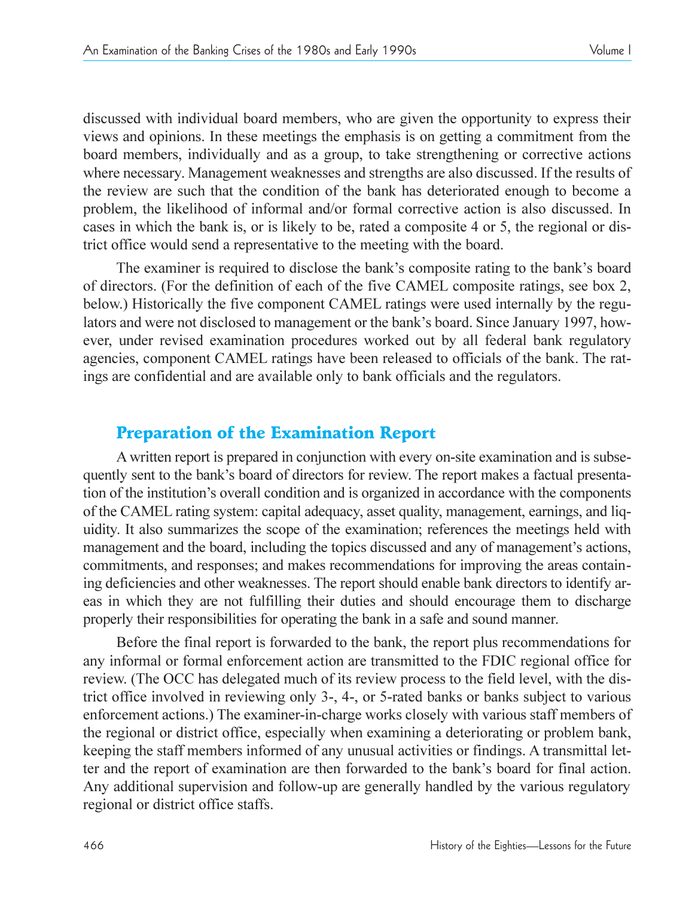discussed with individual board members, who are given the opportunity to express their views and opinions. In these meetings the emphasis is on getting a commitment from the board members, individually and as a group, to take strengthening or corrective actions where necessary. Management weaknesses and strengths are also discussed. If the results of the review are such that the condition of the bank has deteriorated enough to become a problem, the likelihood of informal and/or formal corrective action is also discussed. In cases in which the bank is, or is likely to be, rated a composite 4 or 5, the regional or district office would send a representative to the meeting with the board.

The examiner is required to disclose the bank's composite rating to the bank's board of directors. (For the definition of each of the five CAMEL composite ratings, see box 2, below.) Historically the five component CAMEL ratings were used internally by the regulators and were not disclosed to management or the bank's board. Since January 1997, however, under revised examination procedures worked out by all federal bank regulatory agencies, component CAMEL ratings have been released to officials of the bank. The ratings are confidential and are available only to bank officials and the regulators.

## Preparation of the Examination Report

A written report is prepared in conjunction with every on-site examination and is subsequently sent to the bank's board of directors for review. The report makes a factual presentation of the institution's overall condition and is organized in accordance with the components of the CAMEL rating system: capital adequacy, asset quality, management, earnings, and liquidity. It also summarizes the scope of the examination; references the meetings held with management and the board, including the topics discussed and any of management's actions, commitments, and responses; and makes recommendations for improving the areas containing deficiencies and other weaknesses. The report should enable bank directors to identify areas in which they are not fulfilling their duties and should encourage them to discharge properly their responsibilities for operating the bank in a safe and sound manner.

Before the final report is forwarded to the bank, the report plus recommendations for any informal or formal enforcement action are transmitted to the FDIC regional office for review. (The OCC has delegated much of its review process to the field level, with the district office involved in reviewing only 3-, 4-, or 5-rated banks or banks subject to various enforcement actions.) The examiner-in-charge works closely with various staff members of the regional or district office, especially when examining a deteriorating or problem bank, keeping the staff members informed of any unusual activities or findings. A transmittal letter and the report of examination are then forwarded to the bank's board for final action. Any additional supervision and follow-up are generally handled by the various regulatory regional or district office staffs.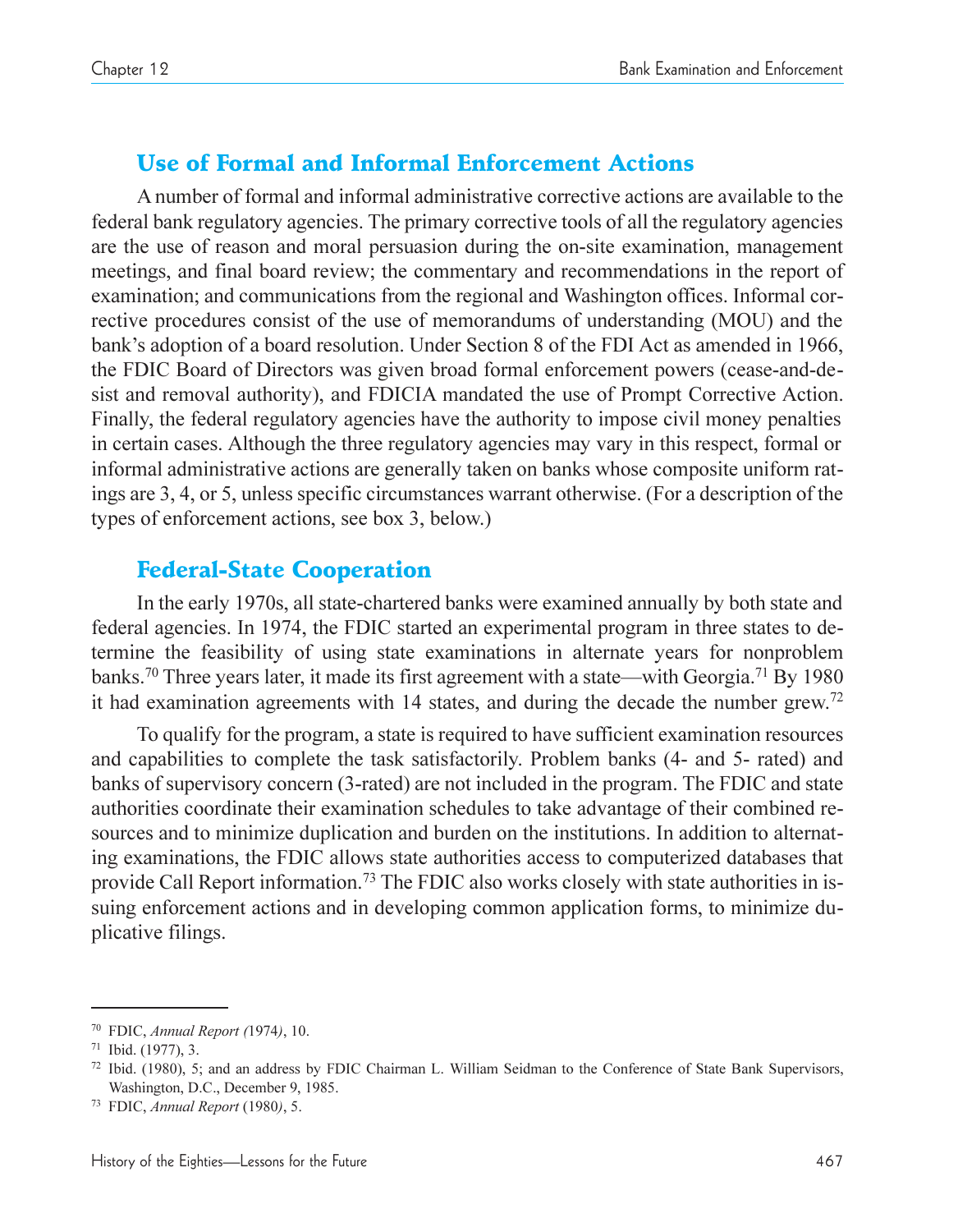## Use of Formal and Informal Enforcement Actions

A number of formal and informal administrative corrective actions are available to the federal bank regulatory agencies. The primary corrective tools of all the regulatory agencies are the use of reason and moral persuasion during the on-site examination, management meetings, and final board review; the commentary and recommendations in the report of examination; and communications from the regional and Washington offices. Informal corrective procedures consist of the use of memorandums of understanding (MOU) and the bank's adoption of a board resolution. Under Section 8 of the FDI Act as amended in 1966, the FDIC Board of Directors was given broad formal enforcement powers (cease-and-desist and removal authority), and FDICIA mandated the use of Prompt Corrective Action. Finally, the federal regulatory agencies have the authority to impose civil money penalties in certain cases. Although the three regulatory agencies may vary in this respect, formal or informal administrative actions are generally taken on banks whose composite uniform ratings are 3, 4, or 5, unless specific circumstances warrant otherwise. (For a description of the types of enforcement actions, see box 3, below.)

## Federal-State Cooperation

In the early 1970s, all state-chartered banks were examined annually by both state and federal agencies. In 1974, the FDIC started an experimental program in three states to determine the feasibility of using state examinations in alternate years for nonproblem banks.[70] Three years later, it made its first agreement with a state—with Georgia.[71] By 1980 it had examination agreements with 14 states, and during the decade the number grew.[72]

To qualify for the program, a state is required to have sufficient examination resources and capabilities to complete the task satisfactorily. Problem banks (4- and 5- rated) and banks of supervisory concern (3-rated) are not included in the program. The FDIC and state authorities coordinate their examination schedules to take advantage of their combined resources and to minimize duplication and burden on the institutions. In addition to alternating examinations, the FDIC allows state authorities access to computerized databases that provide Call Report information.[73] The FDIC also works closely with state authorities in issuing enforcement actions and in developing common application forms, to minimize duplicative filings.

---

[70] FDIC, *Annual Report (*1974*)*, 10.

[71] Ibid. (1977), 3.

[72] Ibid. (1980), 5; and an address by FDIC Chairman L. William Seidman to the Conference of State Bank Supervisors, Washington, D.C., December 9, 1985.

[73] FDIC, *Annual Report* (1980*)*, 5.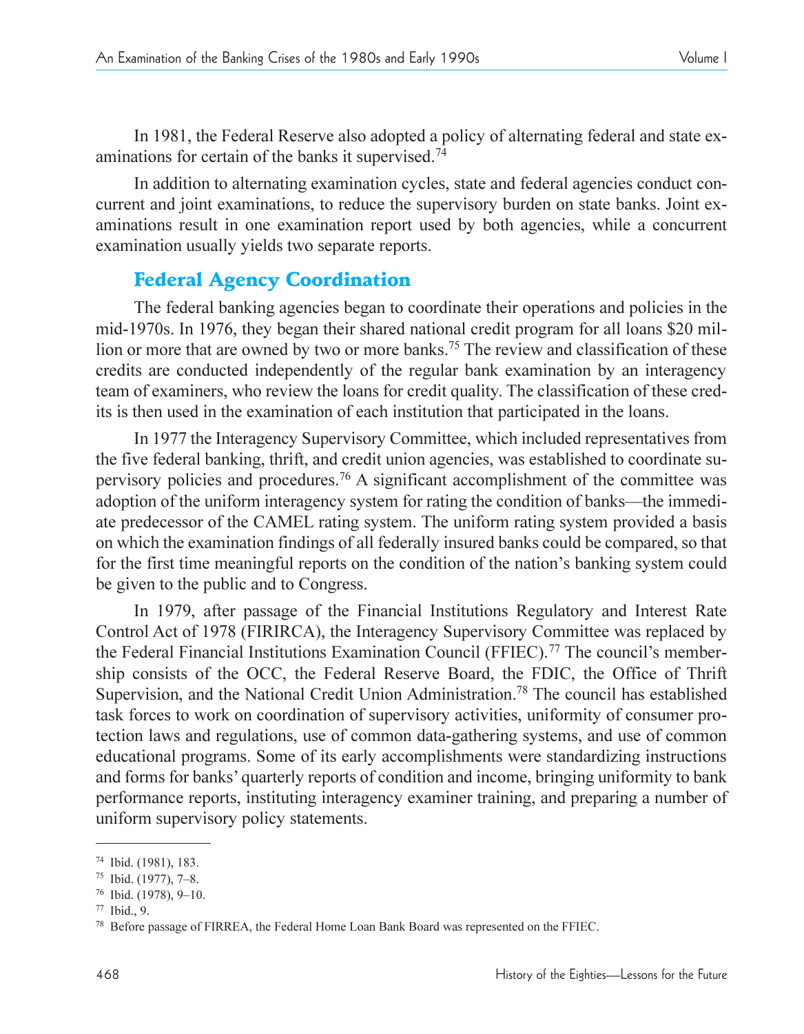In 1981, the Federal Reserve also adopted a policy of alternating federal and state examinations for certain of the banks it supervised.[74]

In addition to alternating examination cycles, state and federal agencies conduct concurrent and joint examinations, to reduce the supervisory burden on state banks. Joint examinations result in one examination report used by both agencies, while a concurrent examination usually yields two separate reports.

## Federal Agency Coordination

The federal banking agencies began to coordinate their operations and policies in the mid-1970s. In 1976, they began their shared national credit program for all loans $20 million or more that are owned by two or more banks.[75] The review and classification of these credits are conducted independently of the regular bank examination by an interagency team of examiners, who review the loans for credit quality. The classification of these credits is then used in the examination of each institution that participated in the loans.

In 1977 the Interagency Supervisory Committee, which included representatives from the five federal banking, thrift, and credit union agencies, was established to coordinate supervisory policies and procedures.[76] A significant accomplishment of the committee was adoption of the uniform interagency system for rating the condition of banks—the immediate predecessor of the CAMEL rating system. The uniform rating system provided a basis on which the examination findings of all federally insured banks could be compared, so that for the first time meaningful reports on the condition of the nation's banking system could be given to the public and to Congress.

In 1979, after passage of the Financial Institutions Regulatory and Interest Rate Control Act of 1978 (FIRIRCA), the Interagency Supervisory Committee was replaced by the Federal Financial Institutions Examination Council (FFIEC).[77] The council's membership consists of the OCC, the Federal Reserve Board, the FDIC, the Office of Thrift Supervision, and the National Credit Union Administration.[78] The council has established task forces to work on coordination of supervisory activities, uniformity of consumer protection laws and regulations, use of common data-gathering systems, and use of common educational programs. Some of its early accomplishments were standardizing instructions and forms for banks' quarterly reports of condition and income, bringing uniformity to bank performance reports, instituting interagency examiner training, and preparing a number of uniform supervisory policy statements.

---

[74] Ibid. (1981), 183.

[75] Ibid. (1977), 7–8.

[76] Ibid. (1978), 9–10.

[77] Ibid., 9.

[78] Before passage of FIRREA, the Federal Home Loan Bank Board was represented on the FFIEC.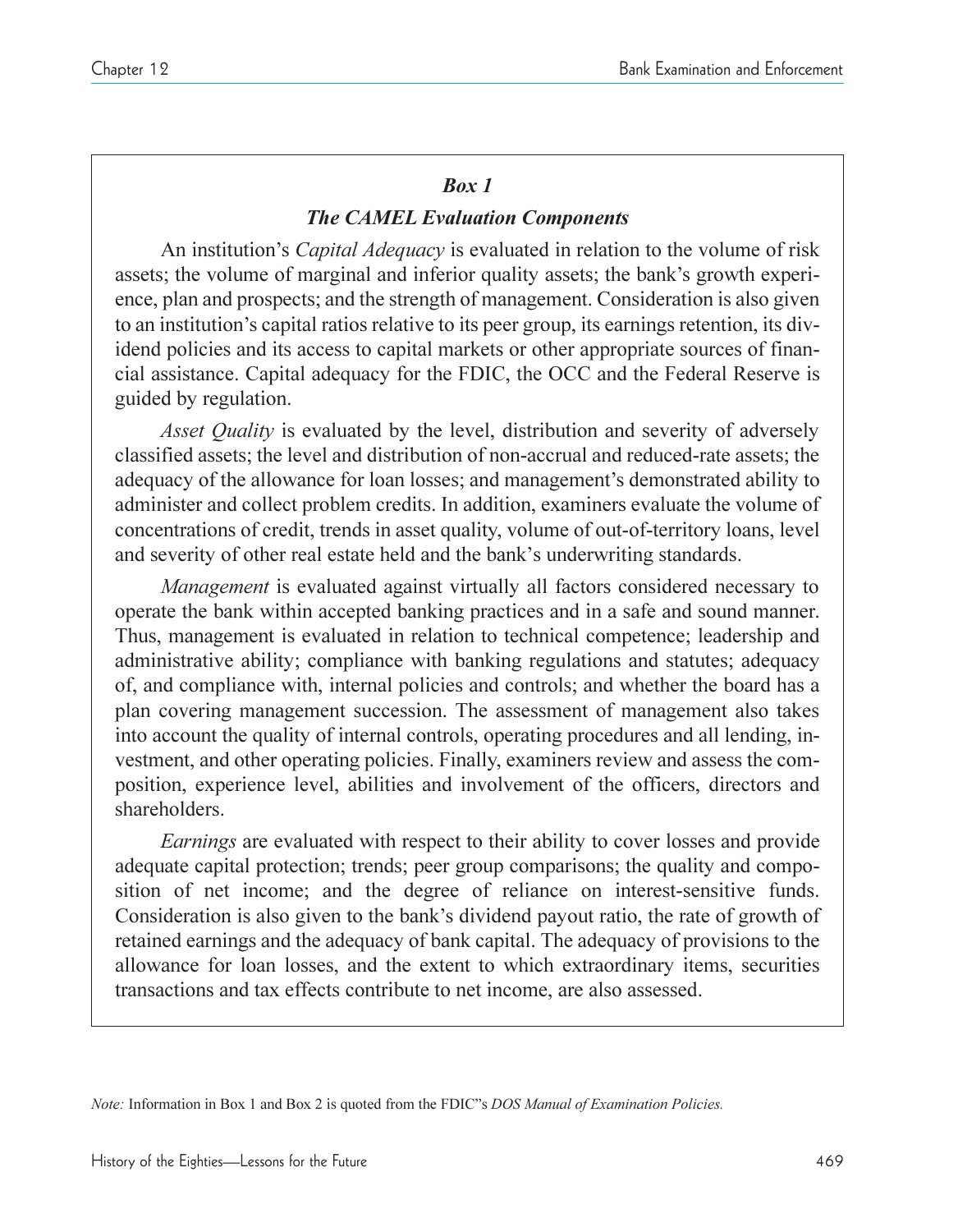### *Box 1*

### *The CAMEL Evaluation Components*

An institution's *Capital Adequacy* is evaluated in relation to the volume of risk assets; the volume of marginal and inferior quality assets; the bank's growth experience, plan and prospects; and the strength of management. Consideration is also given to an institution's capital ratios relative to its peer group, its earnings retention, its dividend policies and its access to capital markets or other appropriate sources of financial assistance. Capital adequacy for the FDIC, the OCC and the Federal Reserve is guided by regulation.

*Asset Quality* is evaluated by the level, distribution and severity of adversely classified assets; the level and distribution of non-accrual and reduced-rate assets; the adequacy of the allowance for loan losses; and management's demonstrated ability to administer and collect problem credits. In addition, examiners evaluate the volume of concentrations of credit, trends in asset quality, volume of out-of-territory loans, level and severity of other real estate held and the bank's underwriting standards.

*Management* is evaluated against virtually all factors considered necessary to operate the bank within accepted banking practices and in a safe and sound manner. Thus, management is evaluated in relation to technical competence; leadership and administrative ability; compliance with banking regulations and statutes; adequacy of, and compliance with, internal policies and controls; and whether the board has a plan covering management succession. The assessment of management also takes into account the quality of internal controls, operating procedures and all lending, investment, and other operating policies. Finally, examiners review and assess the composition, experience level, abilities and involvement of the officers, directors and shareholders.

*Earnings* are evaluated with respect to their ability to cover losses and provide adequate capital protection; trends; peer group comparisons; the quality and composition of net income; and the degree of reliance on interest-sensitive funds. Consideration is also given to the bank's dividend payout ratio, the rate of growth of retained earnings and the adequacy of bank capital. The adequacy of provisions to the allowance for loan losses, and the extent to which extraordinary items, securities transactions and tax effects contribute to net income, are also assessed.

*Note:* Information in Box 1 and Box 2 is quoted from the FDIC"s *DOS Manual of Examination Policies.*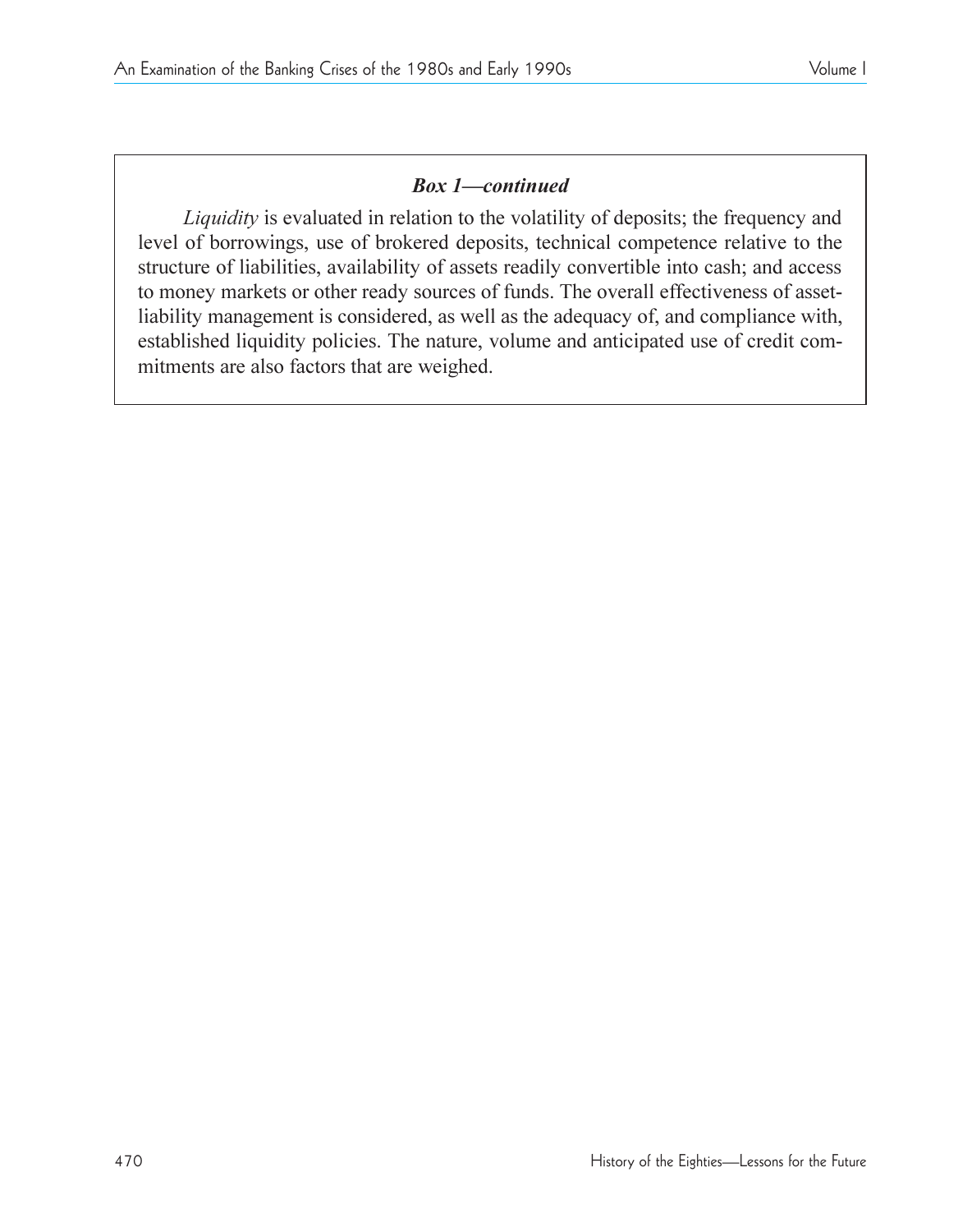### *Box 1—continued*

*Liquidity* is evaluated in relation to the volatility of deposits; the frequency and level of borrowings, use of brokered deposits, technical competence relative to the structure of liabilities, availability of assets readily convertible into cash; and access to money markets or other ready sources of funds. The overall effectiveness of asset-liability management is considered, as well as the adequacy of, and compliance with, established liquidity policies. The nature, volume and anticipated use of credit commitments are also factors that are weighed.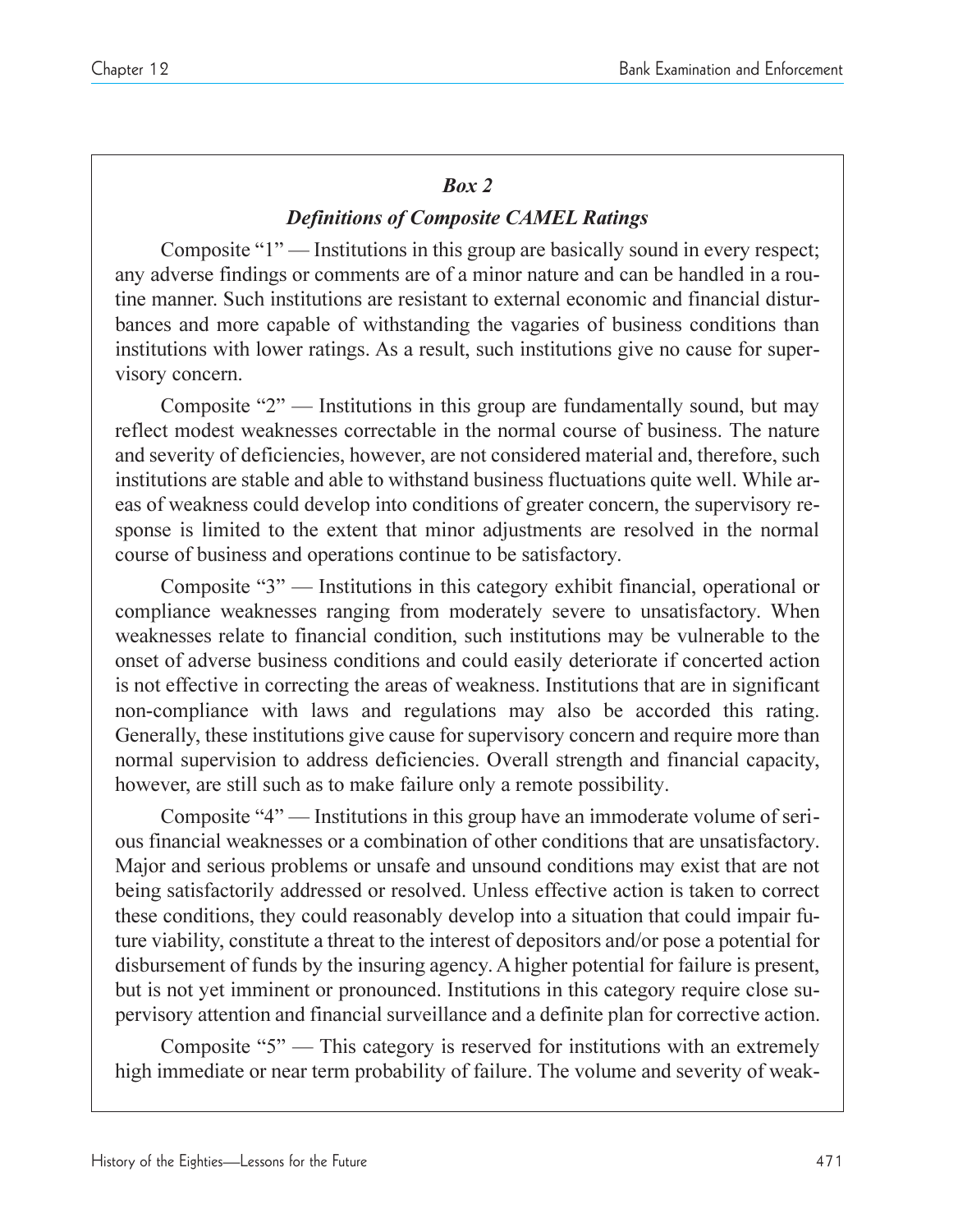### *Box 2*

### *Definitions of Composite CAMEL Ratings*

Composite "1" — Institutions in this group are basically sound in every respect; any adverse findings or comments are of a minor nature and can be handled in a routine manner. Such institutions are resistant to external economic and financial disturbances and more capable of withstanding the vagaries of business conditions than institutions with lower ratings. As a result, such institutions give no cause for supervisory concern.

Composite "2" — Institutions in this group are fundamentally sound, but may reflect modest weaknesses correctable in the normal course of business. The nature and severity of deficiencies, however, are not considered material and, therefore, such institutions are stable and able to withstand business fluctuations quite well. While areas of weakness could develop into conditions of greater concern, the supervisory response is limited to the extent that minor adjustments are resolved in the normal course of business and operations continue to be satisfactory.

Composite "3" — Institutions in this category exhibit financial, operational or compliance weaknesses ranging from moderately severe to unsatisfactory. When weaknesses relate to financial condition, such institutions may be vulnerable to the onset of adverse business conditions and could easily deteriorate if concerted action is not effective in correcting the areas of weakness. Institutions that are in significant non-compliance with laws and regulations may also be accorded this rating. Generally, these institutions give cause for supervisory concern and require more than normal supervision to address deficiencies. Overall strength and financial capacity, however, are still such as to make failure only a remote possibility.

Composite "4" — Institutions in this group have an immoderate volume of serious financial weaknesses or a combination of other conditions that are unsatisfactory. Major and serious problems or unsafe and unsound conditions may exist that are not being satisfactorily addressed or resolved. Unless effective action is taken to correct these conditions, they could reasonably develop into a situation that could impair future viability, constitute a threat to the interest of depositors and/or pose a potential for disbursement of funds by the insuring agency. A higher potential for failure is present, but is not yet imminent or pronounced. Institutions in this category require close supervisory attention and financial surveillance and a definite plan for corrective action.

Composite "5" — This category is reserved for institutions with an extremely high immediate or near term probability of failure. The volume and severity of weak-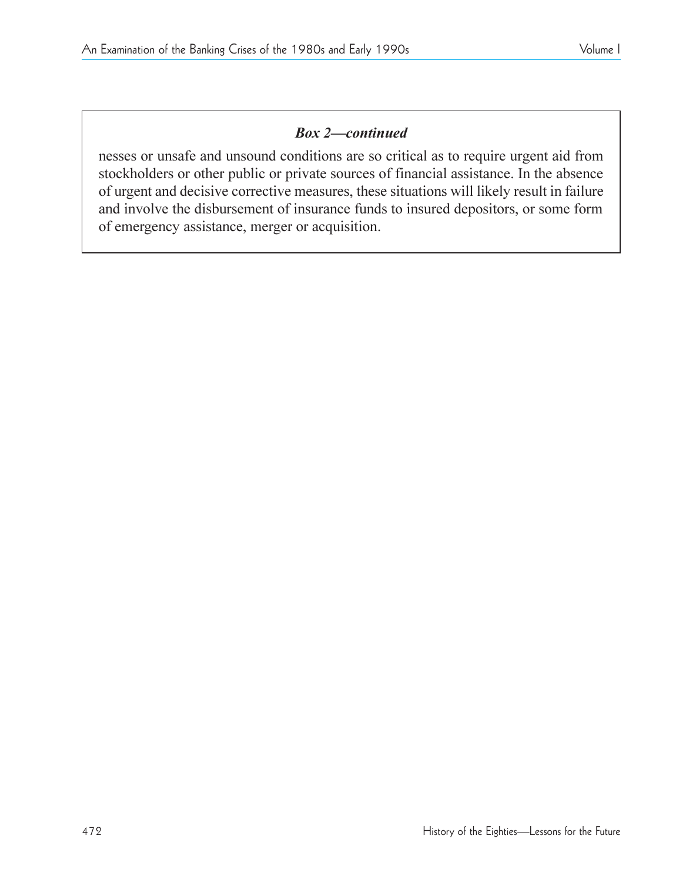***Box 2—continued***

nesses or unsafe and unsound conditions are so critical as to require urgent aid from stockholders or other public or private sources of financial assistance. In the absence of urgent and decisive corrective measures, these situations will likely result in failure and involve the disbursement of insurance funds to insured depositors, or some form of emergency assistance, merger or acquisition.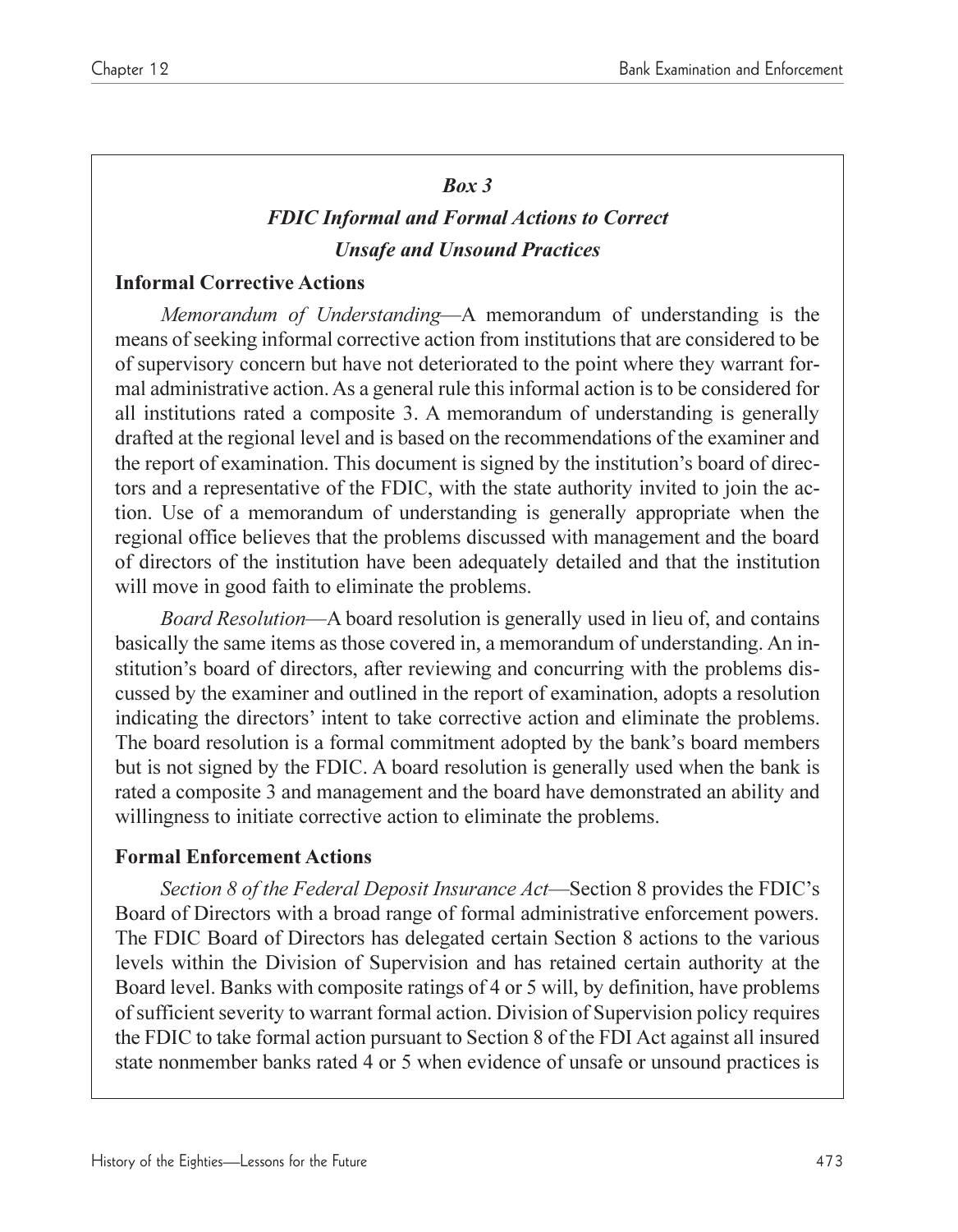### *Box 3*

### *FDIC Informal and Formal Actions to Correct Unsafe and Unsound Practices*

**Informal Corrective Actions**

*Memorandum of Understanding*—A memorandum of understanding is the means of seeking informal corrective action from institutions that are considered to be of supervisory concern but have not deteriorated to the point where they warrant formal administrative action. As a general rule this informal action is to be considered for all institutions rated a composite 3. A memorandum of understanding is generally drafted at the regional level and is based on the recommendations of the examiner and the report of examination. This document is signed by the institution's board of directors and a representative of the FDIC, with the state authority invited to join the action. Use of a memorandum of understanding is generally appropriate when the regional office believes that the problems discussed with management and the board of directors of the institution have been adequately detailed and that the institution will move in good faith to eliminate the problems.

*Board Resolution*—A board resolution is generally used in lieu of, and contains basically the same items as those covered in, a memorandum of understanding. An institution's board of directors, after reviewing and concurring with the problems discussed by the examiner and outlined in the report of examination, adopts a resolution indicating the directors' intent to take corrective action and eliminate the problems. The board resolution is a formal commitment adopted by the bank's board members but is not signed by the FDIC. A board resolution is generally used when the bank is rated a composite 3 and management and the board have demonstrated an ability and willingness to initiate corrective action to eliminate the problems.

**Formal Enforcement Actions**

*Section 8 of the Federal Deposit Insurance Act*—Section 8 provides the FDIC's Board of Directors with a broad range of formal administrative enforcement powers. The FDIC Board of Directors has delegated certain Section 8 actions to the various levels within the Division of Supervision and has retained certain authority at the Board level. Banks with composite ratings of 4 or 5 will, by definition, have problems of sufficient severity to warrant formal action. Division of Supervision policy requires the FDIC to take formal action pursuant to Section 8 of the FDI Act against all insured state nonmember banks rated 4 or 5 when evidence of unsafe or unsound practices is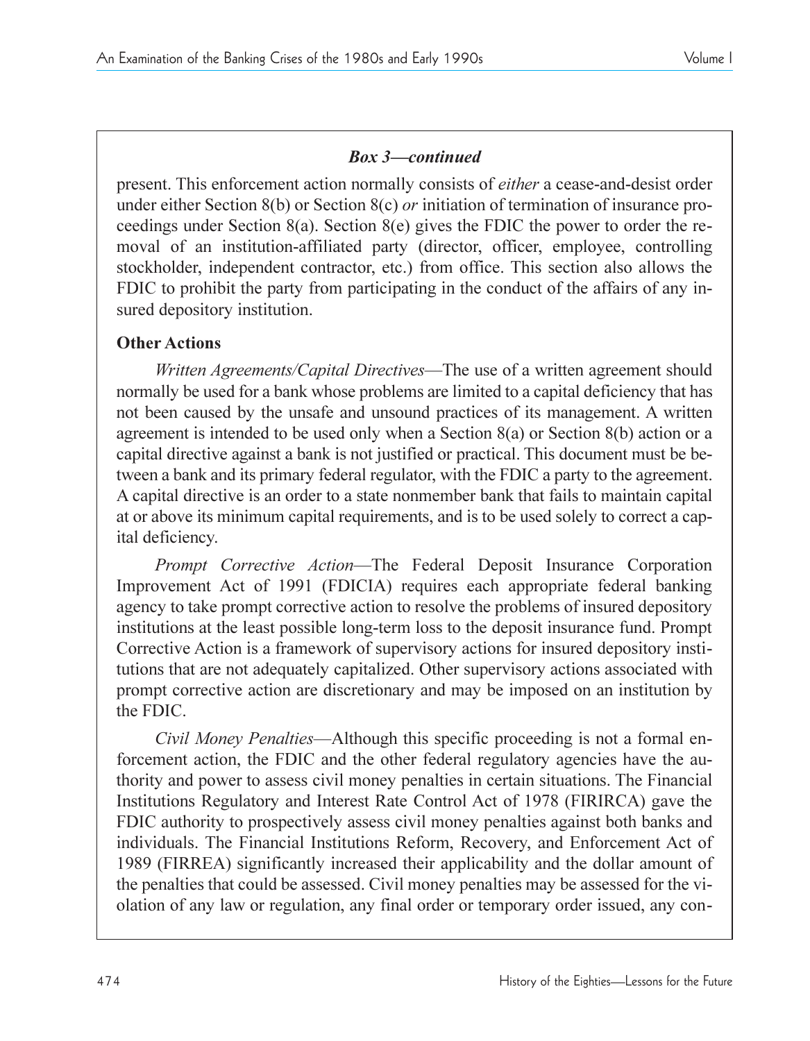### *Box 3—continued*

present. This enforcement action normally consists of *either* a cease-and-desist order under either Section 8(b) or Section 8(c) *or* initiation of termination of insurance proceedings under Section 8(a). Section 8(e) gives the FDIC the power to order the removal of an institution-affiliated party (director, officer, employee, controlling stockholder, independent contractor, etc.) from office. This section also allows the FDIC to prohibit the party from participating in the conduct of the affairs of any insured depository institution.

**Other Actions**

*Written Agreements/Capital Directives*—The use of a written agreement should normally be used for a bank whose problems are limited to a capital deficiency that has not been caused by the unsafe and unsound practices of its management. A written agreement is intended to be used only when a Section 8(a) or Section 8(b) action or a capital directive against a bank is not justified or practical. This document must be between a bank and its primary federal regulator, with the FDIC a party to the agreement. A capital directive is an order to a state nonmember bank that fails to maintain capital at or above its minimum capital requirements, and is to be used solely to correct a capital deficiency.

*Prompt Corrective Action*—The Federal Deposit Insurance Corporation Improvement Act of 1991 (FDICIA) requires each appropriate federal banking agency to take prompt corrective action to resolve the problems of insured depository institutions at the least possible long-term loss to the deposit insurance fund. Prompt Corrective Action is a framework of supervisory actions for insured depository institutions that are not adequately capitalized. Other supervisory actions associated with prompt corrective action are discretionary and may be imposed on an institution by the FDIC.

*Civil Money Penalties*—Although this specific proceeding is not a formal enforcement action, the FDIC and the other federal regulatory agencies have the authority and power to assess civil money penalties in certain situations. The Financial Institutions Regulatory and Interest Rate Control Act of 1978 (FIRIRCA) gave the FDIC authority to prospectively assess civil money penalties against both banks and individuals. The Financial Institutions Reform, Recovery, and Enforcement Act of 1989 (FIRREA) significantly increased their applicability and the dollar amount of the penalties that could be assessed. Civil money penalties may be assessed for the violation of any law or regulation, any final order or temporary order issued, any con-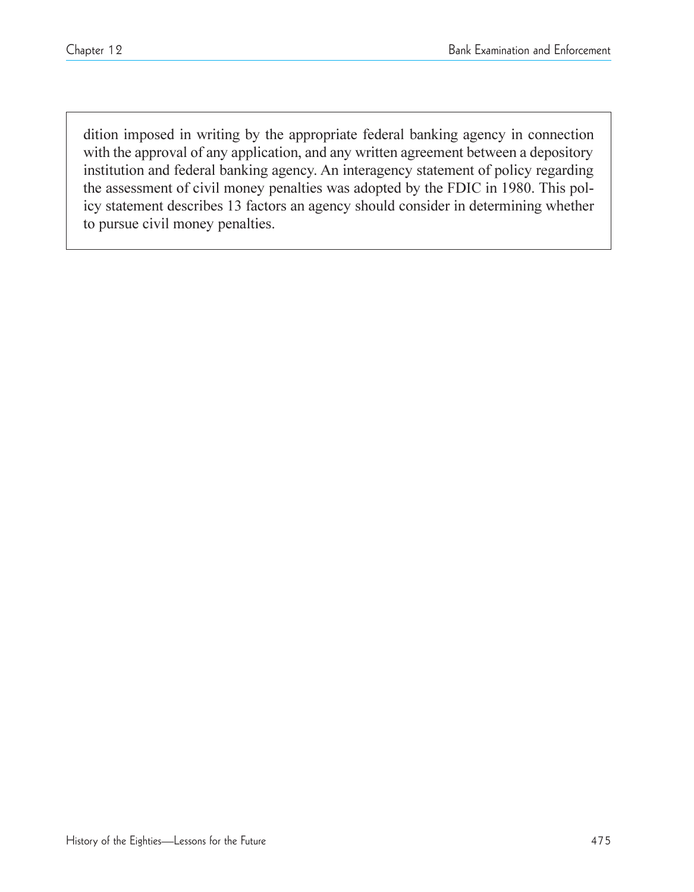dition imposed in writing by the appropriate federal banking agency in connection with the approval of any application, and any written agreement between a depository institution and federal banking agency. An interagency statement of policy regarding the assessment of civil money penalties was adopted by the FDIC in 1980. This policy statement describes 13 factors an agency should consider in determining whether to pursue civil money penalties.